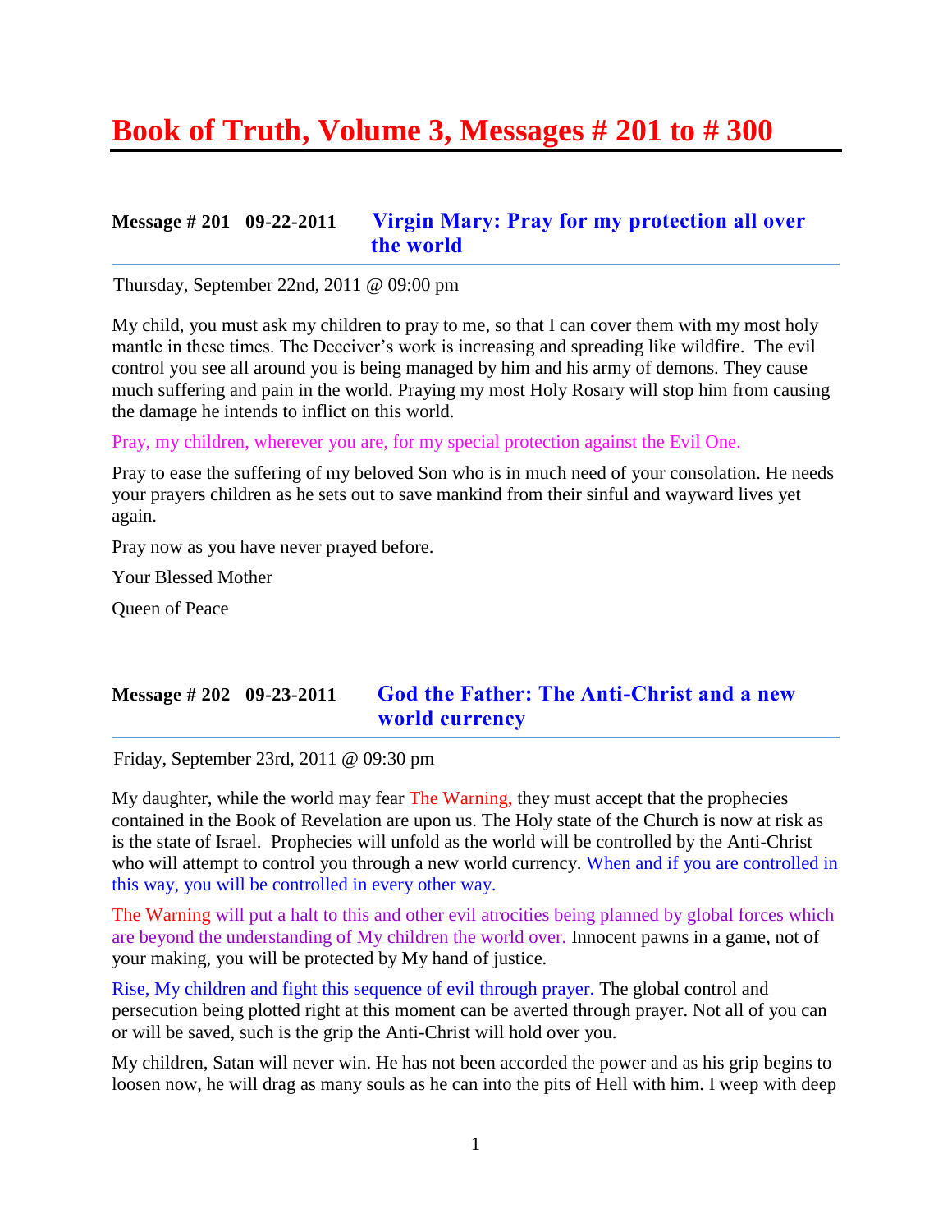# Book of Truth, Volume 3, Messages # 201 to # 300

## Message # 201 09-22-2011 Virgin Mary: Pray for my protection all over the world

Thursday, September 22nd, 2011 @ 09:00 pm

My child, you must ask my children to pray to me, so that I can cover them with my most holy mantle in these times. The Deceiver's work is increasing and spreading like wildfire. The evil control you see all around you is being managed by him and his army of demons. They cause much suffering and pain in the world. Praying my most Holy Rosary will stop him from causing the damage he intends to inflict on this world.

Pray, my children, wherever you are, for my special protection against the Evil One.

Pray to ease the suffering of my beloved Son who is in much need of your consolation. He needs your prayers children as he sets out to save mankind from their sinful and wayward lives yet again.

Pray now as you have never prayed before.

Your Blessed Mother

Queen of Peace

## Message # 202 09-23-2011 God the Father: The Anti-Christ and a new world currency

Friday, September 23rd, 2011 @ 09:30 pm

My daughter, while the world may fear The Warning, they must accept that the prophecies contained in the Book of Revelation are upon us. The Holy state of the Church is now at risk as is the state of Israel. Prophecies will unfold as the world will be controlled by the Anti-Christ who will attempt to control you through a new world currency. When and if you are controlled in this way, you will be controlled in every other way.

The Warning will put a halt to this and other evil atrocities being planned by global forces which are beyond the understanding of My children the world over. Innocent pawns in a game, not of your making, you will be protected by My hand of justice.

Rise, My children and fight this sequence of evil through prayer. The global control and persecution being plotted right at this moment can be averted through prayer. Not all of you can or will be saved, such is the grip the Anti-Christ will hold over you.

My children, Satan will never win. He has not been accorded the power and as his grip begins to loosen now, he will drag as many souls as he can into the pits of Hell with him. I weep with deep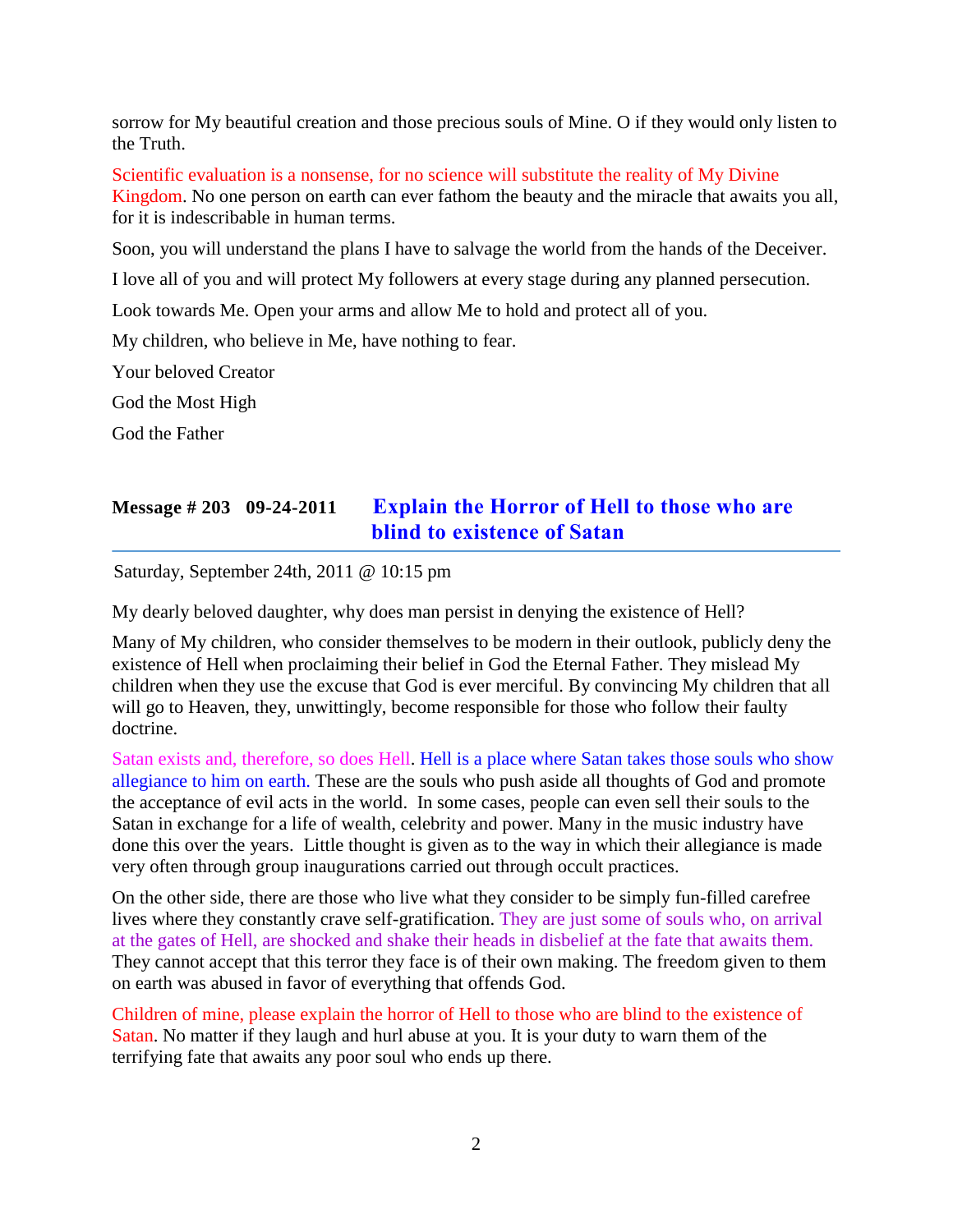sorrow for My beautiful creation and those precious souls of Mine. O if they would only listen to the Truth.

Scientific evaluation is a nonsense, for no science will substitute the reality of My Divine Kingdom. No one person on earth can ever fathom the beauty and the miracle that awaits you all, for it is indescribable in human terms.

Soon, you will understand the plans I have to salvage the world from the hands of the Deceiver.

I love all of you and will protect My followers at every stage during any planned persecution.

Look towards Me. Open your arms and allow Me to hold and protect all of you.

My children, who believe in Me, have nothing to fear.

Your beloved Creator

God the Most High

God the Father

## Message # 203 09-24-2011 Explain the Horror of Hell to those who are blind to existence of Satan

Saturday, September 24th, 2011 @ 10:15 pm

My dearly beloved daughter, why does man persist in denying the existence of Hell?

Many of My children, who consider themselves to be modern in their outlook, publicly deny the existence of Hell when proclaiming their belief in God the Eternal Father. They mislead My children when they use the excuse that God is ever merciful. By convincing My children that all will go to Heaven, they, unwittingly, become responsible for those who follow their faulty doctrine.

Satan exists and, therefore, so does Hell. Hell is a place where Satan takes those souls who show allegiance to him on earth. These are the souls who push aside all thoughts of God and promote the acceptance of evil acts in the world. In some cases, people can even sell their souls to the Satan in exchange for a life of wealth, celebrity and power. Many in the music industry have done this over the years. Little thought is given as to the way in which their allegiance is made very often through group inaugurations carried out through occult practices.

On the other side, there are those who live what they consider to be simply fun-filled carefree lives where they constantly crave self-gratification. They are just some of souls who, on arrival at the gates of Hell, are shocked and shake their heads in disbelief at the fate that awaits them. They cannot accept that this terror they face is of their own making. The freedom given to them on earth was abused in favor of everything that offends God.

Children of mine, please explain the horror of Hell to those who are blind to the existence of Satan. No matter if they laugh and hurl abuse at you. It is your duty to warn them of the terrifying fate that awaits any poor soul who ends up there.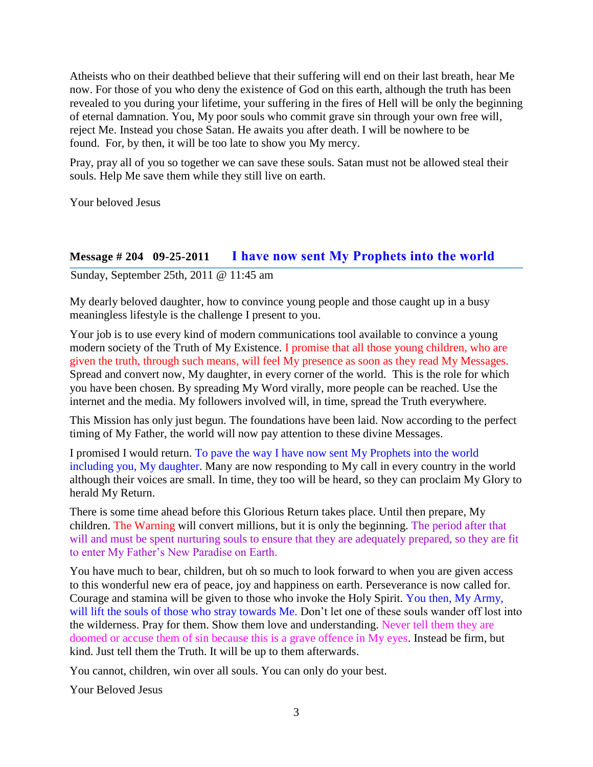Atheists who on their deathbed believe that their suffering will end on their last breath, hear Me now. For those of you who deny the existence of God on this earth, although the truth has been revealed to you during your lifetime, your suffering in the fires of Hell will be only the beginning of eternal damnation. You, My poor souls who commit grave sin through your own free will, reject Me. Instead you chose Satan. He awaits you after death. I will be nowhere to be found. For, by then, it will be too late to show you My mercy.

Pray, pray all of you so together we can save these souls. Satan must not be allowed steal their souls. Help Me save them while they still live on earth.

Your beloved Jesus

## Message # 204 09-25-2011 I have now sent My Prophets into the world

Sunday, September 25th, 2011 @ 11:45 am

My dearly beloved daughter, how to convince young people and those caught up in a busy meaningless lifestyle is the challenge I present to you.

Your job is to use every kind of modern communications tool available to convince a young modern society of the Truth of My Existence. I promise that all those young children, who are given the truth, through such means, will feel My presence as soon as they read My Messages. Spread and convert now, My daughter, in every corner of the world. This is the role for which you have been chosen. By spreading My Word virally, more people can be reached. Use the internet and the media. My followers involved will, in time, spread the Truth everywhere.

This Mission has only just begun. The foundations have been laid. Now according to the perfect timing of My Father, the world will now pay attention to these divine Messages.

I promised I would return. To pave the way I have now sent My Prophets into the world including you, My daughter. Many are now responding to My call in every country in the world although their voices are small. In time, they too will be heard, so they can proclaim My Glory to herald My Return.

There is some time ahead before this Glorious Return takes place. Until then prepare, My children. The Warning will convert millions, but it is only the beginning. The period after that will and must be spent nurturing souls to ensure that they are adequately prepared, so they are fit to enter My Father's New Paradise on Earth.

You have much to bear, children, but oh so much to look forward to when you are given access to this wonderful new era of peace, joy and happiness on earth. Perseverance is now called for. Courage and stamina will be given to those who invoke the Holy Spirit. You then, My Army, will lift the souls of those who stray towards Me. Don't let one of these souls wander off lost into the wilderness. Pray for them. Show them love and understanding. Never tell them they are doomed or accuse them of sin because this is a grave offence in My eyes. Instead be firm, but kind. Just tell them the Truth. It will be up to them afterwards.

You cannot, children, win over all souls. You can only do your best.

Your Beloved Jesus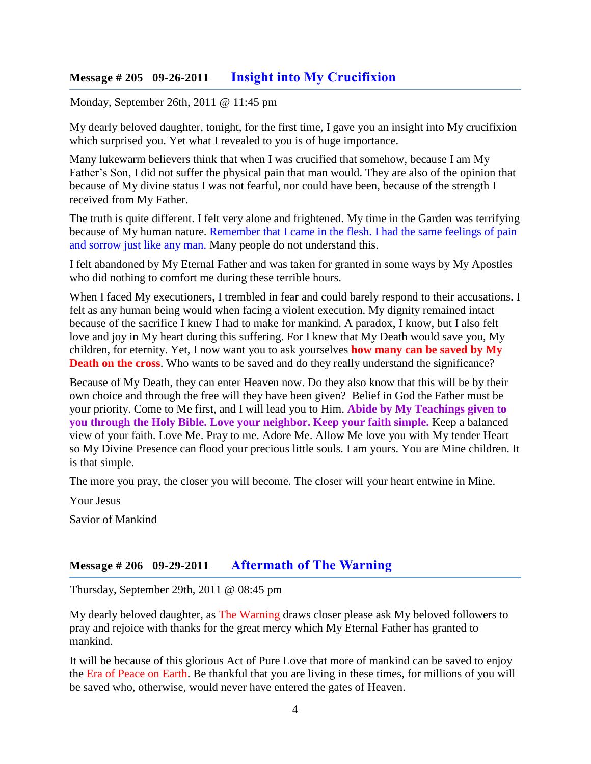## Message # 205   09-26-2011   Insight into My Crucifixion

Monday, September 26th, 2011 @ 11:45 pm

My dearly beloved daughter, tonight, for the first time, I gave you an insight into My crucifixion which surprised you. Yet what I revealed to you is of huge importance.

Many lukewarm believers think that when I was crucified that somehow, because I am My Father's Son, I did not suffer the physical pain that man would. They are also of the opinion that because of My divine status I was not fearful, nor could have been, because of the strength I received from My Father.

The truth is quite different. I felt very alone and frightened. My time in the Garden was terrifying because of My human nature. Remember that I came in the flesh. I had the same feelings of pain and sorrow just like any man. Many people do not understand this.

I felt abandoned by My Eternal Father and was taken for granted in some ways by My Apostles who did nothing to comfort me during these terrible hours.

When I faced My executioners, I trembled in fear and could barely respond to their accusations. I felt as any human being would when facing a violent execution. My dignity remained intact because of the sacrifice I knew I had to make for mankind. A paradox, I know, but I also felt love and joy in My heart during this suffering. For I knew that My Death would save you, My children, for eternity. Yet, I now want you to ask yourselves **how many can be saved by My Death on the cross**. Who wants to be saved and do they really understand the significance?

Because of My Death, they can enter Heaven now. Do they also know that this will be by their own choice and through the free will they have been given? Belief in God the Father must be your priority. Come to Me first, and I will lead you to Him. **Abide by My Teachings given to you through the Holy Bible. Love your neighbor. Keep your faith simple.** Keep a balanced view of your faith. Love Me. Pray to me. Adore Me. Allow Me love you with My tender Heart so My Divine Presence can flood your precious little souls. I am yours. You are Mine children. It is that simple.

The more you pray, the closer you will become. The closer will your heart entwine in Mine.

Your Jesus

Savior of Mankind

## Message # 206   09-29-2011   Aftermath of The Warning

Thursday, September 29th, 2011 @ 08:45 pm

My dearly beloved daughter, as The Warning draws closer please ask My beloved followers to pray and rejoice with thanks for the great mercy which My Eternal Father has granted to mankind.

It will be because of this glorious Act of Pure Love that more of mankind can be saved to enjoy the Era of Peace on Earth. Be thankful that you are living in these times, for millions of you will be saved who, otherwise, would never have entered the gates of Heaven.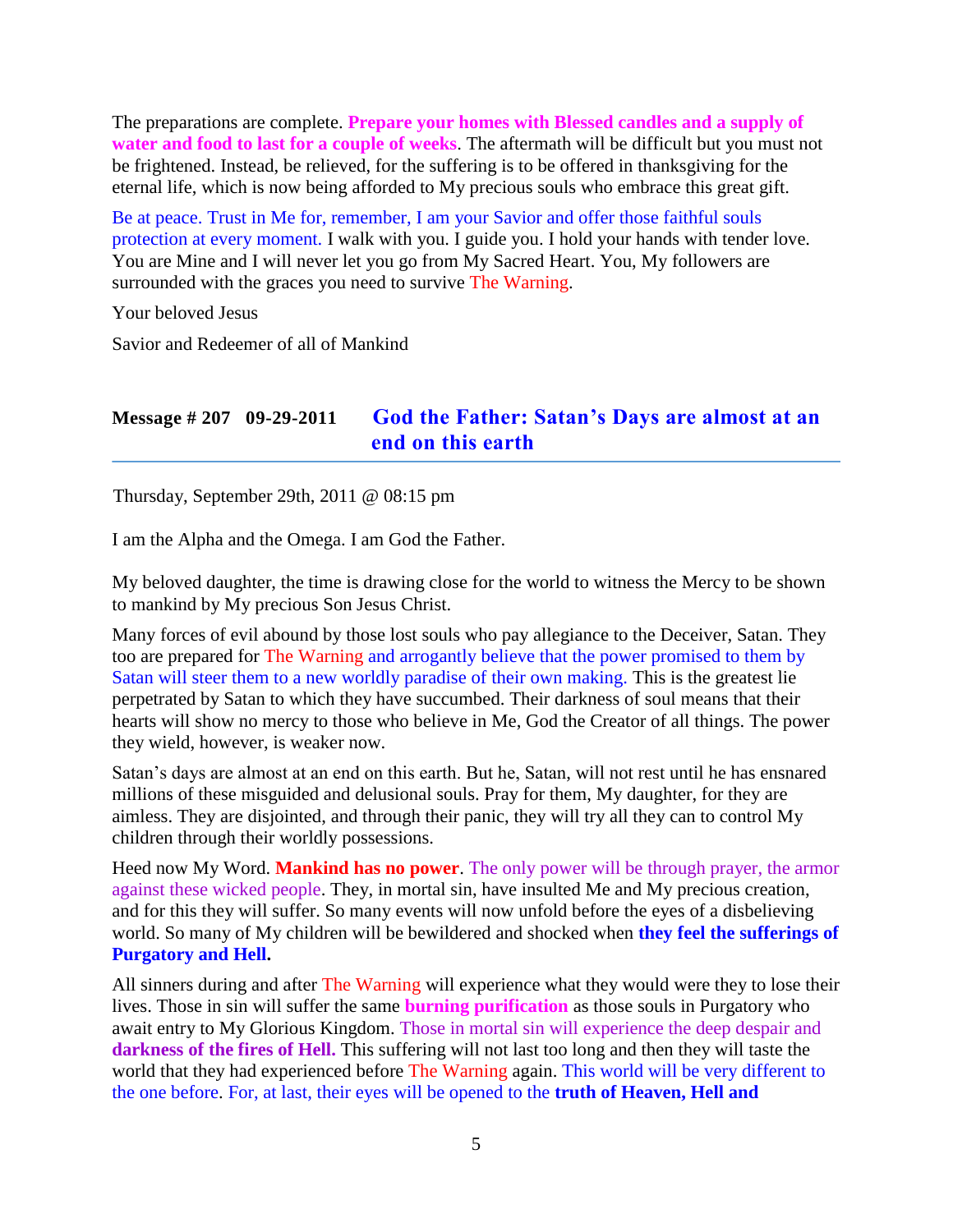The preparations are complete. **Prepare your homes with Blessed candles and a supply of water and food to last for a couple of weeks.** The aftermath will be difficult but you must not be frightened. Instead, be relieved, for the suffering is to be offered in thanksgiving for the eternal life, which is now being afforded to My precious souls who embrace this great gift.

Be at peace. Trust in Me for, remember, I am your Savior and offer those faithful souls protection at every moment. I walk with you. I guide you. I hold your hands with tender love. You are Mine and I will never let you go from My Sacred Heart. You, My followers are surrounded with the graces you need to survive The Warning.

Your beloved Jesus

Savior and Redeemer of all of Mankind

## Message # 207 09-29-2011 God the Father: Satan's Days are almost at an end on this earth

Thursday, September 29th, 2011 @ 08:15 pm

I am the Alpha and the Omega. I am God the Father.

My beloved daughter, the time is drawing close for the world to witness the Mercy to be shown to mankind by My precious Son Jesus Christ.

Many forces of evil abound by those lost souls who pay allegiance to the Deceiver, Satan. They too are prepared for The Warning and arrogantly believe that the power promised to them by Satan will steer them to a new worldly paradise of their own making. This is the greatest lie perpetrated by Satan to which they have succumbed. Their darkness of soul means that their hearts will show no mercy to those who believe in Me, God the Creator of all things. The power they wield, however, is weaker now.

Satan's days are almost at an end on this earth. But he, Satan, will not rest until he has ensnared millions of these misguided and delusional souls. Pray for them, My daughter, for they are aimless. They are disjointed, and through their panic, they will try all they can to control My children through their worldly possessions.

Heed now My Word. **Mankind has no power**. The only power will be through prayer, the armor against these wicked people. They, in mortal sin, have insulted Me and My precious creation, and for this they will suffer. So many events will now unfold before the eyes of a disbelieving world. So many of My children will be bewildered and shocked when **they feel the sufferings of Purgatory and Hell.**

All sinners during and after The Warning will experience what they would were they to lose their lives. Those in sin will suffer the same **burning purification** as those souls in Purgatory who await entry to My Glorious Kingdom. Those in mortal sin will experience the deep despair and **darkness of the fires of Hell.** This suffering will not last too long and then they will taste the world that they had experienced before The Warning again. This world will be very different to the one before. For, at last, their eyes will be opened to the **truth of Heaven, Hell and**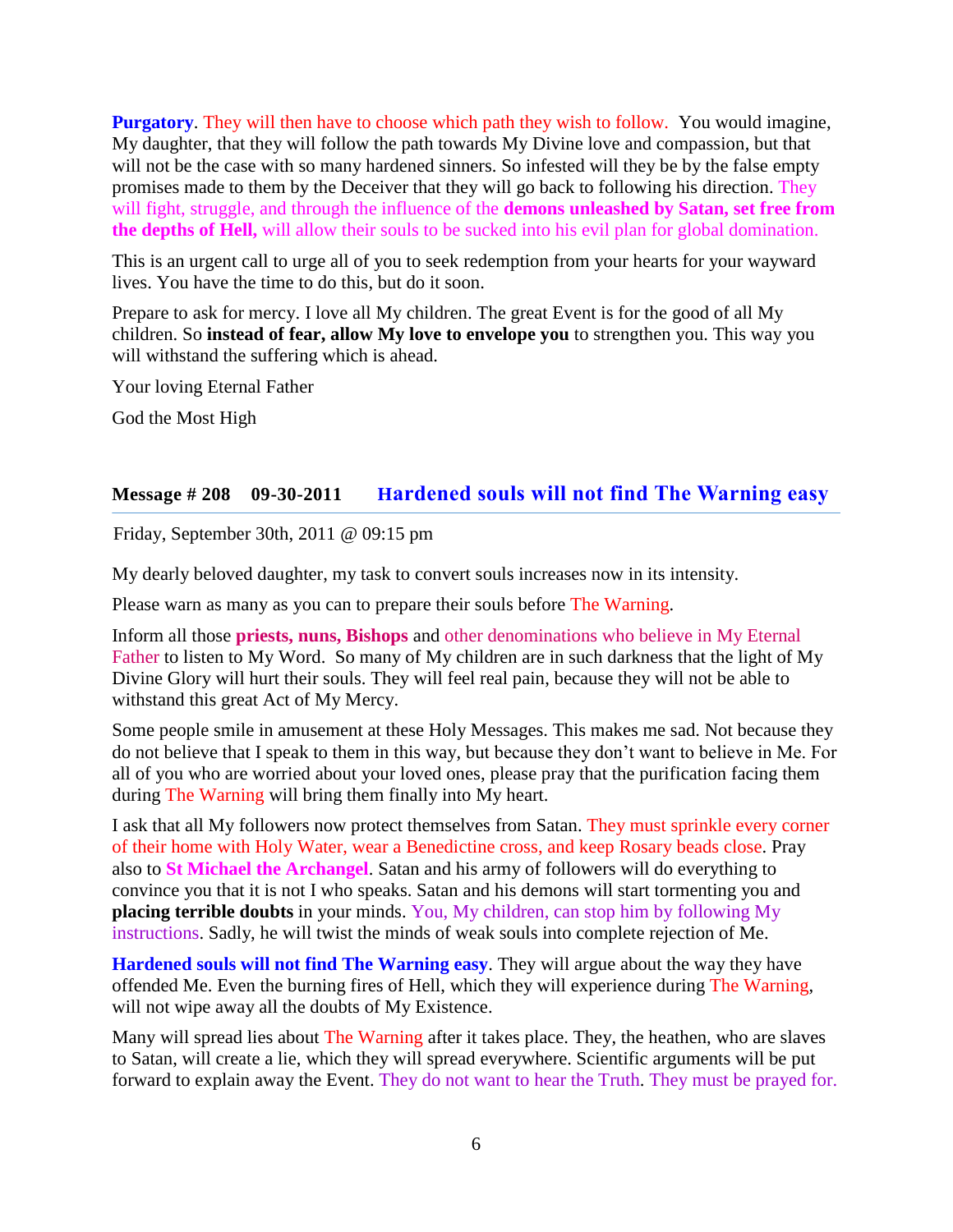**Purgatory**. They will then have to choose which path they wish to follow. You would imagine, My daughter, that they will follow the path towards My Divine love and compassion, but that will not be the case with so many hardened sinners. So infested will they be by the false empty promises made to them by the Deceiver that they will go back to following his direction. They will fight, struggle, and through the influence of the **demons unleashed by Satan, set free from the depths of Hell,** will allow their souls to be sucked into his evil plan for global domination.

This is an urgent call to urge all of you to seek redemption from your hearts for your wayward lives. You have the time to do this, but do it soon.

Prepare to ask for mercy. I love all My children. The great Event is for the good of all My children. So **instead of fear, allow My love to envelope you** to strengthen you. This way you will withstand the suffering which is ahead.

Your loving Eternal Father

God the Most High

## Message # 208 09-30-2011 Hardened souls will not find The Warning easy

Friday, September 30th, 2011 @ 09:15 pm

My dearly beloved daughter, my task to convert souls increases now in its intensity.

Please warn as many as you can to prepare their souls before The Warning.

Inform all those **priests, nuns, Bishops** and other denominations who believe in My Eternal Father to listen to My Word. So many of My children are in such darkness that the light of My Divine Glory will hurt their souls. They will feel real pain, because they will not be able to withstand this great Act of My Mercy.

Some people smile in amusement at these Holy Messages. This makes me sad. Not because they do not believe that I speak to them in this way, but because they don't want to believe in Me. For all of you who are worried about your loved ones, please pray that the purification facing them during The Warning will bring them finally into My heart.

I ask that all My followers now protect themselves from Satan. They must sprinkle every corner of their home with Holy Water, wear a Benedictine cross, and keep Rosary beads close. Pray also to **St Michael the Archangel**. Satan and his army of followers will do everything to convince you that it is not I who speaks. Satan and his demons will start tormenting you and **placing terrible doubts** in your minds. You, My children, can stop him by following My instructions. Sadly, he will twist the minds of weak souls into complete rejection of Me.

**Hardened souls will not find The Warning easy**. They will argue about the way they have offended Me. Even the burning fires of Hell, which they will experience during The Warning, will not wipe away all the doubts of My Existence.

Many will spread lies about The Warning after it takes place. They, the heathen, who are slaves to Satan, will create a lie, which they will spread everywhere. Scientific arguments will be put forward to explain away the Event. They do not want to hear the Truth. They must be prayed for.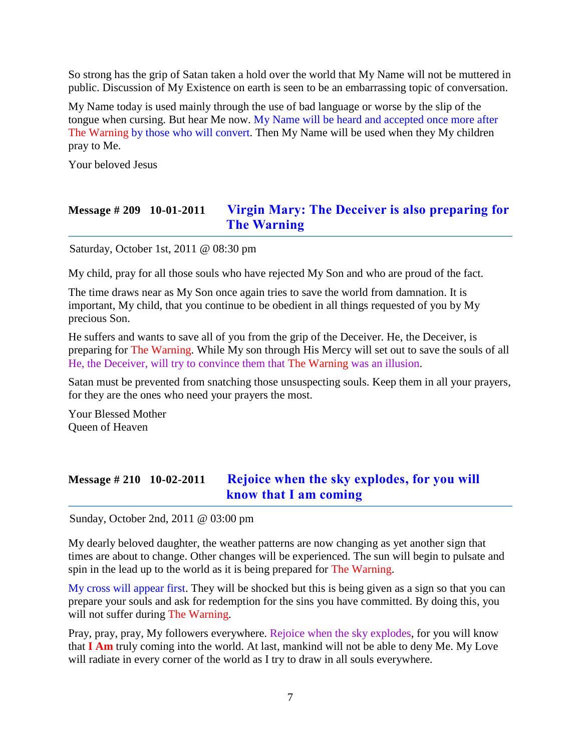So strong has the grip of Satan taken a hold over the world that My Name will not be muttered in public. Discussion of My Existence on earth is seen to be an embarrassing topic of conversation.

My Name today is used mainly through the use of bad language or worse by the slip of the tongue when cursing. But hear Me now. My Name will be heard and accepted once more after The Warning by those who will convert. Then My Name will be used when they My children pray to Me.

Your beloved Jesus

## Message # 209 10-01-2011 Virgin Mary: The Deceiver is also preparing for The Warning

Saturday, October 1st, 2011 @ 08:30 pm

My child, pray for all those souls who have rejected My Son and who are proud of the fact.

The time draws near as My Son once again tries to save the world from damnation. It is important, My child, that you continue to be obedient in all things requested of you by My precious Son.

He suffers and wants to save all of you from the grip of the Deceiver. He, the Deceiver, is preparing for The Warning. While My son through His Mercy will set out to save the souls of all He, the Deceiver, will try to convince them that The Warning was an illusion.

Satan must be prevented from snatching those unsuspecting souls. Keep them in all your prayers, for they are the ones who need your prayers the most.

Your Blessed Mother
Queen of Heaven

## Message # 210 10-02-2011 Rejoice when the sky explodes, for you will know that I am coming

Sunday, October 2nd, 2011 @ 03:00 pm

My dearly beloved daughter, the weather patterns are now changing as yet another sign that times are about to change. Other changes will be experienced. The sun will begin to pulsate and spin in the lead up to the world as it is being prepared for The Warning.

My cross will appear first. They will be shocked but this is being given as a sign so that you can prepare your souls and ask for redemption for the sins you have committed. By doing this, you will not suffer during The Warning.

Pray, pray, pray, My followers everywhere. Rejoice when the sky explodes, for you will know that **I Am** truly coming into the world. At last, mankind will not be able to deny Me. My Love will radiate in every corner of the world as I try to draw in all souls everywhere.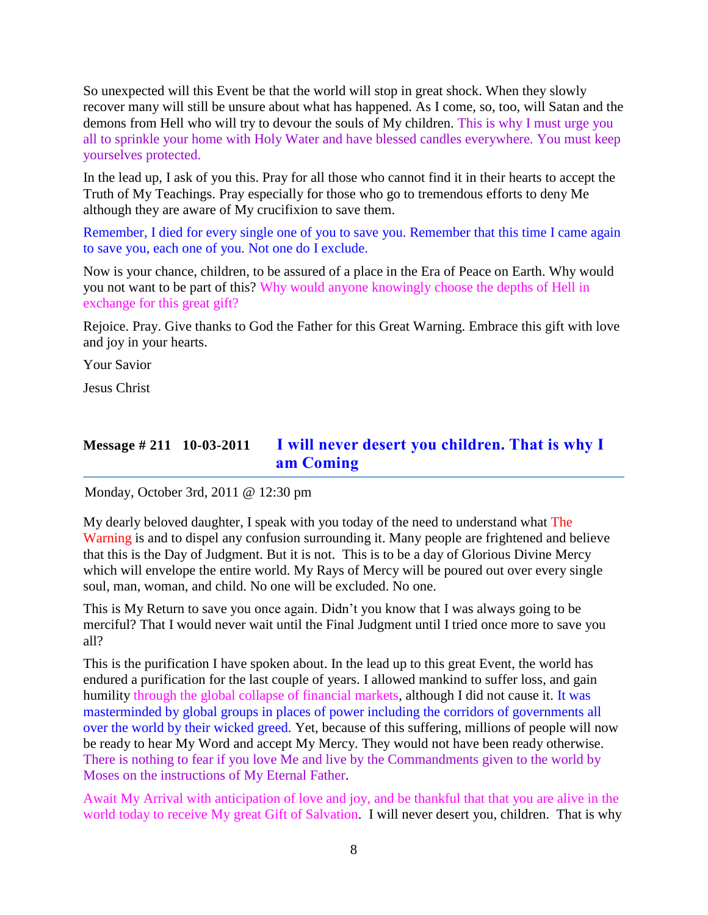So unexpected will this Event be that the world will stop in great shock. When they slowly recover many will still be unsure about what has happened. As I come, so, too, will Satan and the demons from Hell who will try to devour the souls of My children. This is why I must urge you all to sprinkle your home with Holy Water and have blessed candles everywhere. You must keep yourselves protected.

In the lead up, I ask of you this. Pray for all those who cannot find it in their hearts to accept the Truth of My Teachings. Pray especially for those who go to tremendous efforts to deny Me although they are aware of My crucifixion to save them.

Remember, I died for every single one of you to save you. Remember that this time I came again to save you, each one of you. Not one do I exclude.

Now is your chance, children, to be assured of a place in the Era of Peace on Earth. Why would you not want to be part of this? Why would anyone knowingly choose the depths of Hell in exchange for this great gift?

Rejoice. Pray. Give thanks to God the Father for this Great Warning. Embrace this gift with love and joy in your hearts.

Your Savior

Jesus Christ

## Message # 211 10-03-2011 I will never desert you children. That is why I am Coming

Monday, October 3rd, 2011 @ 12:30 pm

My dearly beloved daughter, I speak with you today of the need to understand what The Warning is and to dispel any confusion surrounding it. Many people are frightened and believe that this is the Day of Judgment. But it is not. This is to be a day of Glorious Divine Mercy which will envelope the entire world. My Rays of Mercy will be poured out over every single soul, man, woman, and child. No one will be excluded. No one.

This is My Return to save you once again. Didn't you know that I was always going to be merciful? That I would never wait until the Final Judgment until I tried once more to save you all?

This is the purification I have spoken about. In the lead up to this great Event, the world has endured a purification for the last couple of years. I allowed mankind to suffer loss, and gain humility through the global collapse of financial markets, although I did not cause it. It was masterminded by global groups in places of power including the corridors of governments all over the world by their wicked greed. Yet, because of this suffering, millions of people will now be ready to hear My Word and accept My Mercy. They would not have been ready otherwise. There is nothing to fear if you love Me and live by the Commandments given to the world by Moses on the instructions of My Eternal Father.

Await My Arrival with anticipation of love and joy, and be thankful that that you are alive in the world today to receive My great Gift of Salvation. I will never desert you, children. That is why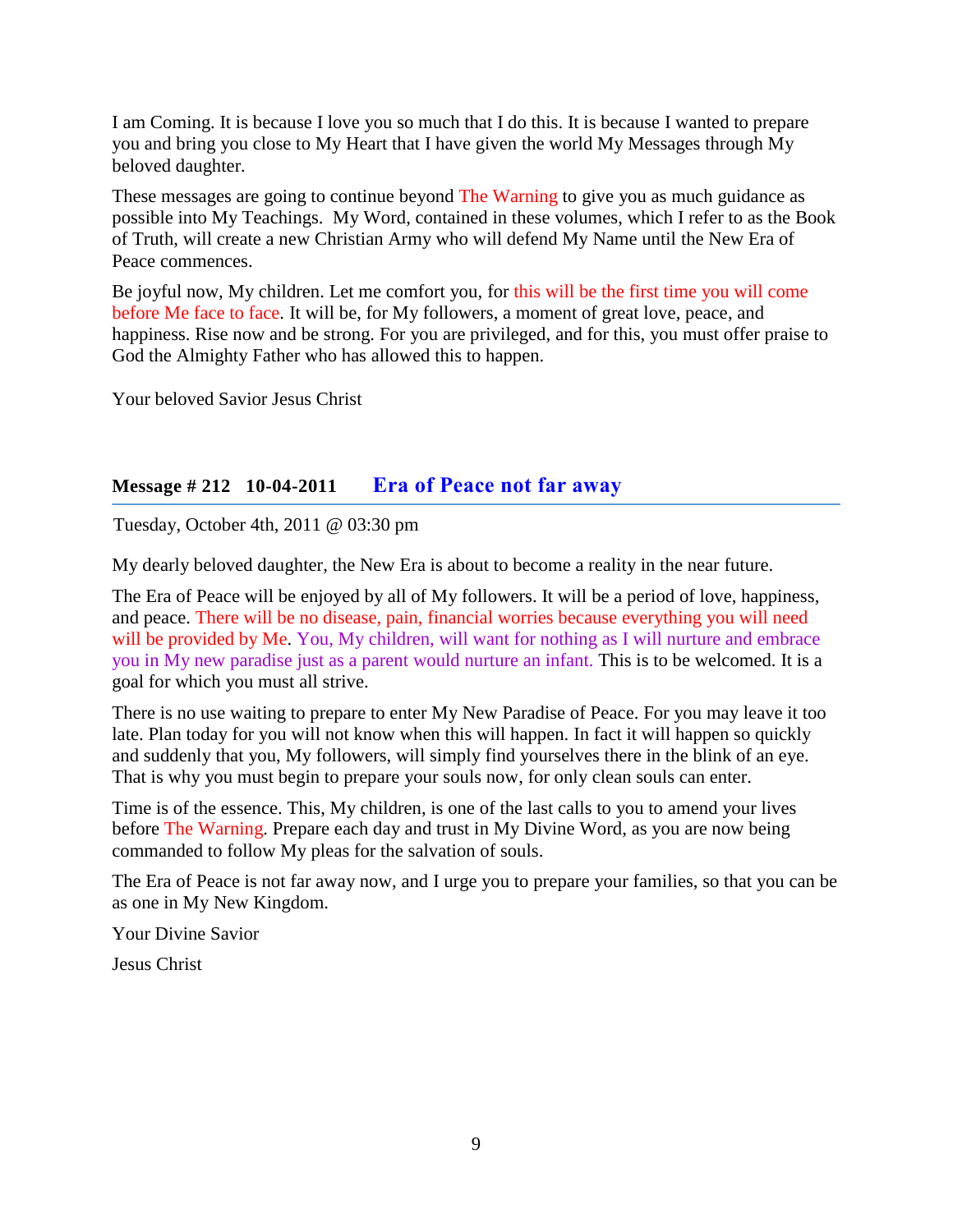I am Coming. It is because I love you so much that I do this. It is because I wanted to prepare you and bring you close to My Heart that I have given the world My Messages through My beloved daughter.

These messages are going to continue beyond The Warning to give you as much guidance as possible into My Teachings. My Word, contained in these volumes, which I refer to as the Book of Truth, will create a new Christian Army who will defend My Name until the New Era of Peace commences.

Be joyful now, My children. Let me comfort you, for this will be the first time you will come before Me face to face. It will be, for My followers, a moment of great love, peace, and happiness. Rise now and be strong. For you are privileged, and for this, you must offer praise to God the Almighty Father who has allowed this to happen.

Your beloved Savior Jesus Christ

## Message # 212 10-04-2011 Era of Peace not far away

Tuesday, October 4th, 2011 @ 03:30 pm

My dearly beloved daughter, the New Era is about to become a reality in the near future.

The Era of Peace will be enjoyed by all of My followers. It will be a period of love, happiness, and peace. There will be no disease, pain, financial worries because everything you will need will be provided by Me. You, My children, will want for nothing as I will nurture and embrace you in My new paradise just as a parent would nurture an infant. This is to be welcomed. It is a goal for which you must all strive.

There is no use waiting to prepare to enter My New Paradise of Peace. For you may leave it too late. Plan today for you will not know when this will happen. In fact it will happen so quickly and suddenly that you, My followers, will simply find yourselves there in the blink of an eye. That is why you must begin to prepare your souls now, for only clean souls can enter.

Time is of the essence. This, My children, is one of the last calls to you to amend your lives before The Warning. Prepare each day and trust in My Divine Word, as you are now being commanded to follow My pleas for the salvation of souls.

The Era of Peace is not far away now, and I urge you to prepare your families, so that you can be as one in My New Kingdom.

Your Divine Savior

Jesus Christ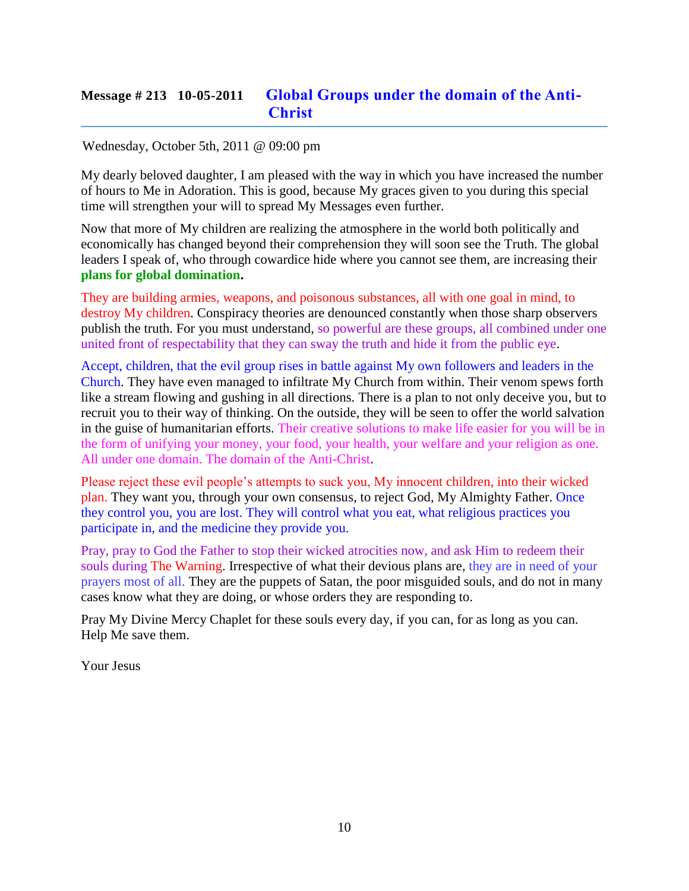## Message # 213 10-05-2011 Global Groups under the domain of the Anti-Christ

Wednesday, October 5th, 2011 @ 09:00 pm

My dearly beloved daughter, I am pleased with the way in which you have increased the number of hours to Me in Adoration. This is good, because My graces given to you during this special time will strengthen your will to spread My Messages even further.

Now that more of My children are realizing the atmosphere in the world both politically and economically has changed beyond their comprehension they will soon see the Truth. The global leaders I speak of, who through cowardice hide where you cannot see them, are increasing their **plans for global domination.**

They are building armies, weapons, and poisonous substances, all with one goal in mind, to destroy My children. Conspiracy theories are denounced constantly when those sharp observers publish the truth. For you must understand, so powerful are these groups, all combined under one united front of respectability that they can sway the truth and hide it from the public eye.

Accept, children, that the evil group rises in battle against My own followers and leaders in the Church. They have even managed to infiltrate My Church from within. Their venom spews forth like a stream flowing and gushing in all directions. There is a plan to not only deceive you, but to recruit you to their way of thinking. On the outside, they will be seen to offer the world salvation in the guise of humanitarian efforts. Their creative solutions to make life easier for you will be in the form of unifying your money, your food, your health, your welfare and your religion as one. All under one domain. The domain of the Anti-Christ.

Please reject these evil people's attempts to suck you, My innocent children, into their wicked plan. They want you, through your own consensus, to reject God, My Almighty Father. Once they control you, you are lost. They will control what you eat, what religious practices you participate in, and the medicine they provide you.

Pray, pray to God the Father to stop their wicked atrocities now, and ask Him to redeem their souls during The Warning. Irrespective of what their devious plans are, they are in need of your prayers most of all. They are the puppets of Satan, the poor misguided souls, and do not in many cases know what they are doing, or whose orders they are responding to.

Pray My Divine Mercy Chaplet for these souls every day, if you can, for as long as you can. Help Me save them.

Your Jesus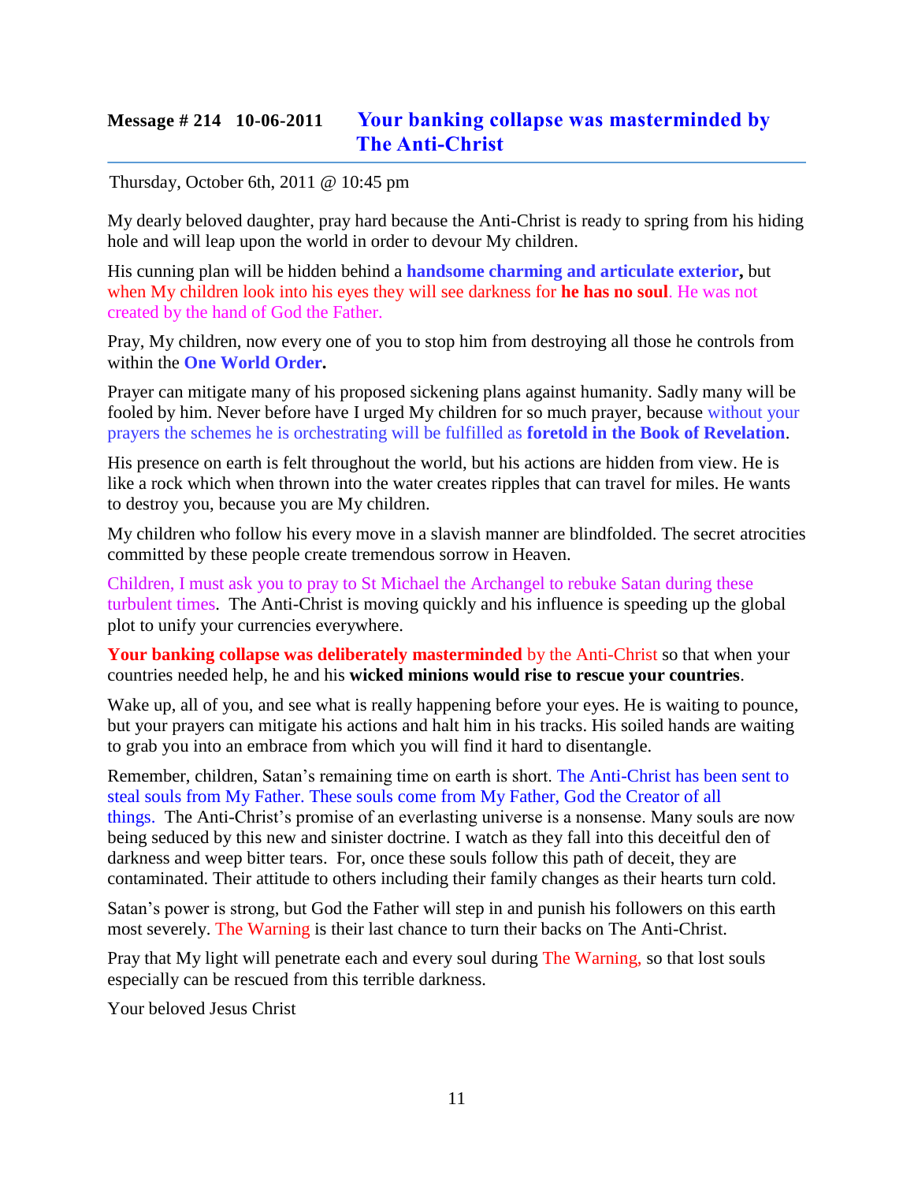## Message # 214 10-06-2011 Your banking collapse was masterminded by The Anti-Christ

Thursday, October 6th, 2011 @ 10:45 pm

My dearly beloved daughter, pray hard because the Anti-Christ is ready to spring from his hiding hole and will leap upon the world in order to devour My children.

His cunning plan will be hidden behind a **handsome charming and articulate exterior,** but when My children look into his eyes they will see darkness for **he has no soul**. He was not created by the hand of God the Father.

Pray, My children, now every one of you to stop him from destroying all those he controls from within the **One World Order.**

Prayer can mitigate many of his proposed sickening plans against humanity. Sadly many will be fooled by him. Never before have I urged My children for so much prayer, because without your prayers the schemes he is orchestrating will be fulfilled as **foretold in the Book of Revelation**.

His presence on earth is felt throughout the world, but his actions are hidden from view. He is like a rock which when thrown into the water creates ripples that can travel for miles. He wants to destroy you, because you are My children.

My children who follow his every move in a slavish manner are blindfolded. The secret atrocities committed by these people create tremendous sorrow in Heaven.

Children, I must ask you to pray to St Michael the Archangel to rebuke Satan during these turbulent times. The Anti-Christ is moving quickly and his influence is speeding up the global plot to unify your currencies everywhere.

**Your banking collapse was deliberately masterminded** by the Anti-Christ so that when your countries needed help, he and his **wicked minions would rise to rescue your countries**.

Wake up, all of you, and see what is really happening before your eyes. He is waiting to pounce, but your prayers can mitigate his actions and halt him in his tracks. His soiled hands are waiting to grab you into an embrace from which you will find it hard to disentangle.

Remember, children, Satan's remaining time on earth is short. The Anti-Christ has been sent to steal souls from My Father. These souls come from My Father, God the Creator of all things. The Anti-Christ's promise of an everlasting universe is a nonsense. Many souls are now being seduced by this new and sinister doctrine. I watch as they fall into this deceitful den of darkness and weep bitter tears. For, once these souls follow this path of deceit, they are contaminated. Their attitude to others including their family changes as their hearts turn cold.

Satan's power is strong, but God the Father will step in and punish his followers on this earth most severely. The Warning is their last chance to turn their backs on The Anti-Christ.

Pray that My light will penetrate each and every soul during The Warning, so that lost souls especially can be rescued from this terrible darkness.

Your beloved Jesus Christ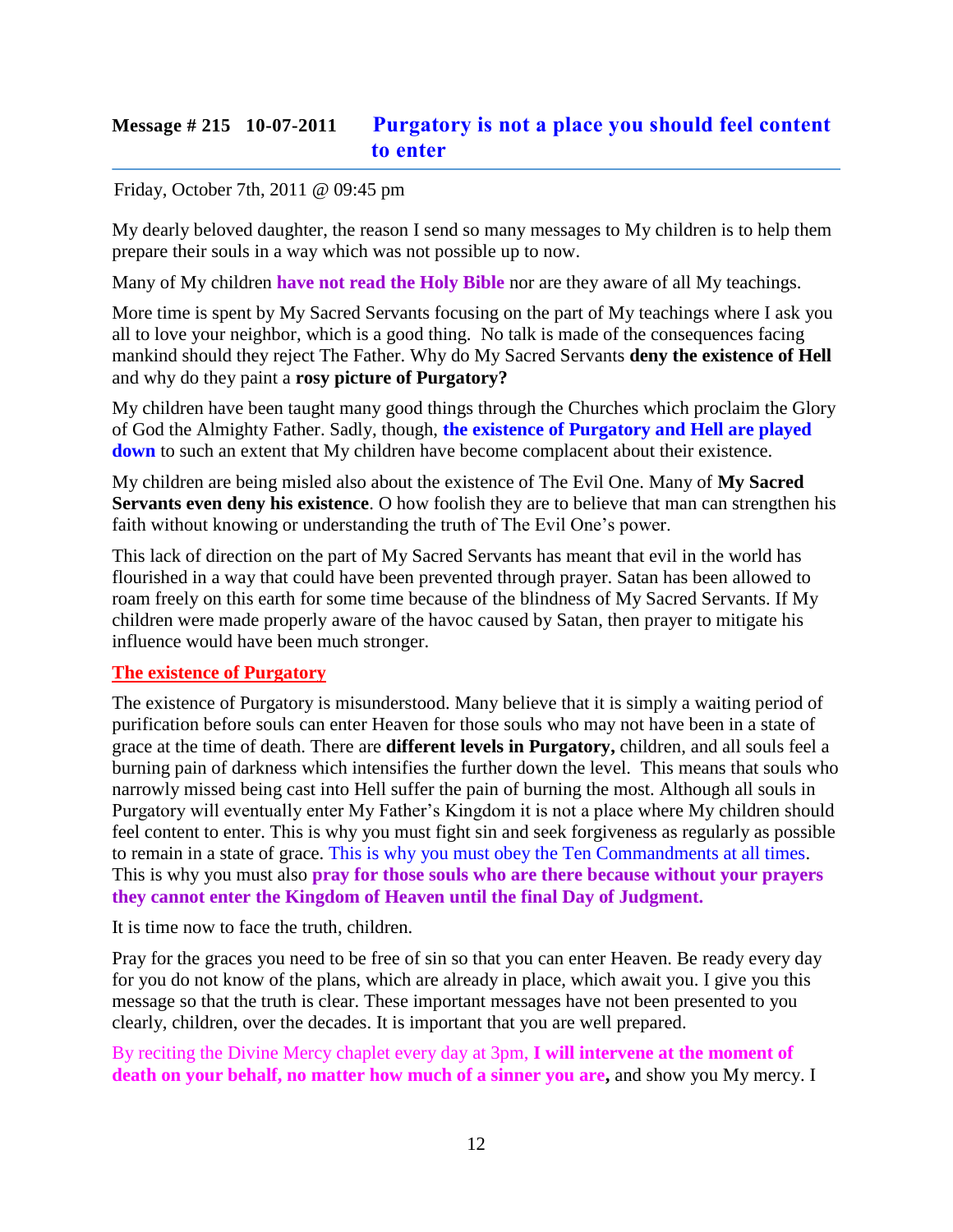## Message # 215 10-07-2011 **Purgatory is not a place you should feel content to enter**

Friday, October 7th, 2011 @ 09:45 pm

My dearly beloved daughter, the reason I send so many messages to My children is to help them prepare their souls in a way which was not possible up to now.

Many of My children **have not read the Holy Bible** nor are they aware of all My teachings.

More time is spent by My Sacred Servants focusing on the part of My teachings where I ask you all to love your neighbor, which is a good thing. No talk is made of the consequences facing mankind should they reject The Father. Why do My Sacred Servants **deny the existence of Hell** and why do they paint a **rosy picture of Purgatory?**

My children have been taught many good things through the Churches which proclaim the Glory of God the Almighty Father. Sadly, though, **the existence of Purgatory and Hell are played down** to such an extent that My children have become complacent about their existence.

My children are being misled also about the existence of The Evil One. Many of **My Sacred Servants even deny his existence**. O how foolish they are to believe that man can strengthen his faith without knowing or understanding the truth of The Evil One's power.

This lack of direction on the part of My Sacred Servants has meant that evil in the world has flourished in a way that could have been prevented through prayer. Satan has been allowed to roam freely on this earth for some time because of the blindness of My Sacred Servants. If My children were made properly aware of the havoc caused by Satan, then prayer to mitigate his influence would have been much stronger.

**The existence of Purgatory**

The existence of Purgatory is misunderstood. Many believe that it is simply a waiting period of purification before souls can enter Heaven for those souls who may not have been in a state of grace at the time of death. There are **different levels in Purgatory,** children, and all souls feel a burning pain of darkness which intensifies the further down the level. This means that souls who narrowly missed being cast into Hell suffer the pain of burning the most. Although all souls in Purgatory will eventually enter My Father's Kingdom it is not a place where My children should feel content to enter. This is why you must fight sin and seek forgiveness as regularly as possible to remain in a state of grace. This is why you must obey the Ten Commandments at all times. This is why you must also **pray for those souls who are there because without your prayers they cannot enter the Kingdom of Heaven until the final Day of Judgment.**

It is time now to face the truth, children.

Pray for the graces you need to be free of sin so that you can enter Heaven. Be ready every day for you do not know of the plans, which are already in place, which await you. I give you this message so that the truth is clear. These important messages have not been presented to you clearly, children, over the decades. It is important that you are well prepared.

By reciting the Divine Mercy chaplet every day at 3pm, **I will intervene at the moment of death on your behalf, no matter how much of a sinner you are,** and show you My mercy. I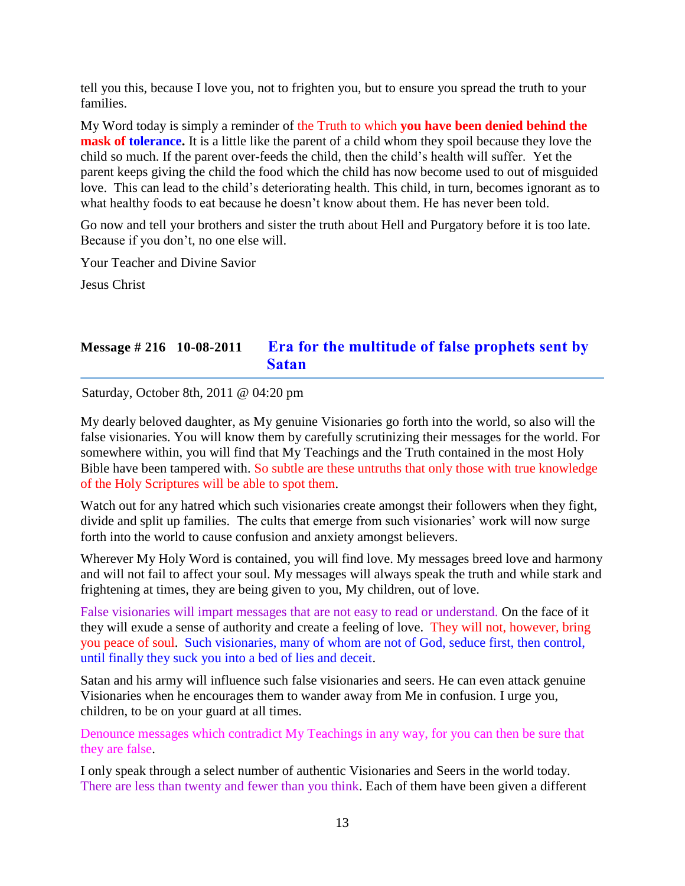tell you this, because I love you, not to frighten you, but to ensure you spread the truth to your families.

My Word today is simply a reminder of the Truth to which **you have been denied behind the mask of tolerance.** It is a little like the parent of a child whom they spoil because they love the child so much. If the parent over-feeds the child, then the child's health will suffer. Yet the parent keeps giving the child the food which the child has now become used to out of misguided love. This can lead to the child's deteriorating health. This child, in turn, becomes ignorant as to what healthy foods to eat because he doesn't know about them. He has never been told.

Go now and tell your brothers and sister the truth about Hell and Purgatory before it is too late. Because if you don't, no one else will.

Your Teacher and Divine Savior

Jesus Christ

## Message # 216 10-08-2011 Era for the multitude of false prophets sent by Satan

Saturday, October 8th, 2011 @ 04:20 pm

My dearly beloved daughter, as My genuine Visionaries go forth into the world, so also will the false visionaries. You will know them by carefully scrutinizing their messages for the world. For somewhere within, you will find that My Teachings and the Truth contained in the most Holy Bible have been tampered with. So subtle are these untruths that only those with true knowledge of the Holy Scriptures will be able to spot them.

Watch out for any hatred which such visionaries create amongst their followers when they fight, divide and split up families. The cults that emerge from such visionaries' work will now surge forth into the world to cause confusion and anxiety amongst believers.

Wherever My Holy Word is contained, you will find love. My messages breed love and harmony and will not fail to affect your soul. My messages will always speak the truth and while stark and frightening at times, they are being given to you, My children, out of love.

False visionaries will impart messages that are not easy to read or understand. On the face of it they will exude a sense of authority and create a feeling of love. They will not, however, bring you peace of soul. Such visionaries, many of whom are not of God, seduce first, then control, until finally they suck you into a bed of lies and deceit.

Satan and his army will influence such false visionaries and seers. He can even attack genuine Visionaries when he encourages them to wander away from Me in confusion. I urge you, children, to be on your guard at all times.

Denounce messages which contradict My Teachings in any way, for you can then be sure that they are false.

I only speak through a select number of authentic Visionaries and Seers in the world today. There are less than twenty and fewer than you think. Each of them have been given a different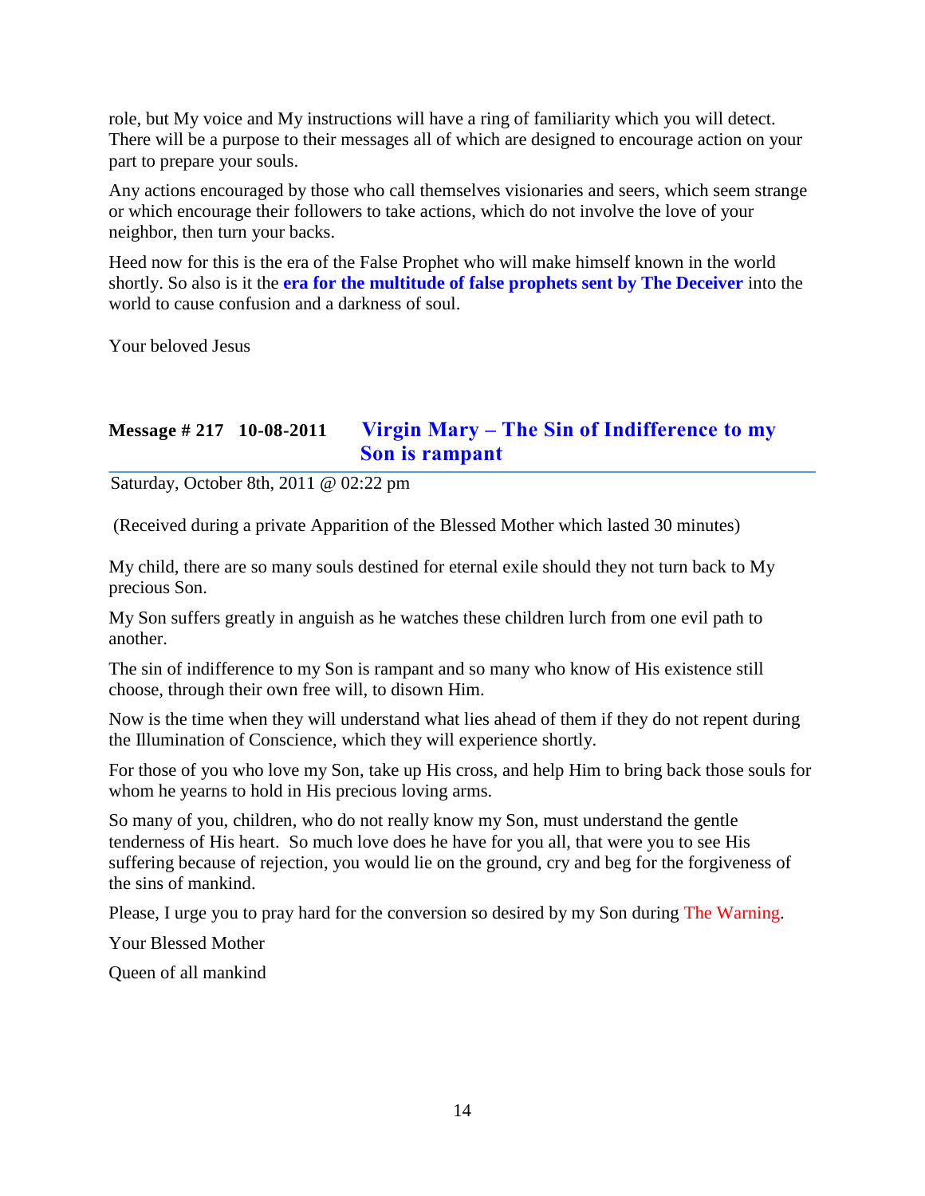role, but My voice and My instructions will have a ring of familiarity which you will detect. There will be a purpose to their messages all of which are designed to encourage action on your part to prepare your souls.

Any actions encouraged by those who call themselves visionaries and seers, which seem strange or which encourage their followers to take actions, which do not involve the love of your neighbor, then turn your backs.

Heed now for this is the era of the False Prophet who will make himself known in the world shortly. So also is it the **era for the multitude of false prophets sent by The Deceiver** into the world to cause confusion and a darkness of soul.

Your beloved Jesus

## Message # 217 10-08-2011 Virgin Mary – The Sin of Indifference to my Son is rampant

Saturday, October 8th, 2011 @ 02:22 pm

(Received during a private Apparition of the Blessed Mother which lasted 30 minutes)

My child, there are so many souls destined for eternal exile should they not turn back to My precious Son.

My Son suffers greatly in anguish as he watches these children lurch from one evil path to another.

The sin of indifference to my Son is rampant and so many who know of His existence still choose, through their own free will, to disown Him.

Now is the time when they will understand what lies ahead of them if they do not repent during the Illumination of Conscience, which they will experience shortly.

For those of you who love my Son, take up His cross, and help Him to bring back those souls for whom he yearns to hold in His precious loving arms.

So many of you, children, who do not really know my Son, must understand the gentle tenderness of His heart. So much love does he have for you all, that were you to see His suffering because of rejection, you would lie on the ground, cry and beg for the forgiveness of the sins of mankind.

Please, I urge you to pray hard for the conversion so desired by my Son during The Warning.

Your Blessed Mother

Queen of all mankind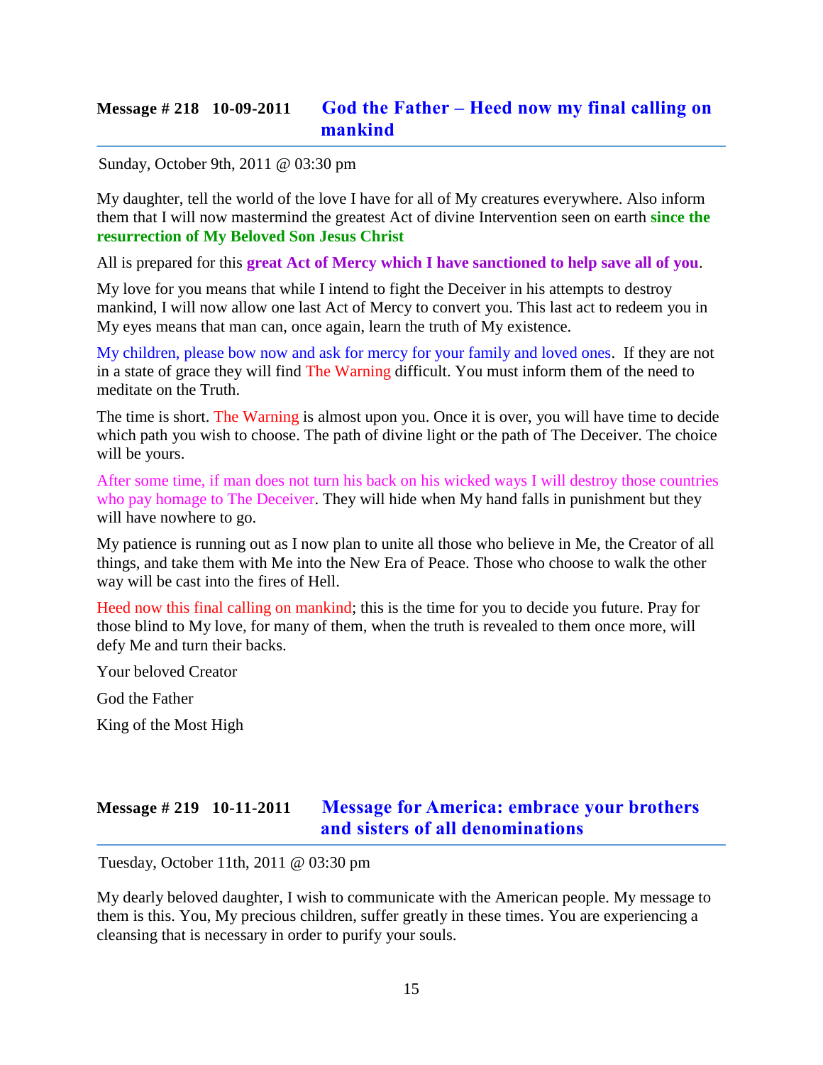## Message # 218   10-09-2011   God the Father – Heed now my final calling on mankind

Sunday, October 9th, 2011 @ 03:30 pm

My daughter, tell the world of the love I have for all of My creatures everywhere. Also inform them that I will now mastermind the greatest Act of divine Intervention seen on earth **since the resurrection of My Beloved Son Jesus Christ**

All is prepared for this **great Act of Mercy which I have sanctioned to help save all of you**.

My love for you means that while I intend to fight the Deceiver in his attempts to destroy mankind, I will now allow one last Act of Mercy to convert you. This last act to redeem you in My eyes means that man can, once again, learn the truth of My existence.

My children, please bow now and ask for mercy for your family and loved ones.  If they are not in a state of grace they will find The Warning difficult. You must inform them of the need to meditate on the Truth.

The time is short. The Warning is almost upon you. Once it is over, you will have time to decide which path you wish to choose. The path of divine light or the path of The Deceiver. The choice will be yours.

After some time, if man does not turn his back on his wicked ways I will destroy those countries who pay homage to The Deceiver. They will hide when My hand falls in punishment but they will have nowhere to go.

My patience is running out as I now plan to unite all those who believe in Me, the Creator of all things, and take them with Me into the New Era of Peace. Those who choose to walk the other way will be cast into the fires of Hell.

Heed now this final calling on mankind; this is the time for you to decide you future. Pray for those blind to My love, for many of them, when the truth is revealed to them once more, will defy Me and turn their backs.

Your beloved Creator

God the Father

King of the Most High

## Message # 219   10-11-2011   Message for America: embrace your brothers and sisters of all denominations

Tuesday, October 11th, 2011 @ 03:30 pm

My dearly beloved daughter, I wish to communicate with the American people. My message to them is this. You, My precious children, suffer greatly in these times. You are experiencing a cleansing that is necessary in order to purify your souls.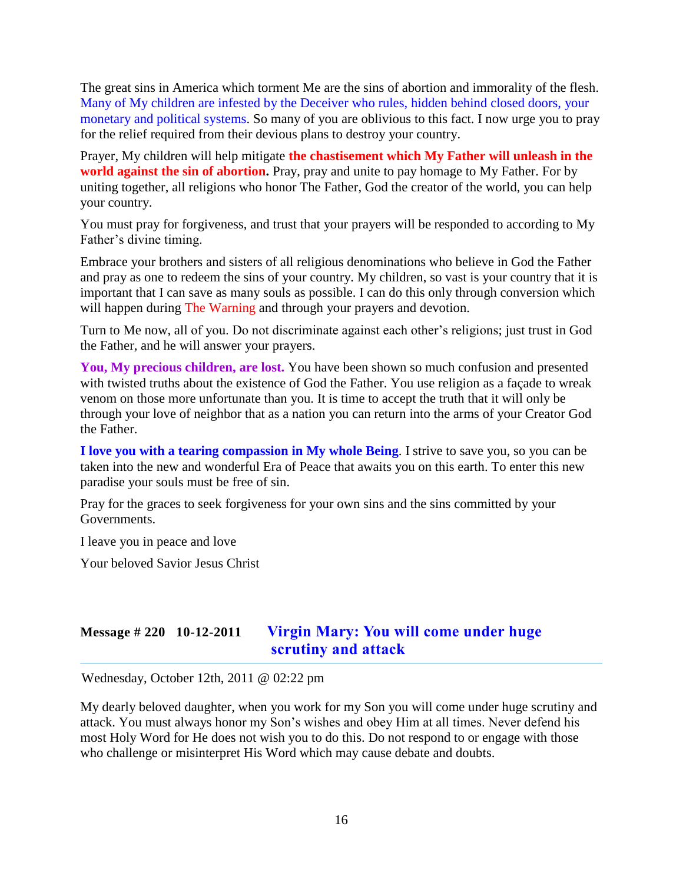The great sins in America which torment Me are the sins of abortion and immorality of the flesh. Many of My children are infested by the Deceiver who rules, hidden behind closed doors, your monetary and political systems. So many of you are oblivious to this fact. I now urge you to pray for the relief required from their devious plans to destroy your country.

Prayer, My children will help mitigate **the chastisement which My Father will unleash in the world against the sin of abortion.** Pray, pray and unite to pay homage to My Father. For by uniting together, all religions who honor The Father, God the creator of the world, you can help your country.

You must pray for forgiveness, and trust that your prayers will be responded to according to My Father's divine timing.

Embrace your brothers and sisters of all religious denominations who believe in God the Father and pray as one to redeem the sins of your country. My children, so vast is your country that it is important that I can save as many souls as possible. I can do this only through conversion which will happen during The Warning and through your prayers and devotion.

Turn to Me now, all of you. Do not discriminate against each other's religions; just trust in God the Father, and he will answer your prayers.

**You, My precious children, are lost.** You have been shown so much confusion and presented with twisted truths about the existence of God the Father. You use religion as a façade to wreak venom on those more unfortunate than you. It is time to accept the truth that it will only be through your love of neighbor that as a nation you can return into the arms of your Creator God the Father.

**I love you with a tearing compassion in My whole Being**. I strive to save you, so you can be taken into the new and wonderful Era of Peace that awaits you on this earth. To enter this new paradise your souls must be free of sin.

Pray for the graces to seek forgiveness for your own sins and the sins committed by your Governments.

I leave you in peace and love

Your beloved Savior Jesus Christ

## Message # 220 10-12-2011 Virgin Mary: You will come under huge scrutiny and attack

Wednesday, October 12th, 2011 @ 02:22 pm

My dearly beloved daughter, when you work for my Son you will come under huge scrutiny and attack. You must always honor my Son's wishes and obey Him at all times. Never defend his most Holy Word for He does not wish you to do this. Do not respond to or engage with those who challenge or misinterpret His Word which may cause debate and doubts.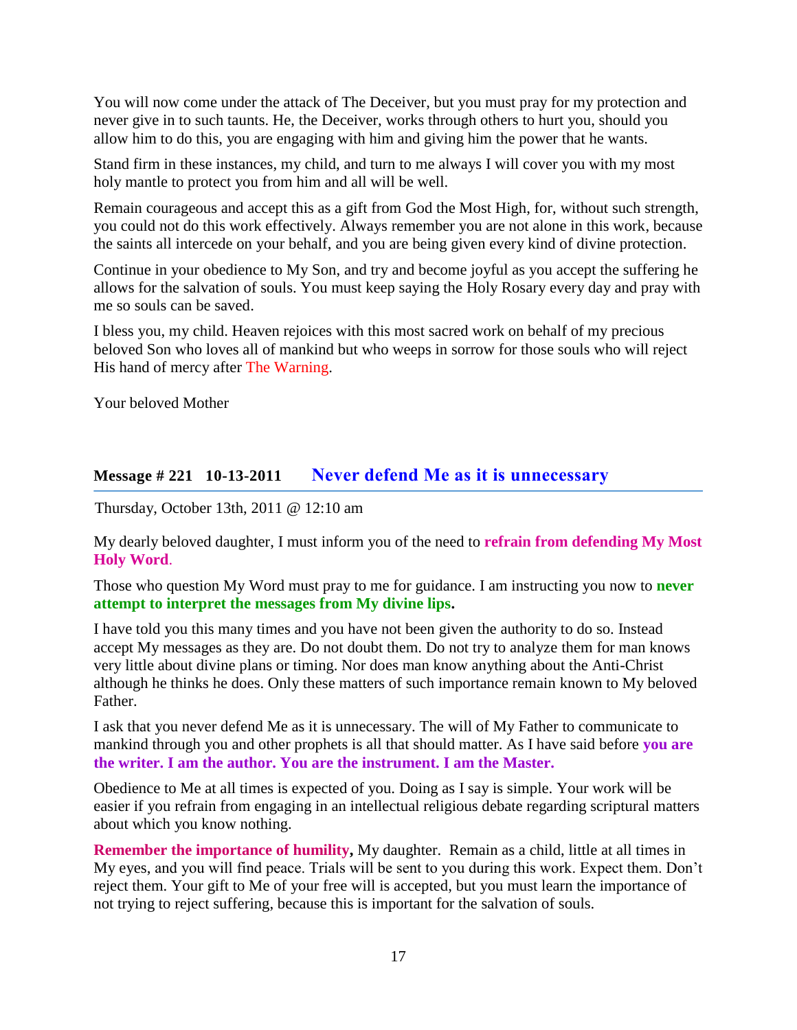You will now come under the attack of The Deceiver, but you must pray for my protection and never give in to such taunts. He, the Deceiver, works through others to hurt you, should you allow him to do this, you are engaging with him and giving him the power that he wants.

Stand firm in these instances, my child, and turn to me always I will cover you with my most holy mantle to protect you from him and all will be well.

Remain courageous and accept this as a gift from God the Most High, for, without such strength, you could not do this work effectively. Always remember you are not alone in this work, because the saints all intercede on your behalf, and you are being given every kind of divine protection.

Continue in your obedience to My Son, and try and become joyful as you accept the suffering he allows for the salvation of souls. You must keep saying the Holy Rosary every day and pray with me so souls can be saved.

I bless you, my child. Heaven rejoices with this most sacred work on behalf of my precious beloved Son who loves all of mankind but who weeps in sorrow for those souls who will reject His hand of mercy after The Warning.

Your beloved Mother

## Message # 221 10-13-2011 Never defend Me as it is unnecessary

Thursday, October 13th, 2011 @ 12:10 am

My dearly beloved daughter, I must inform you of the need to **refrain from defending My Most Holy Word**.

Those who question My Word must pray to me for guidance. I am instructing you now to **never attempt to interpret the messages from My divine lips.**

I have told you this many times and you have not been given the authority to do so. Instead accept My messages as they are. Do not doubt them. Do not try to analyze them for man knows very little about divine plans or timing. Nor does man know anything about the Anti-Christ although he thinks he does. Only these matters of such importance remain known to My beloved Father.

I ask that you never defend Me as it is unnecessary. The will of My Father to communicate to mankind through you and other prophets is all that should matter. As I have said before **you are the writer. I am the author. You are the instrument. I am the Master.**

Obedience to Me at all times is expected of you. Doing as I say is simple. Your work will be easier if you refrain from engaging in an intellectual religious debate regarding scriptural matters about which you know nothing.

**Remember the importance of humility,** My daughter. Remain as a child, little at all times in My eyes, and you will find peace. Trials will be sent to you during this work. Expect them. Don't reject them. Your gift to Me of your free will is accepted, but you must learn the importance of not trying to reject suffering, because this is important for the salvation of souls.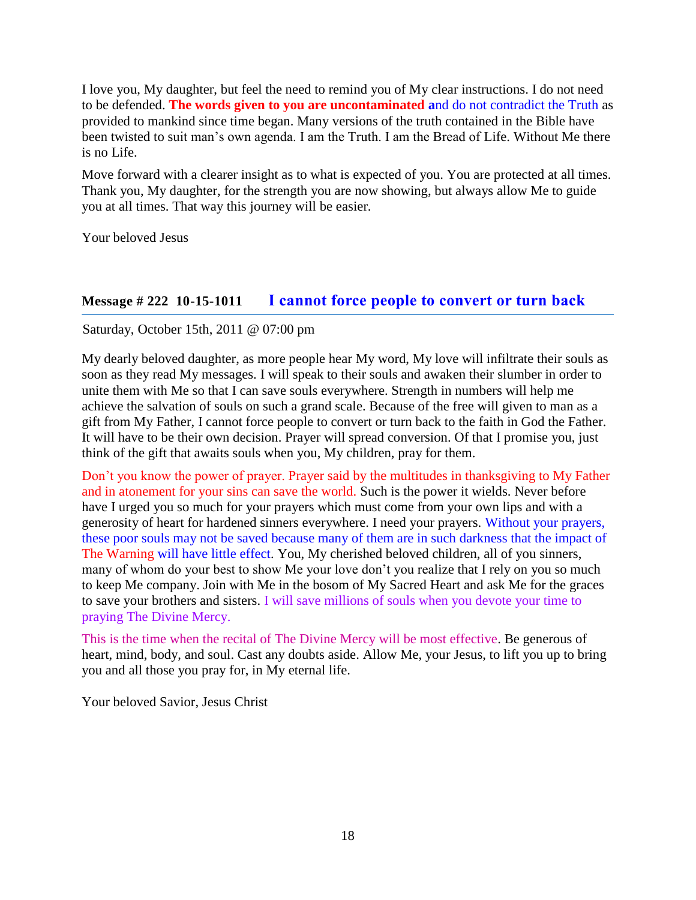I love you, My daughter, but feel the need to remind you of My clear instructions. I do not need to be defended. **The words given to you are uncontaminated a**nd do not contradict the Truth as provided to mankind since time began. Many versions of the truth contained in the Bible have been twisted to suit man's own agenda. I am the Truth. I am the Bread of Life. Without Me there is no Life.

Move forward with a clearer insight as to what is expected of you. You are protected at all times. Thank you, My daughter, for the strength you are now showing, but always allow Me to guide you at all times. That way this journey will be easier.

Your beloved Jesus

## Message # 222 10-15-1011 I cannot force people to convert or turn back

Saturday, October 15th, 2011 @ 07:00 pm

My dearly beloved daughter, as more people hear My word, My love will infiltrate their souls as soon as they read My messages. I will speak to their souls and awaken their slumber in order to unite them with Me so that I can save souls everywhere. Strength in numbers will help me achieve the salvation of souls on such a grand scale. Because of the free will given to man as a gift from My Father, I cannot force people to convert or turn back to the faith in God the Father. It will have to be their own decision. Prayer will spread conversion. Of that I promise you, just think of the gift that awaits souls when you, My children, pray for them.

Don't you know the power of prayer. Prayer said by the multitudes in thanksgiving to My Father and in atonement for your sins can save the world. Such is the power it wields. Never before have I urged you so much for your prayers which must come from your own lips and with a generosity of heart for hardened sinners everywhere. I need your prayers. Without your prayers, these poor souls may not be saved because many of them are in such darkness that the impact of The Warning will have little effect. You, My cherished beloved children, all of you sinners, many of whom do your best to show Me your love don't you realize that I rely on you so much to keep Me company. Join with Me in the bosom of My Sacred Heart and ask Me for the graces to save your brothers and sisters. I will save millions of souls when you devote your time to praying The Divine Mercy.

This is the time when the recital of The Divine Mercy will be most effective. Be generous of heart, mind, body, and soul. Cast any doubts aside. Allow Me, your Jesus, to lift you up to bring you and all those you pray for, in My eternal life.

Your beloved Savior, Jesus Christ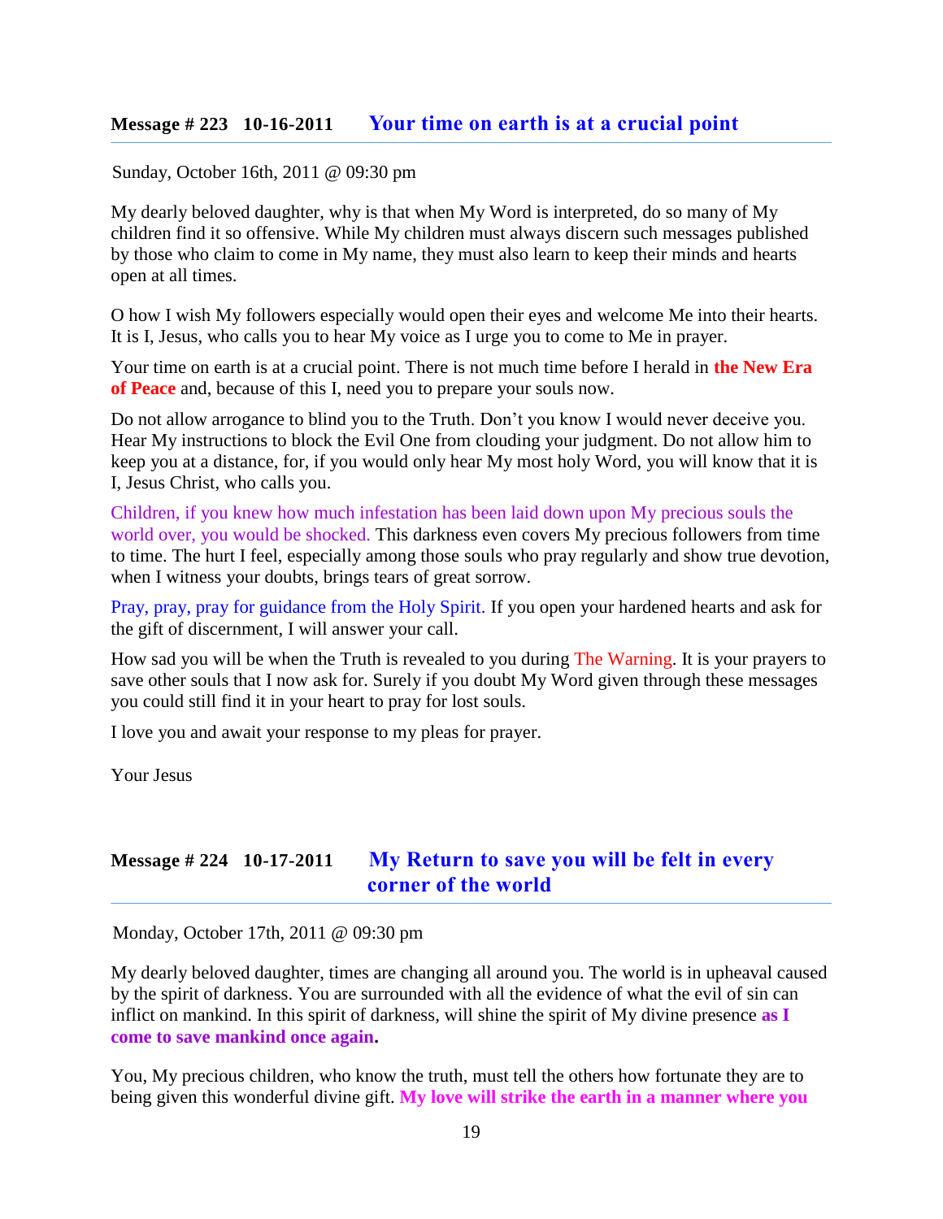## Message # 223 10-16-2011 Your time on earth is at a crucial point

Sunday, October 16th, 2011 @ 09:30 pm

My dearly beloved daughter, why is that when My Word is interpreted, do so many of My children find it so offensive. While My children must always discern such messages published by those who claim to come in My name, they must also learn to keep their minds and hearts open at all times.

O how I wish My followers especially would open their eyes and welcome Me into their hearts. It is I, Jesus, who calls you to hear My voice as I urge you to come to Me in prayer.

Your time on earth is at a crucial point. There is not much time before I herald in **the New Era of Peace** and, because of this I, need you to prepare your souls now.

Do not allow arrogance to blind you to the Truth. Don't you know I would never deceive you. Hear My instructions to block the Evil One from clouding your judgment. Do not allow him to keep you at a distance, for, if you would only hear My most holy Word, you will know that it is I, Jesus Christ, who calls you.

Children, if you knew how much infestation has been laid down upon My precious souls the world over, you would be shocked. This darkness even covers My precious followers from time to time. The hurt I feel, especially among those souls who pray regularly and show true devotion, when I witness your doubts, brings tears of great sorrow.

Pray, pray, pray for guidance from the Holy Spirit. If you open your hardened hearts and ask for the gift of discernment, I will answer your call.

How sad you will be when the Truth is revealed to you during The Warning. It is your prayers to save other souls that I now ask for. Surely if you doubt My Word given through these messages you could still find it in your heart to pray for lost souls.

I love you and await your response to my pleas for prayer.

Your Jesus

## Message # 224 10-17-2011 My Return to save you will be felt in every corner of the world

Monday, October 17th, 2011 @ 09:30 pm

My dearly beloved daughter, times are changing all around you. The world is in upheaval caused by the spirit of darkness. You are surrounded with all the evidence of what the evil of sin can inflict on mankind. In this spirit of darkness, will shine the spirit of My divine presence **as I come to save mankind once again.**

You, My precious children, who know the truth, must tell the others how fortunate they are to being given this wonderful divine gift. **My love will strike the earth in a manner where you**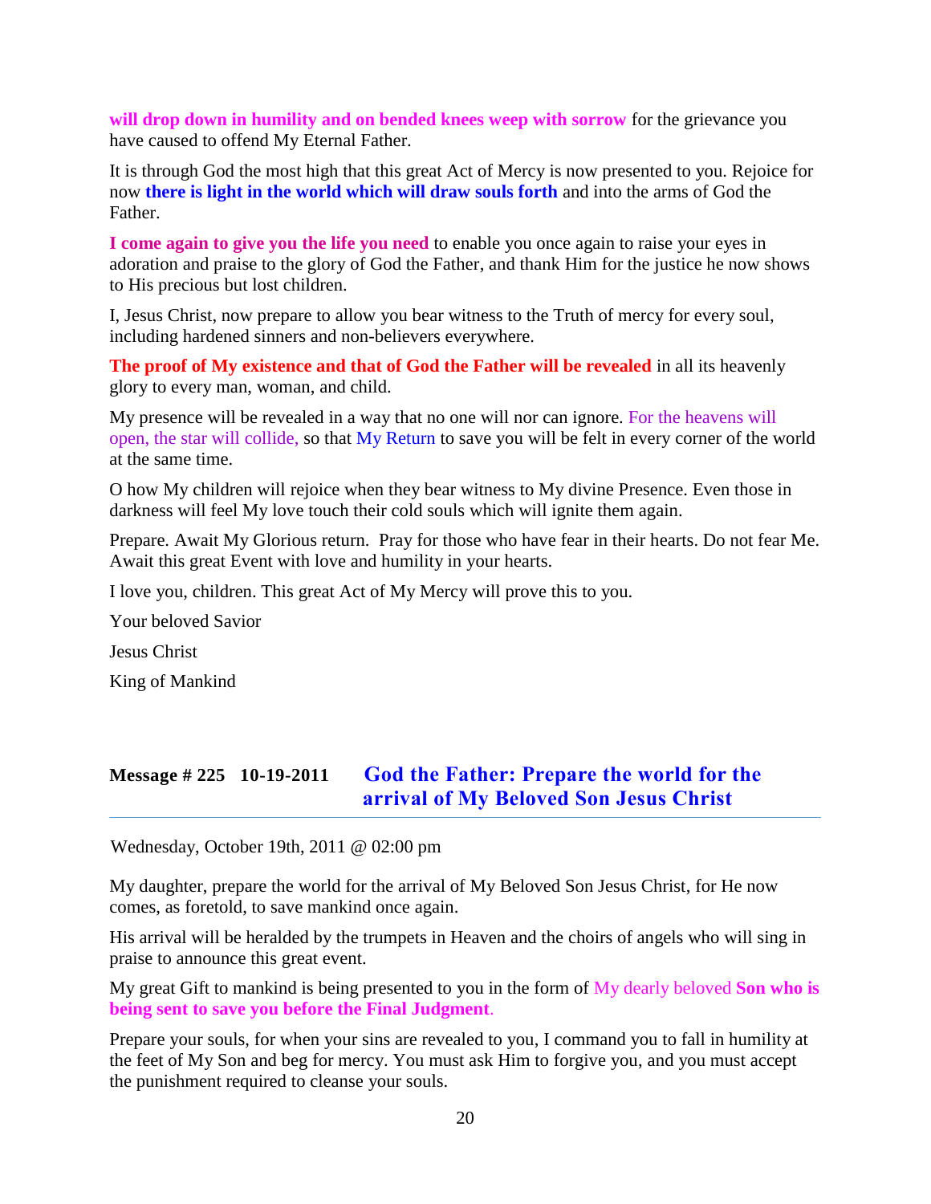**will drop down in humility and on bended knees weep with sorrow** for the grievance you have caused to offend My Eternal Father.

It is through God the most high that this great Act of Mercy is now presented to you. Rejoice for now **there is light in the world which will draw souls forth** and into the arms of God the Father.

**I come again to give you the life you need** to enable you once again to raise your eyes in adoration and praise to the glory of God the Father, and thank Him for the justice he now shows to His precious but lost children.

I, Jesus Christ, now prepare to allow you bear witness to the Truth of mercy for every soul, including hardened sinners and non-believers everywhere.

**The proof of My existence and that of God the Father will be revealed** in all its heavenly glory to every man, woman, and child.

My presence will be revealed in a way that no one will nor can ignore. For the heavens will open, the star will collide, so that My Return to save you will be felt in every corner of the world at the same time.

O how My children will rejoice when they bear witness to My divine Presence. Even those in darkness will feel My love touch their cold souls which will ignite them again.

Prepare. Await My Glorious return. Pray for those who have fear in their hearts. Do not fear Me. Await this great Event with love and humility in your hearts.

I love you, children. This great Act of My Mercy will prove this to you.

Your beloved Savior

Jesus Christ

King of Mankind

## Message # 225 10-19-2011 God the Father: Prepare the world for the arrival of My Beloved Son Jesus Christ

Wednesday, October 19th, 2011 @ 02:00 pm

My daughter, prepare the world for the arrival of My Beloved Son Jesus Christ, for He now comes, as foretold, to save mankind once again.

His arrival will be heralded by the trumpets in Heaven and the choirs of angels who will sing in praise to announce this great event.

My great Gift to mankind is being presented to you in the form of My dearly beloved **Son who is being sent to save you before the Final Judgment**.

Prepare your souls, for when your sins are revealed to you, I command you to fall in humility at the feet of My Son and beg for mercy. You must ask Him to forgive you, and you must accept the punishment required to cleanse your souls.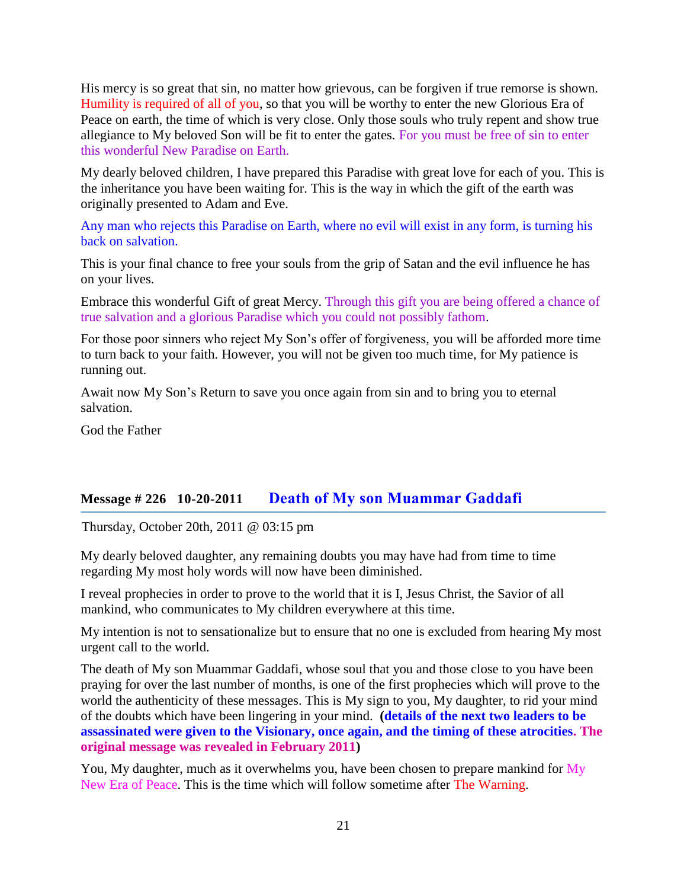His mercy is so great that sin, no matter how grievous, can be forgiven if true remorse is shown. Humility is required of all of you, so that you will be worthy to enter the new Glorious Era of Peace on earth, the time of which is very close. Only those souls who truly repent and show true allegiance to My beloved Son will be fit to enter the gates. For you must be free of sin to enter this wonderful New Paradise on Earth.

My dearly beloved children, I have prepared this Paradise with great love for each of you. This is the inheritance you have been waiting for. This is the way in which the gift of the earth was originally presented to Adam and Eve.

Any man who rejects this Paradise on Earth, where no evil will exist in any form, is turning his back on salvation.

This is your final chance to free your souls from the grip of Satan and the evil influence he has on your lives.

Embrace this wonderful Gift of great Mercy. Through this gift you are being offered a chance of true salvation and a glorious Paradise which you could not possibly fathom.

For those poor sinners who reject My Son's offer of forgiveness, you will be afforded more time to turn back to your faith. However, you will not be given too much time, for My patience is running out.

Await now My Son's Return to save you once again from sin and to bring you to eternal salvation.

God the Father

## Message # 226 10-20-2011 Death of My son Muammar Gaddafi

Thursday, October 20th, 2011 @ 03:15 pm

My dearly beloved daughter, any remaining doubts you may have had from time to time regarding My most holy words will now have been diminished.

I reveal prophecies in order to prove to the world that it is I, Jesus Christ, the Savior of all mankind, who communicates to My children everywhere at this time.

My intention is not to sensationalize but to ensure that no one is excluded from hearing My most urgent call to the world.

The death of My son Muammar Gaddafi, whose soul that you and those close to you have been praying for over the last number of months, is one of the first prophecies which will prove to the world the authenticity of these messages. This is My sign to you, My daughter, to rid your mind of the doubts which have been lingering in your mind. **(details of the next two leaders to be assassinated were given to the Visionary, once again, and the timing of these atrocities. The original message was revealed in February 2011)**

You, My daughter, much as it overwhelms you, have been chosen to prepare mankind for My New Era of Peace. This is the time which will follow sometime after The Warning.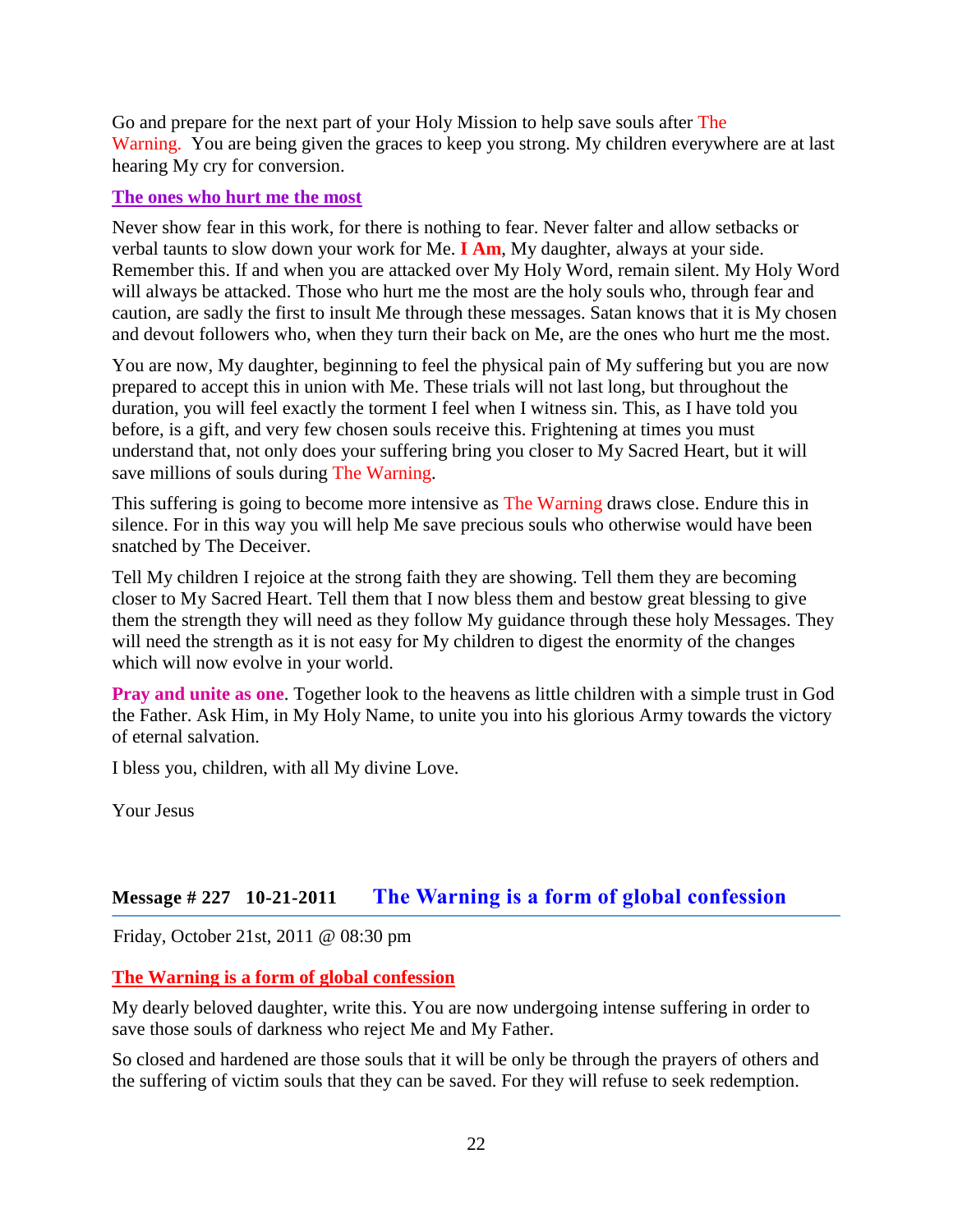Go and prepare for the next part of your Holy Mission to help save souls after The Warning. You are being given the graces to keep you strong. My children everywhere are at last hearing My cry for conversion.

**The ones who hurt me the most**

Never show fear in this work, for there is nothing to fear. Never falter and allow setbacks or verbal taunts to slow down your work for Me. **I Am**, My daughter, always at your side. Remember this. If and when you are attacked over My Holy Word, remain silent. My Holy Word will always be attacked. Those who hurt me the most are the holy souls who, through fear and caution, are sadly the first to insult Me through these messages. Satan knows that it is My chosen and devout followers who, when they turn their back on Me, are the ones who hurt me the most.

You are now, My daughter, beginning to feel the physical pain of My suffering but you are now prepared to accept this in union with Me. These trials will not last long, but throughout the duration, you will feel exactly the torment I feel when I witness sin. This, as I have told you before, is a gift, and very few chosen souls receive this. Frightening at times you must understand that, not only does your suffering bring you closer to My Sacred Heart, but it will save millions of souls during The Warning.

This suffering is going to become more intensive as The Warning draws close. Endure this in silence. For in this way you will help Me save precious souls who otherwise would have been snatched by The Deceiver.

Tell My children I rejoice at the strong faith they are showing. Tell them they are becoming closer to My Sacred Heart. Tell them that I now bless them and bestow great blessing to give them the strength they will need as they follow My guidance through these holy Messages. They will need the strength as it is not easy for My children to digest the enormity of the changes which will now evolve in your world.

**Pray and unite as one**. Together look to the heavens as little children with a simple trust in God the Father. Ask Him, in My Holy Name, to unite you into his glorious Army towards the victory of eternal salvation.

I bless you, children, with all My divine Love.

Your Jesus

## Message # 227 10-21-2011 The Warning is a form of global confession

Friday, October 21st, 2011 @ 08:30 pm

**The Warning is a form of global confession**

My dearly beloved daughter, write this. You are now undergoing intense suffering in order to save those souls of darkness who reject Me and My Father.

So closed and hardened are those souls that it will be only be through the prayers of others and the suffering of victim souls that they can be saved. For they will refuse to seek redemption.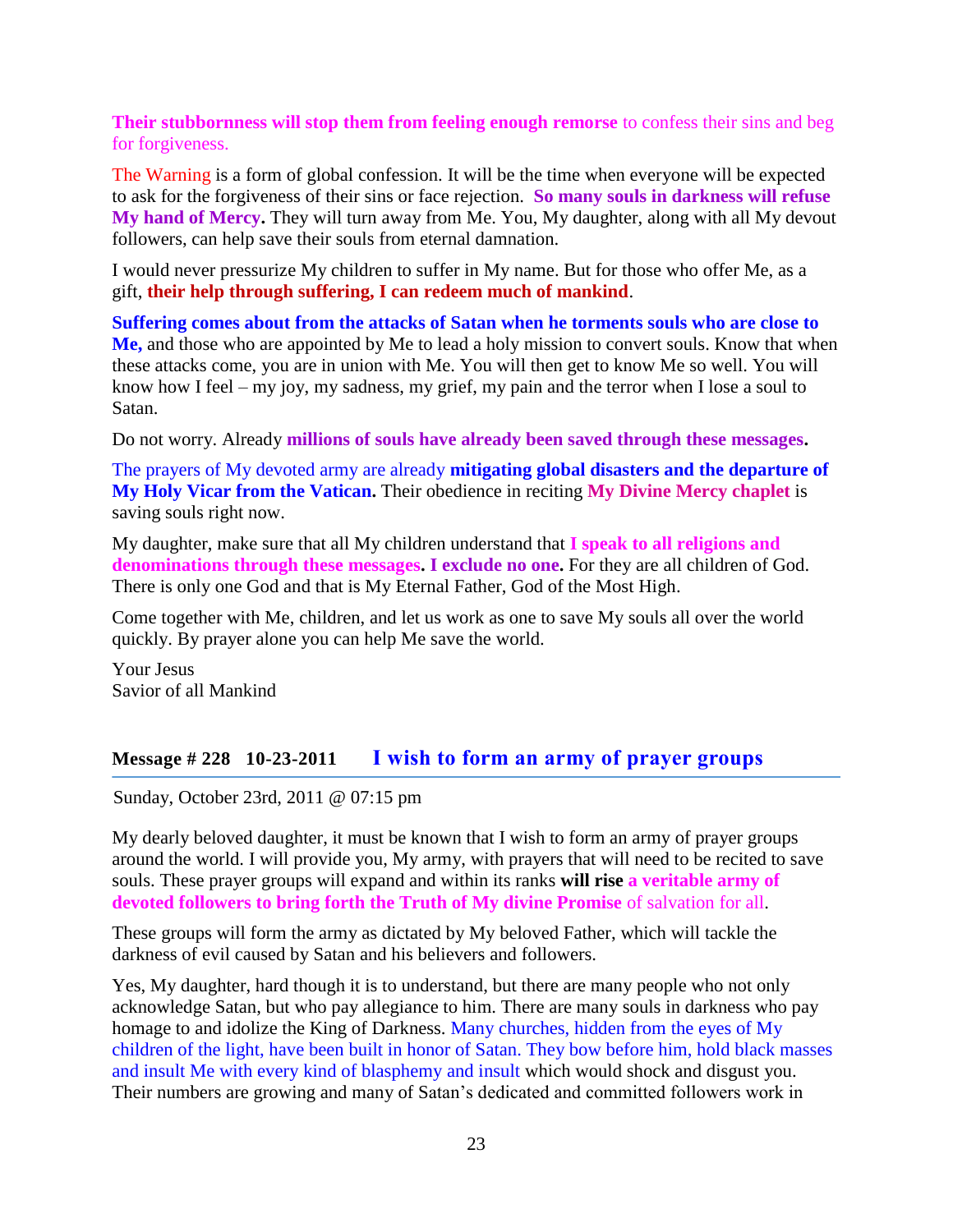**Their stubbornness will stop them from feeling enough remorse** to confess their sins and beg for forgiveness.

The Warning is a form of global confession. It will be the time when everyone will be expected to ask for the forgiveness of their sins or face rejection. **So many souls in darkness will refuse My hand of Mercy.** They will turn away from Me. You, My daughter, along with all My devout followers, can help save their souls from eternal damnation.

I would never pressurize My children to suffer in My name. But for those who offer Me, as a gift, **their help through suffering, I can redeem much of mankind**.

**Suffering comes about from the attacks of Satan when he torments souls who are close to Me,** and those who are appointed by Me to lead a holy mission to convert souls. Know that when these attacks come, you are in union with Me. You will then get to know Me so well. You will know how I feel – my joy, my sadness, my grief, my pain and the terror when I lose a soul to Satan.

Do not worry. Already **millions of souls have already been saved through these messages.**

The prayers of My devoted army are already **mitigating global disasters and the departure of My Holy Vicar from the Vatican.** Their obedience in reciting **My Divine Mercy chaplet** is saving souls right now.

My daughter, make sure that all My children understand that **I speak to all religions and denominations through these messages. I exclude no one.** For they are all children of God. There is only one God and that is My Eternal Father, God of the Most High.

Come together with Me, children, and let us work as one to save My souls all over the world quickly. By prayer alone you can help Me save the world.

Your Jesus
Savior of all Mankind

## Message # 228 10-23-2011 I wish to form an army of prayer groups

Sunday, October 23rd, 2011 @ 07:15 pm

My dearly beloved daughter, it must be known that I wish to form an army of prayer groups around the world. I will provide you, My army, with prayers that will need to be recited to save souls. These prayer groups will expand and within its ranks **will rise a veritable army of devoted followers to bring forth the Truth of My divine Promise** of salvation for all.

These groups will form the army as dictated by My beloved Father, which will tackle the darkness of evil caused by Satan and his believers and followers.

Yes, My daughter, hard though it is to understand, but there are many people who not only acknowledge Satan, but who pay allegiance to him. There are many souls in darkness who pay homage to and idolize the King of Darkness. Many churches, hidden from the eyes of My children of the light, have been built in honor of Satan. They bow before him, hold black masses and insult Me with every kind of blasphemy and insult which would shock and disgust you. Their numbers are growing and many of Satan's dedicated and committed followers work in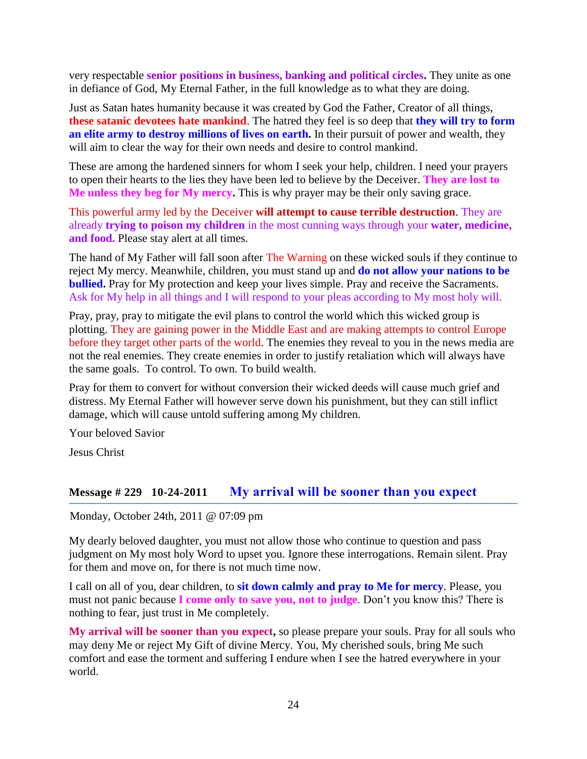very respectable **senior positions in business, banking and political circles.** They unite as one in defiance of God, My Eternal Father, in the full knowledge as to what they are doing.

Just as Satan hates humanity because it was created by God the Father, Creator of all things, **these satanic devotees hate mankind**. The hatred they feel is so deep that **they will try to form an elite army to destroy millions of lives on earth.** In their pursuit of power and wealth, they will aim to clear the way for their own needs and desire to control mankind.

These are among the hardened sinners for whom I seek your help, children. I need your prayers to open their hearts to the lies they have been led to believe by the Deceiver. **They are lost to Me unless they beg for My mercy.** This is why prayer may be their only saving grace.

This powerful army led by the Deceiver **will attempt to cause terrible destruction**. They are already **trying to poison my children** in the most cunning ways through your **water, medicine, and food.** Please stay alert at all times.

The hand of My Father will fall soon after The Warning on these wicked souls if they continue to reject My mercy. Meanwhile, children, you must stand up and **do not allow your nations to be bullied.** Pray for My protection and keep your lives simple. Pray and receive the Sacraments. Ask for My help in all things and I will respond to your pleas according to My most holy will.

Pray, pray, pray to mitigate the evil plans to control the world which this wicked group is plotting. They are gaining power in the Middle East and are making attempts to control Europe before they target other parts of the world. The enemies they reveal to you in the news media are not the real enemies. They create enemies in order to justify retaliation which will always have the same goals. To control. To own. To build wealth.

Pray for them to convert for without conversion their wicked deeds will cause much grief and distress. My Eternal Father will however serve down his punishment, but they can still inflict damage, which will cause untold suffering among My children.

Your beloved Savior

Jesus Christ

## Message # 229 10-24-2011 My arrival will be sooner than you expect

Monday, October 24th, 2011 @ 07:09 pm

My dearly beloved daughter, you must not allow those who continue to question and pass judgment on My most holy Word to upset you. Ignore these interrogations. Remain silent. Pray for them and move on, for there is not much time now.

I call on all of you, dear children, to **sit down calmly and pray to Me for mercy**. Please, you must not panic because **I come only to save you, not to judge**. Don't you know this? There is nothing to fear, just trust in Me completely.

**My arrival will be sooner than you expect,** so please prepare your souls. Pray for all souls who may deny Me or reject My Gift of divine Mercy. You, My cherished souls, bring Me such comfort and ease the torment and suffering I endure when I see the hatred everywhere in your world.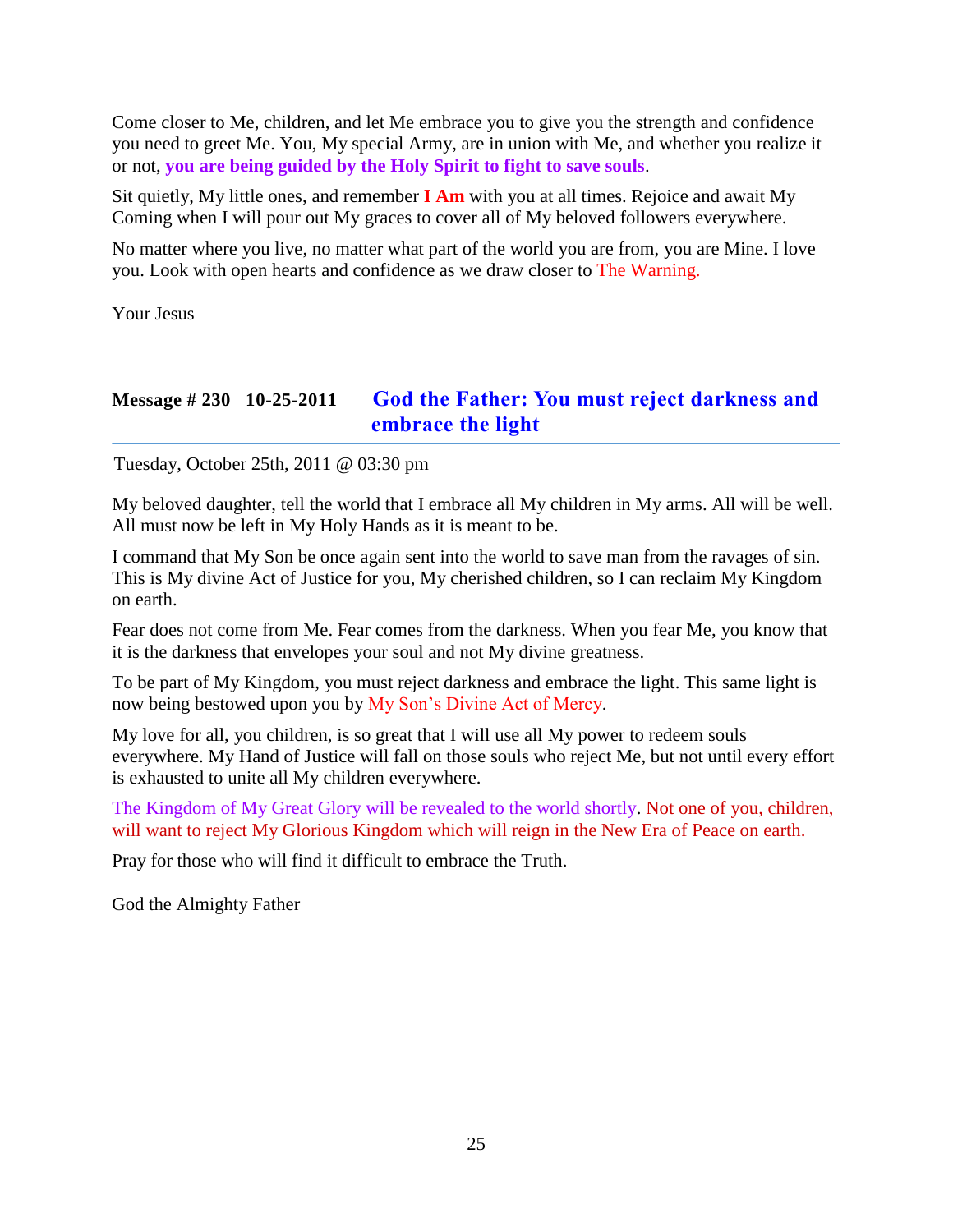Come closer to Me, children, and let Me embrace you to give you the strength and confidence you need to greet Me. You, My special Army, are in union with Me, and whether you realize it or not, **you are being guided by the Holy Spirit to fight to save souls**.

Sit quietly, My little ones, and remember **I Am** with you at all times. Rejoice and await My Coming when I will pour out My graces to cover all of My beloved followers everywhere.

No matter where you live, no matter what part of the world you are from, you are Mine. I love you. Look with open hearts and confidence as we draw closer to The Warning.

Your Jesus

## Message # 230 10-25-2011 God the Father: You must reject darkness and embrace the light

Tuesday, October 25th, 2011 @ 03:30 pm

My beloved daughter, tell the world that I embrace all My children in My arms. All will be well. All must now be left in My Holy Hands as it is meant to be.

I command that My Son be once again sent into the world to save man from the ravages of sin. This is My divine Act of Justice for you, My cherished children, so I can reclaim My Kingdom on earth.

Fear does not come from Me. Fear comes from the darkness. When you fear Me, you know that it is the darkness that envelopes your soul and not My divine greatness.

To be part of My Kingdom, you must reject darkness and embrace the light. This same light is now being bestowed upon you by My Son's Divine Act of Mercy.

My love for all, you children, is so great that I will use all My power to redeem souls everywhere. My Hand of Justice will fall on those souls who reject Me, but not until every effort is exhausted to unite all My children everywhere.

The Kingdom of My Great Glory will be revealed to the world shortly. Not one of you, children, will want to reject My Glorious Kingdom which will reign in the New Era of Peace on earth.

Pray for those who will find it difficult to embrace the Truth.

God the Almighty Father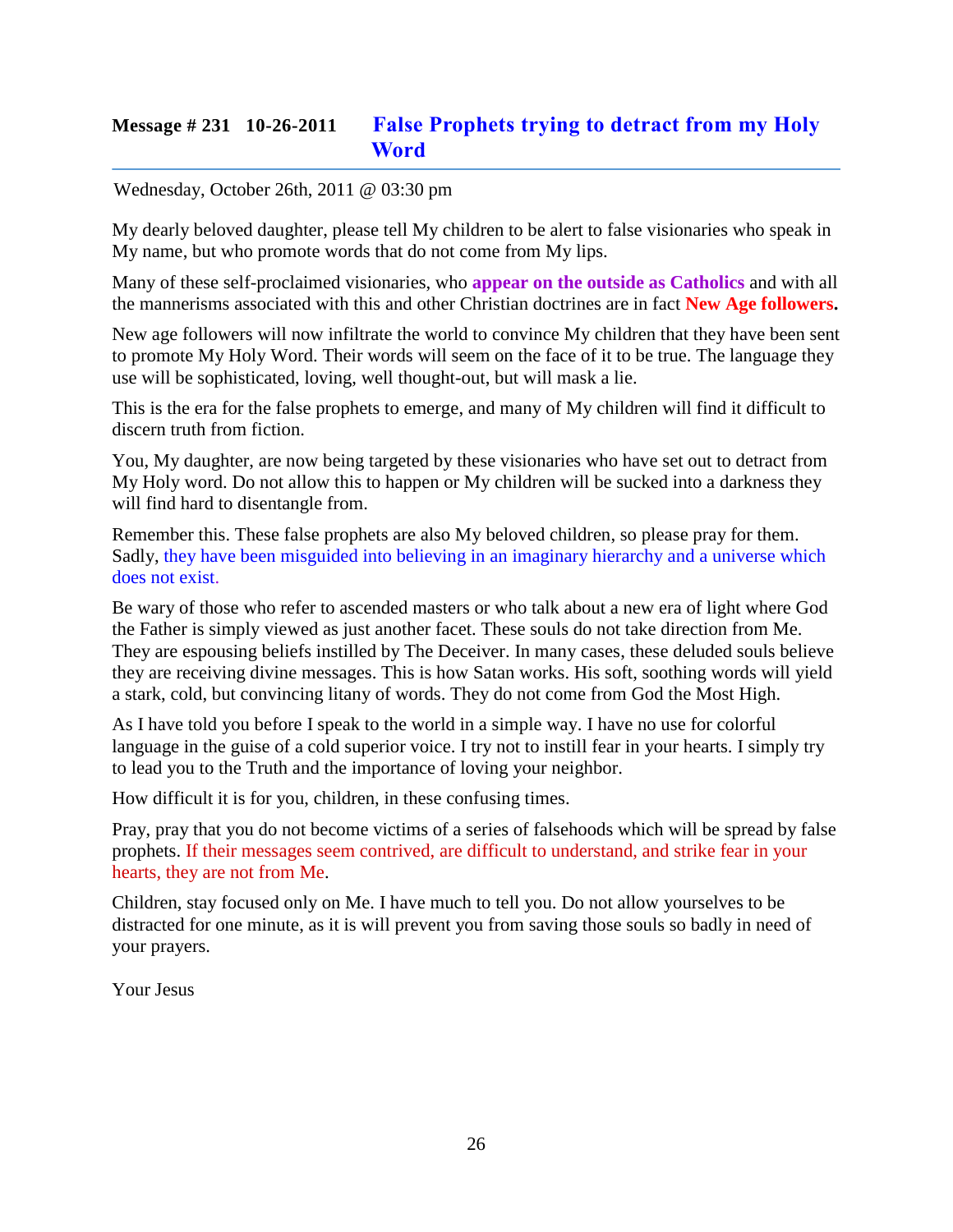## Message # 231 10-26-2011 False Prophets trying to detract from my Holy Word

Wednesday, October 26th, 2011 @ 03:30 pm

My dearly beloved daughter, please tell My children to be alert to false visionaries who speak in My name, but who promote words that do not come from My lips.

Many of these self-proclaimed visionaries, who **appear on the outside as Catholics** and with all the mannerisms associated with this and other Christian doctrines are in fact **New Age followers.**

New age followers will now infiltrate the world to convince My children that they have been sent to promote My Holy Word. Their words will seem on the face of it to be true. The language they use will be sophisticated, loving, well thought-out, but will mask a lie.

This is the era for the false prophets to emerge, and many of My children will find it difficult to discern truth from fiction.

You, My daughter, are now being targeted by these visionaries who have set out to detract from My Holy word. Do not allow this to happen or My children will be sucked into a darkness they will find hard to disentangle from.

Remember this. These false prophets are also My beloved children, so please pray for them. Sadly, they have been misguided into believing in an imaginary hierarchy and a universe which does not exist.

Be wary of those who refer to ascended masters or who talk about a new era of light where God the Father is simply viewed as just another facet. These souls do not take direction from Me. They are espousing beliefs instilled by The Deceiver. In many cases, these deluded souls believe they are receiving divine messages. This is how Satan works. His soft, soothing words will yield a stark, cold, but convincing litany of words. They do not come from God the Most High.

As I have told you before I speak to the world in a simple way. I have no use for colorful language in the guise of a cold superior voice. I try not to instill fear in your hearts. I simply try to lead you to the Truth and the importance of loving your neighbor.

How difficult it is for you, children, in these confusing times.

Pray, pray that you do not become victims of a series of falsehoods which will be spread by false prophets. If their messages seem contrived, are difficult to understand, and strike fear in your hearts, they are not from Me.

Children, stay focused only on Me. I have much to tell you. Do not allow yourselves to be distracted for one minute, as it is will prevent you from saving those souls so badly in need of your prayers.

Your Jesus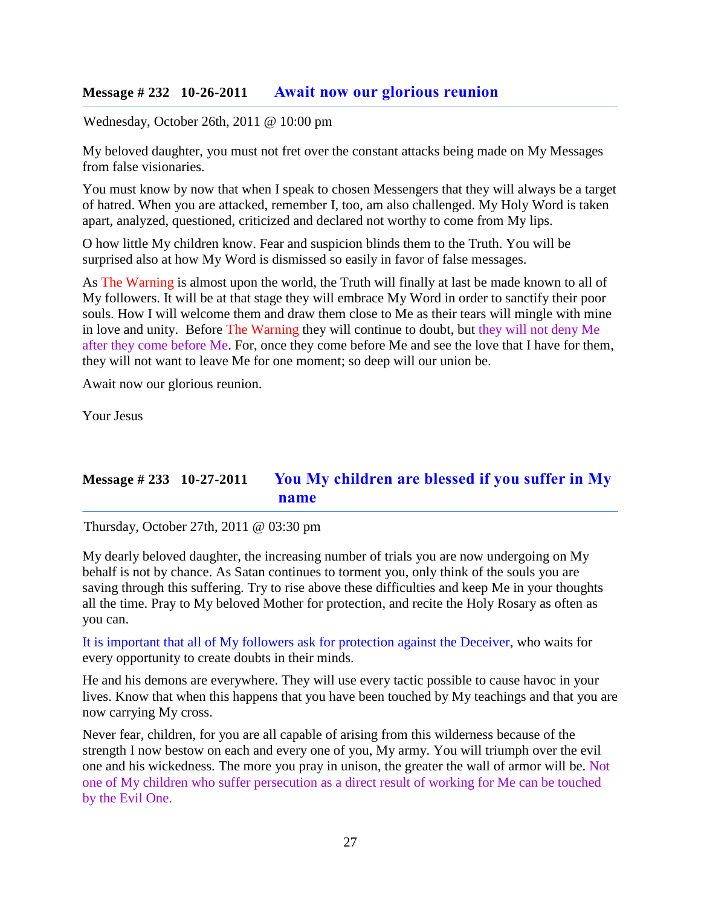## Message # 232 10-26-2011 Await now our glorious reunion

Wednesday, October 26th, 2011 @ 10:00 pm

My beloved daughter, you must not fret over the constant attacks being made on My Messages from false visionaries.

You must know by now that when I speak to chosen Messengers that they will always be a target of hatred. When you are attacked, remember I, too, am also challenged. My Holy Word is taken apart, analyzed, questioned, criticized and declared not worthy to come from My lips.

O how little My children know. Fear and suspicion blinds them to the Truth. You will be surprised also at how My Word is dismissed so easily in favor of false messages.

As The Warning is almost upon the world, the Truth will finally at last be made known to all of My followers. It will be at that stage they will embrace My Word in order to sanctify their poor souls. How I will welcome them and draw them close to Me as their tears will mingle with mine in love and unity. Before The Warning they will continue to doubt, but they will not deny Me after they come before Me. For, once they come before Me and see the love that I have for them, they will not want to leave Me for one moment; so deep will our union be.

Await now our glorious reunion.

Your Jesus

## Message # 233 10-27-2011 You My children are blessed if you suffer in My name

Thursday, October 27th, 2011 @ 03:30 pm

My dearly beloved daughter, the increasing number of trials you are now undergoing on My behalf is not by chance. As Satan continues to torment you, only think of the souls you are saving through this suffering. Try to rise above these difficulties and keep Me in your thoughts all the time. Pray to My beloved Mother for protection, and recite the Holy Rosary as often as you can.

It is important that all of My followers ask for protection against the Deceiver, who waits for every opportunity to create doubts in their minds.

He and his demons are everywhere. They will use every tactic possible to cause havoc in your lives. Know that when this happens that you have been touched by My teachings and that you are now carrying My cross.

Never fear, children, for you are all capable of arising from this wilderness because of the strength I now bestow on each and every one of you, My army. You will triumph over the evil one and his wickedness. The more you pray in unison, the greater the wall of armor will be. Not one of My children who suffer persecution as a direct result of working for Me can be touched by the Evil One.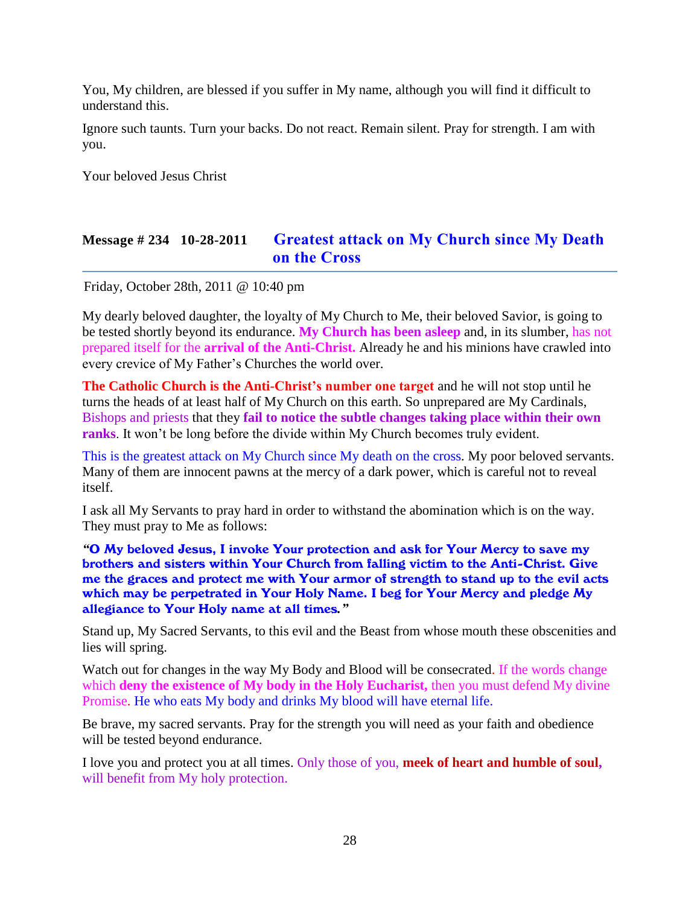You, My children, are blessed if you suffer in My name, although you will find it difficult to understand this.

Ignore such taunts. Turn your backs. Do not react. Remain silent. Pray for strength. I am with you.

Your beloved Jesus Christ

## Message # 234 10-28-2011 Greatest attack on My Church since My Death on the Cross

Friday, October 28th, 2011 @ 10:40 pm

My dearly beloved daughter, the loyalty of My Church to Me, their beloved Savior, is going to be tested shortly beyond its endurance. **My Church has been asleep** and, in its slumber, has not prepared itself for the **arrival of the Anti-Christ.** Already he and his minions have crawled into every crevice of My Father's Churches the world over.

**The Catholic Church is the Anti-Christ's number one target** and he will not stop until he turns the heads of at least half of My Church on this earth. So unprepared are My Cardinals, Bishops and priests that they **fail to notice the subtle changes taking place within their own ranks**. It won't be long before the divide within My Church becomes truly evident.

This is the greatest attack on My Church since My death on the cross. My poor beloved servants. Many of them are innocent pawns at the mercy of a dark power, which is careful not to reveal itself.

I ask all My Servants to pray hard in order to withstand the abomination which is on the way. They must pray to Me as follows:

**"O My beloved Jesus, I invoke Your protection and ask for Your Mercy to save my brothers and sisters within Your Church from falling victim to the Anti-Christ. Give me the graces and protect me with Your armor of strength to stand up to the evil acts which may be perpetrated in Your Holy Name. I beg for Your Mercy and pledge My allegiance to Your Holy name at all times."**

Stand up, My Sacred Servants, to this evil and the Beast from whose mouth these obscenities and lies will spring.

Watch out for changes in the way My Body and Blood will be consecrated. If the words change which **deny the existence of My body in the Holy Eucharist,** then you must defend My divine Promise. He who eats My body and drinks My blood will have eternal life.

Be brave, my sacred servants. Pray for the strength you will need as your faith and obedience will be tested beyond endurance.

I love you and protect you at all times. Only those of you, **meek of heart and humble of soul,** will benefit from My holy protection.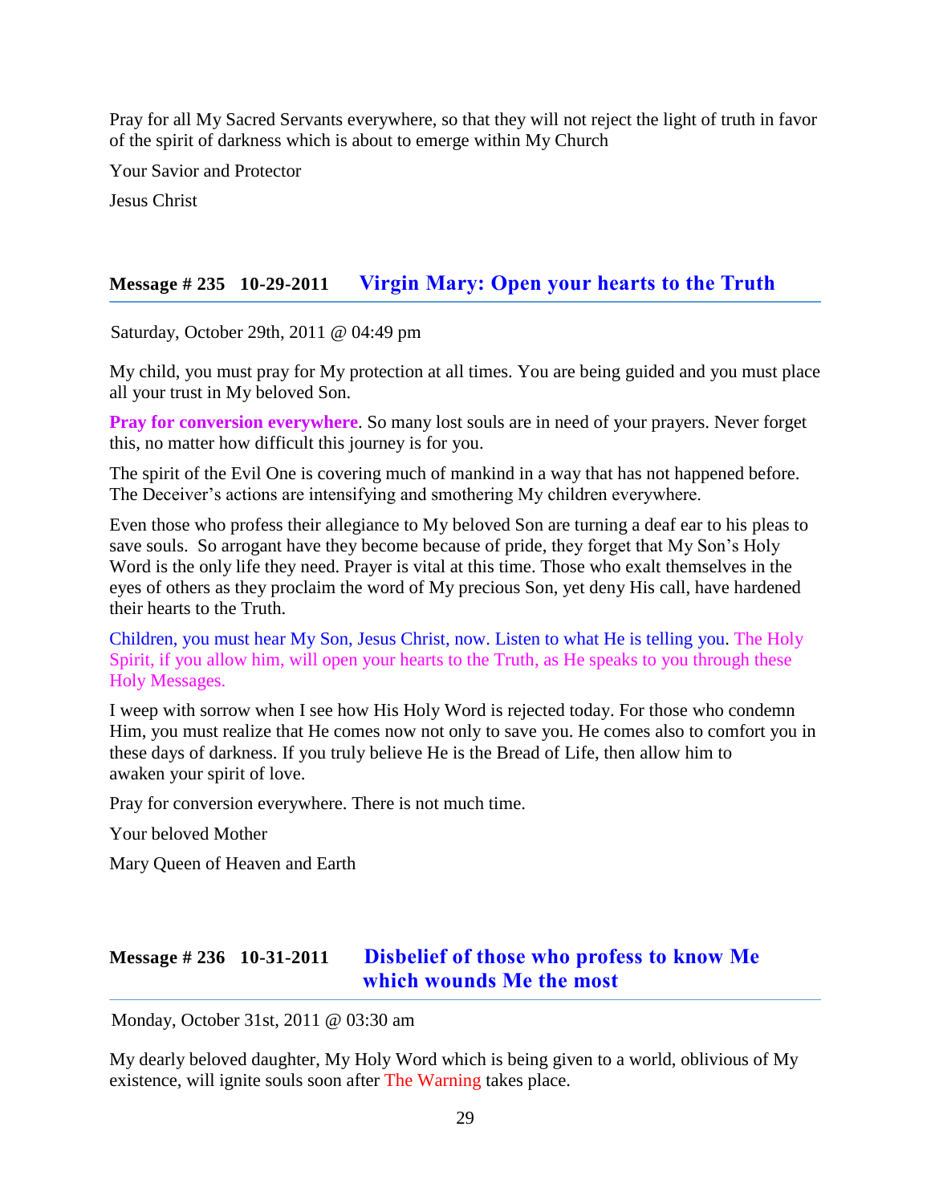Pray for all My Sacred Servants everywhere, so that they will not reject the light of truth in favor of the spirit of darkness which is about to emerge within My Church

Your Savior and Protector

Jesus Christ

## Message # 235 10-29-2011 Virgin Mary: Open your hearts to the Truth

Saturday, October 29th, 2011 @ 04:49 pm

My child, you must pray for My protection at all times. You are being guided and you must place all your trust in My beloved Son.

**Pray for conversion everywhere**. So many lost souls are in need of your prayers. Never forget this, no matter how difficult this journey is for you.

The spirit of the Evil One is covering much of mankind in a way that has not happened before. The Deceiver's actions are intensifying and smothering My children everywhere.

Even those who profess their allegiance to My beloved Son are turning a deaf ear to his pleas to save souls. So arrogant have they become because of pride, they forget that My Son's Holy Word is the only life they need. Prayer is vital at this time. Those who exalt themselves in the eyes of others as they proclaim the word of My precious Son, yet deny His call, have hardened their hearts to the Truth.

Children, you must hear My Son, Jesus Christ, now. Listen to what He is telling you. The Holy Spirit, if you allow him, will open your hearts to the Truth, as He speaks to you through these Holy Messages.

I weep with sorrow when I see how His Holy Word is rejected today. For those who condemn Him, you must realize that He comes now not only to save you. He comes also to comfort you in these days of darkness. If you truly believe He is the Bread of Life, then allow him to awaken your spirit of love.

Pray for conversion everywhere. There is not much time.

Your beloved Mother

Mary Queen of Heaven and Earth

## Message # 236 10-31-2011 Disbelief of those who profess to know Me which wounds Me the most

Monday, October 31st, 2011 @ 03:30 am

My dearly beloved daughter, My Holy Word which is being given to a world, oblivious of My existence, will ignite souls soon after The Warning takes place.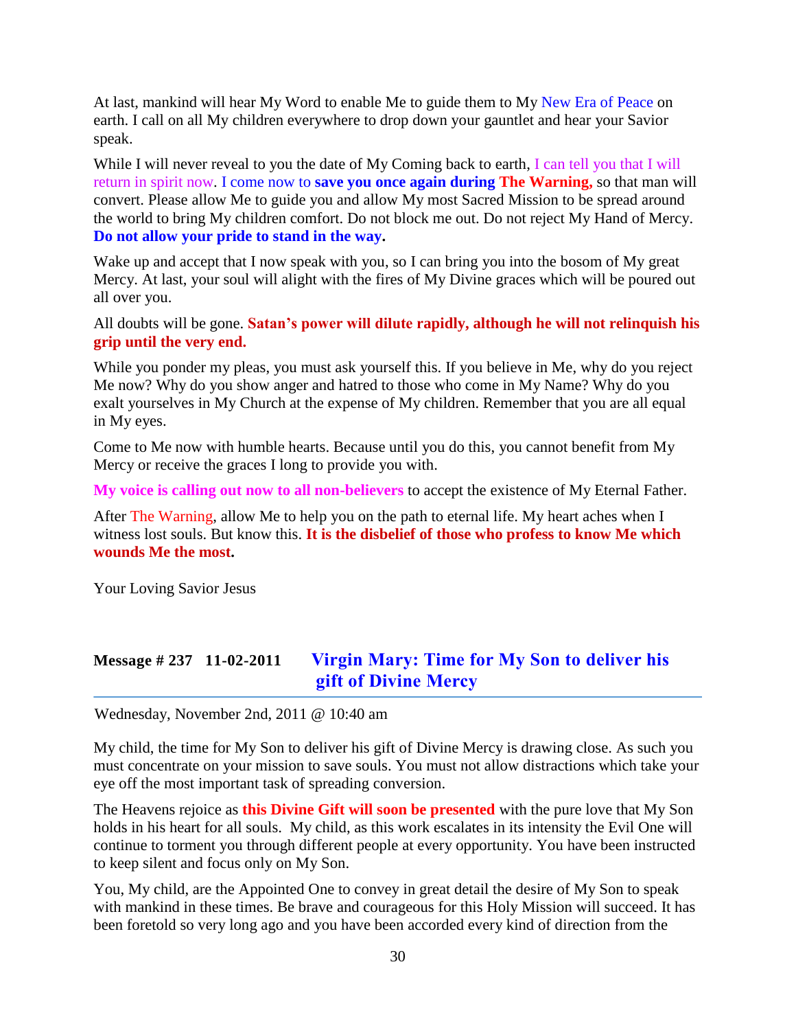At last, mankind will hear My Word to enable Me to guide them to My New Era of Peace on earth. I call on all My children everywhere to drop down your gauntlet and hear your Savior speak.

While I will never reveal to you the date of My Coming back to earth, I can tell you that I will return in spirit now. I come now to **save you once again during The Warning,** so that man will convert. Please allow Me to guide you and allow My most Sacred Mission to be spread around the world to bring My children comfort. Do not block me out. Do not reject My Hand of Mercy. **Do not allow your pride to stand in the way.**

Wake up and accept that I now speak with you, so I can bring you into the bosom of My great Mercy. At last, your soul will alight with the fires of My Divine graces which will be poured out all over you.

All doubts will be gone. **Satan's power will dilute rapidly, although he will not relinquish his grip until the very end.**

While you ponder my pleas, you must ask yourself this. If you believe in Me, why do you reject Me now? Why do you show anger and hatred to those who come in My Name? Why do you exalt yourselves in My Church at the expense of My children. Remember that you are all equal in My eyes.

Come to Me now with humble hearts. Because until you do this, you cannot benefit from My Mercy or receive the graces I long to provide you with.

**My voice is calling out now to all non-believers** to accept the existence of My Eternal Father.

After The Warning, allow Me to help you on the path to eternal life. My heart aches when I witness lost souls. But know this. **It is the disbelief of those who profess to know Me which wounds Me the most.**

Your Loving Savior Jesus

## Message # 237 11-02-2011 Virgin Mary: Time for My Son to deliver his gift of Divine Mercy

Wednesday, November 2nd, 2011 @ 10:40 am

My child, the time for My Son to deliver his gift of Divine Mercy is drawing close. As such you must concentrate on your mission to save souls. You must not allow distractions which take your eye off the most important task of spreading conversion.

The Heavens rejoice as **this Divine Gift will soon be presented** with the pure love that My Son holds in his heart for all souls. My child, as this work escalates in its intensity the Evil One will continue to torment you through different people at every opportunity. You have been instructed to keep silent and focus only on My Son.

You, My child, are the Appointed One to convey in great detail the desire of My Son to speak with mankind in these times. Be brave and courageous for this Holy Mission will succeed. It has been foretold so very long ago and you have been accorded every kind of direction from the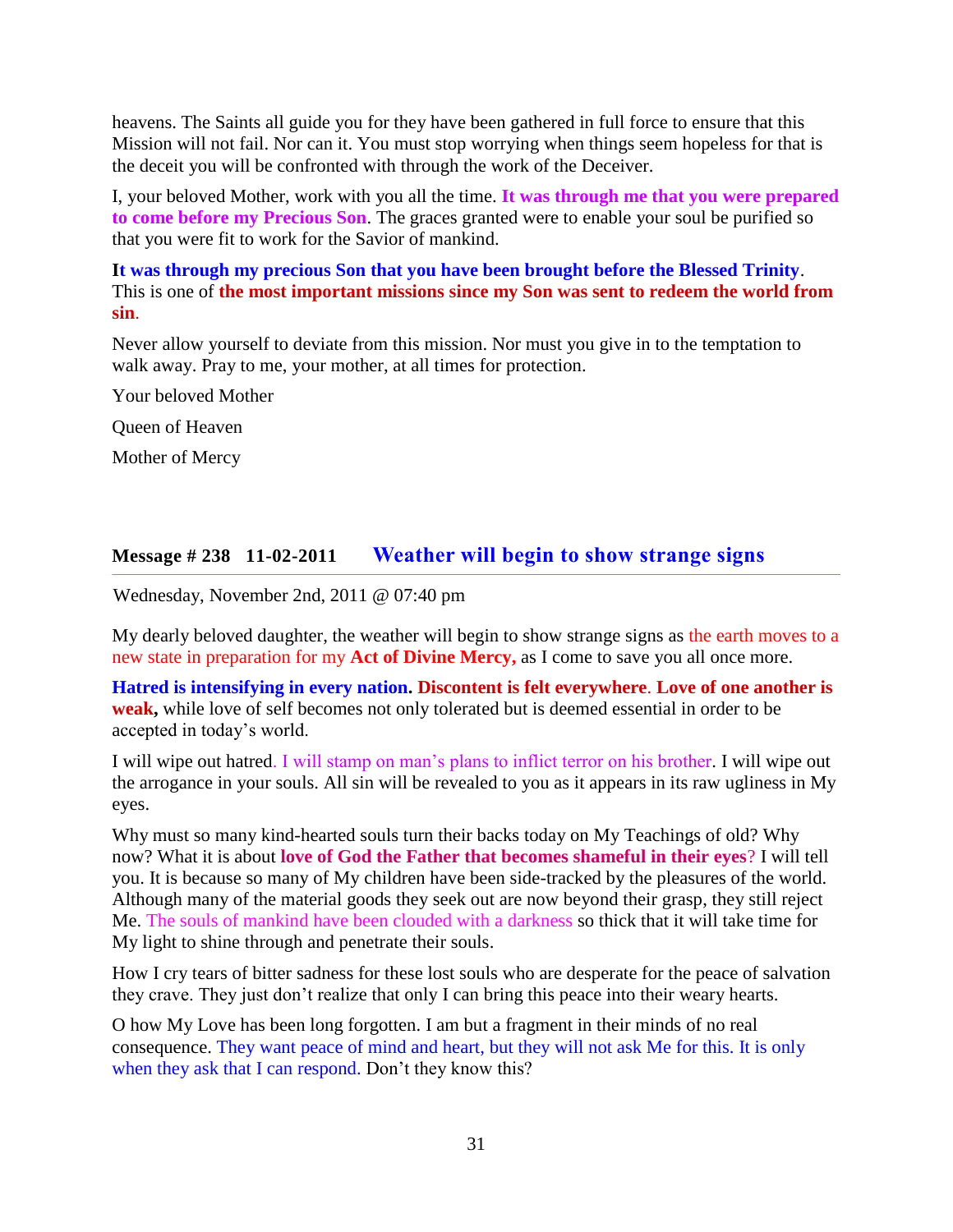heavens. The Saints all guide you for they have been gathered in full force to ensure that this Mission will not fail. Nor can it. You must stop worrying when things seem hopeless for that is the deceit you will be confronted with through the work of the Deceiver.

I, your beloved Mother, work with you all the time. **It was through me that you were prepared to come before my Precious Son**. The graces granted were to enable your soul be purified so that you were fit to work for the Savior of mankind.

**It was through my precious Son that you have been brought before the Blessed Trinity**. This is one of **the most important missions since my Son was sent to redeem the world from sin**.

Never allow yourself to deviate from this mission. Nor must you give in to the temptation to walk away. Pray to me, your mother, at all times for protection.

Your beloved Mother

Queen of Heaven

Mother of Mercy

## Message # 238 11-02-2011 Weather will begin to show strange signs

Wednesday, November 2nd, 2011 @ 07:40 pm

My dearly beloved daughter, the weather will begin to show strange signs as the earth moves to a new state in preparation for my **Act of Divine Mercy,** as I come to save you all once more.

**Hatred is intensifying in every nation. Discontent is felt everywhere**. **Love of one another is weak,** while love of self becomes not only tolerated but is deemed essential in order to be accepted in today's world.

I will wipe out hatred. I will stamp on man's plans to inflict terror on his brother. I will wipe out the arrogance in your souls. All sin will be revealed to you as it appears in its raw ugliness in My eyes.

Why must so many kind-hearted souls turn their backs today on My Teachings of old? Why now? What it is about **love of God the Father that becomes shameful in their eyes**? I will tell you. It is because so many of My children have been side-tracked by the pleasures of the world. Although many of the material goods they seek out are now beyond their grasp, they still reject Me. The souls of mankind have been clouded with a darkness so thick that it will take time for My light to shine through and penetrate their souls.

How I cry tears of bitter sadness for these lost souls who are desperate for the peace of salvation they crave. They just don't realize that only I can bring this peace into their weary hearts.

O how My Love has been long forgotten. I am but a fragment in their minds of no real consequence. They want peace of mind and heart, but they will not ask Me for this. It is only when they ask that I can respond. Don't they know this?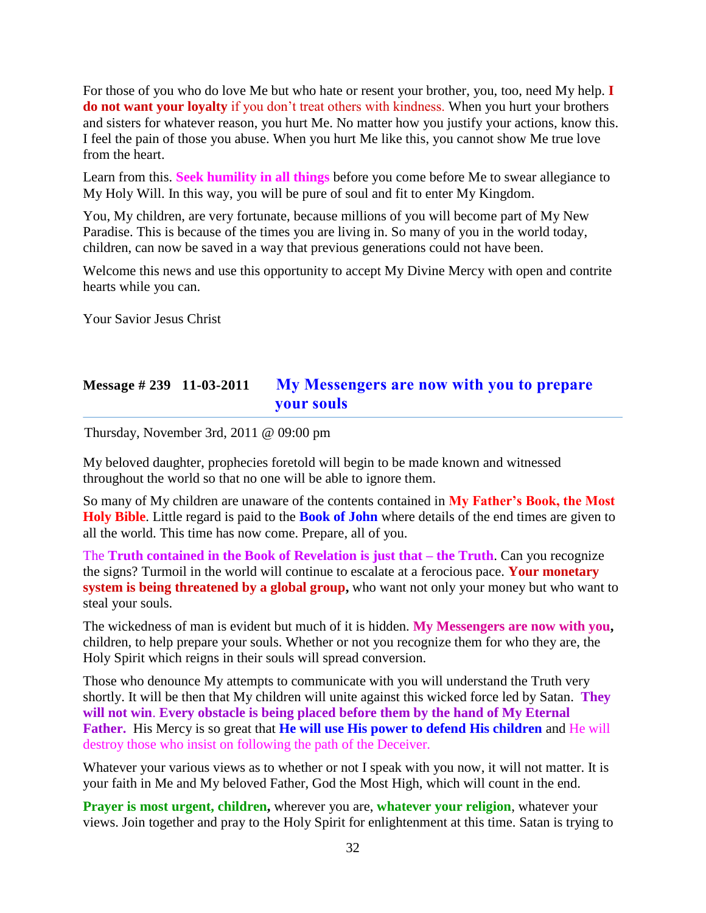For those of you who do love Me but who hate or resent your brother, you, too, need My help. **I do not want your loyalty** if you don't treat others with kindness. When you hurt your brothers and sisters for whatever reason, you hurt Me. No matter how you justify your actions, know this. I feel the pain of those you abuse. When you hurt Me like this, you cannot show Me true love from the heart.

Learn from this. **Seek humility in all things** before you come before Me to swear allegiance to My Holy Will. In this way, you will be pure of soul and fit to enter My Kingdom.

You, My children, are very fortunate, because millions of you will become part of My New Paradise. This is because of the times you are living in. So many of you in the world today, children, can now be saved in a way that previous generations could not have been.

Welcome this news and use this opportunity to accept My Divine Mercy with open and contrite hearts while you can.

Your Savior Jesus Christ

## Message # 239 11-03-2011 My Messengers are now with you to prepare your souls

Thursday, November 3rd, 2011 @ 09:00 pm

My beloved daughter, prophecies foretold will begin to be made known and witnessed throughout the world so that no one will be able to ignore them.

So many of My children are unaware of the contents contained in **My Father's Book, the Most Holy Bible**. Little regard is paid to the **Book of John** where details of the end times are given to all the world. This time has now come. Prepare, all of you.

The **Truth contained in the Book of Revelation is just that – the Truth**. Can you recognize the signs? Turmoil in the world will continue to escalate at a ferocious pace. **Your monetary system is being threatened by a global group,** who want not only your money but who want to steal your souls.

The wickedness of man is evident but much of it is hidden. **My Messengers are now with you,** children, to help prepare your souls. Whether or not you recognize them for who they are, the Holy Spirit which reigns in their souls will spread conversion.

Those who denounce My attempts to communicate with you will understand the Truth very shortly. It will be then that My children will unite against this wicked force led by Satan. **They will not win**. **Every obstacle is being placed before them by the hand of My Eternal Father.** His Mercy is so great that **He will use His power to defend His children** and He will destroy those who insist on following the path of the Deceiver.

Whatever your various views as to whether or not I speak with you now, it will not matter. It is your faith in Me and My beloved Father, God the Most High, which will count in the end.

**Prayer is most urgent, children,** wherever you are, **whatever your religion**, whatever your views. Join together and pray to the Holy Spirit for enlightenment at this time. Satan is trying to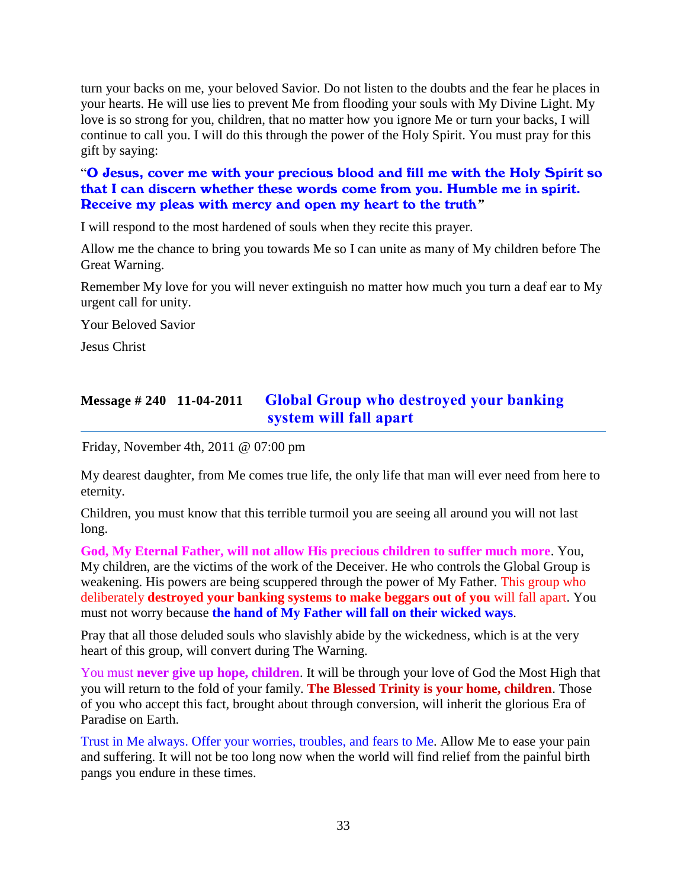turn your backs on me, your beloved Savior. Do not listen to the doubts and the fear he places in your hearts. He will use lies to prevent Me from flooding your souls with My Divine Light. My love is so strong for you, children, that no matter how you ignore Me or turn your backs, I will continue to call you. I will do this through the power of the Holy Spirit. You must pray for this gift by saying:

"**O Jesus, cover me with your precious blood and fill me with the Holy Spirit so that I can discern whether these words come from you. Humble me in spirit. Receive my pleas with mercy and open my heart to the truth**"

I will respond to the most hardened of souls when they recite this prayer.

Allow me the chance to bring you towards Me so I can unite as many of My children before The Great Warning.

Remember My love for you will never extinguish no matter how much you turn a deaf ear to My urgent call for unity.

Your Beloved Savior

Jesus Christ

## Message # 240 11-04-2011 Global Group who destroyed your banking system will fall apart

Friday, November 4th, 2011 @ 07:00 pm

My dearest daughter, from Me comes true life, the only life that man will ever need from here to eternity.

Children, you must know that this terrible turmoil you are seeing all around you will not last long.

**God, My Eternal Father, will not allow His precious children to suffer much more**. You, My children, are the victims of the work of the Deceiver. He who controls the Global Group is weakening. His powers are being scuppered through the power of My Father. This group who deliberately **destroyed your banking systems to make beggars out of you** will fall apart. You must not worry because **the hand of My Father will fall on their wicked ways**.

Pray that all those deluded souls who slavishly abide by the wickedness, which is at the very heart of this group, will convert during The Warning.

You must **never give up hope, children**. It will be through your love of God the Most High that you will return to the fold of your family. **The Blessed Trinity is your home, children**. Those of you who accept this fact, brought about through conversion, will inherit the glorious Era of Paradise on Earth.

Trust in Me always. Offer your worries, troubles, and fears to Me. Allow Me to ease your pain and suffering. It will not be too long now when the world will find relief from the painful birth pangs you endure in these times.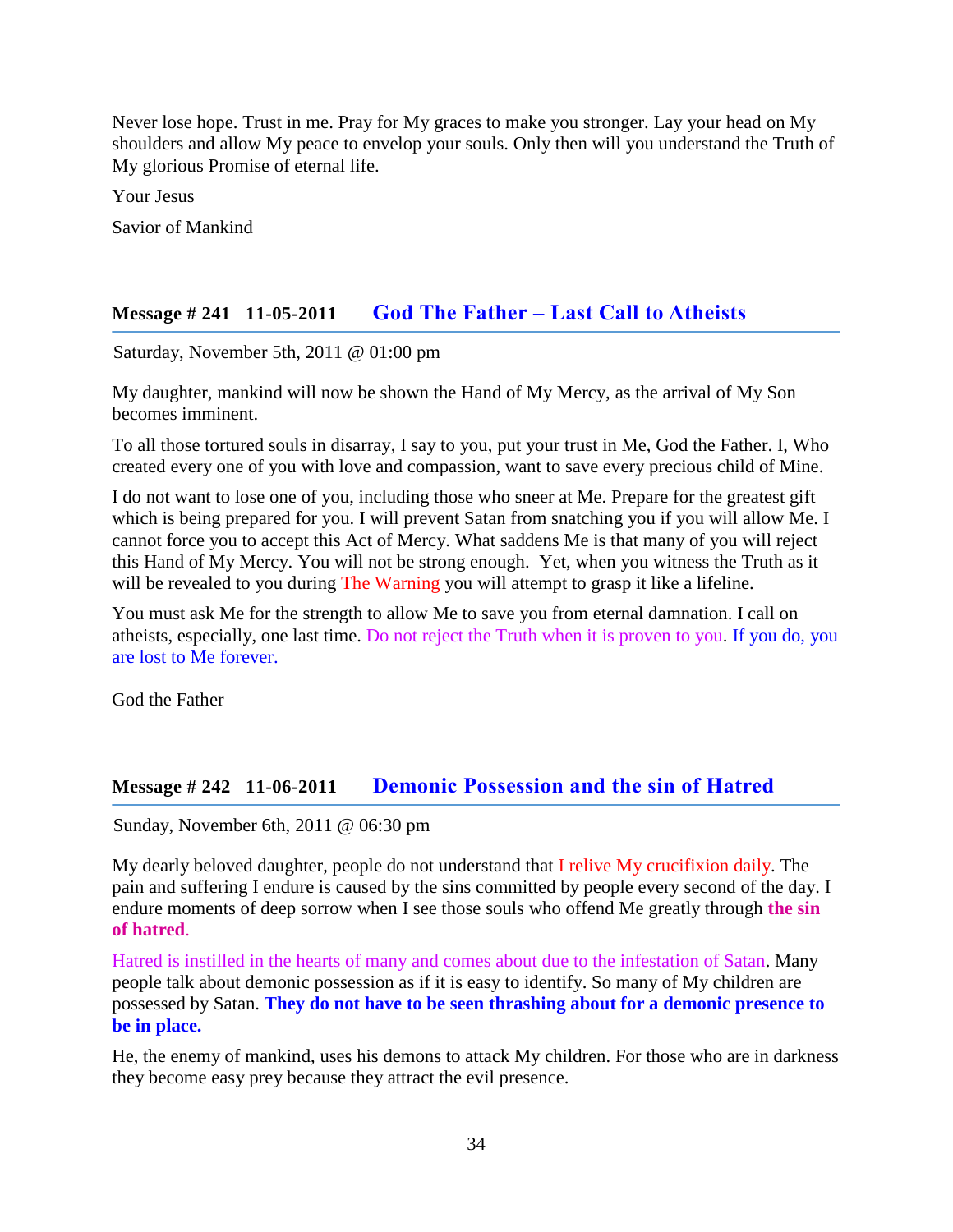Never lose hope. Trust in me. Pray for My graces to make you stronger. Lay your head on My shoulders and allow My peace to envelop your souls. Only then will you understand the Truth of My glorious Promise of eternal life.

Your Jesus

Savior of Mankind

## Message # 241 11-05-2011 God The Father – Last Call to Atheists

Saturday, November 5th, 2011 @ 01:00 pm

My daughter, mankind will now be shown the Hand of My Mercy, as the arrival of My Son becomes imminent.

To all those tortured souls in disarray, I say to you, put your trust in Me, God the Father. I, Who created every one of you with love and compassion, want to save every precious child of Mine.

I do not want to lose one of you, including those who sneer at Me. Prepare for the greatest gift which is being prepared for you. I will prevent Satan from snatching you if you will allow Me. I cannot force you to accept this Act of Mercy. What saddens Me is that many of you will reject this Hand of My Mercy. You will not be strong enough. Yet, when you witness the Truth as it will be revealed to you during The Warning you will attempt to grasp it like a lifeline.

You must ask Me for the strength to allow Me to save you from eternal damnation. I call on atheists, especially, one last time. Do not reject the Truth when it is proven to you. If you do, you are lost to Me forever.

God the Father

## Message # 242 11-06-2011 Demonic Possession and the sin of Hatred

Sunday, November 6th, 2011 @ 06:30 pm

My dearly beloved daughter, people do not understand that I relive My crucifixion daily. The pain and suffering I endure is caused by the sins committed by people every second of the day. I endure moments of deep sorrow when I see those souls who offend Me greatly through **the sin of hatred**.

Hatred is instilled in the hearts of many and comes about due to the infestation of Satan. Many people talk about demonic possession as if it is easy to identify. So many of My children are possessed by Satan. **They do not have to be seen thrashing about for a demonic presence to be in place.**

He, the enemy of mankind, uses his demons to attack My children. For those who are in darkness they become easy prey because they attract the evil presence.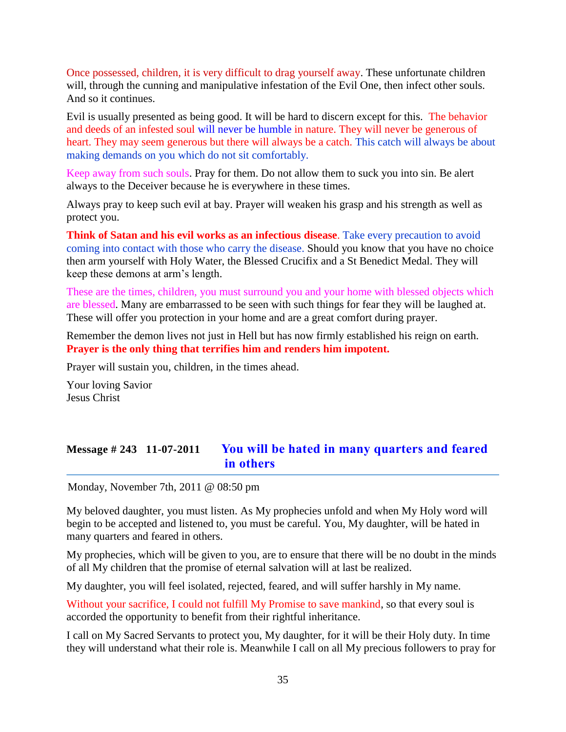Once possessed, children, it is very difficult to drag yourself away. These unfortunate children will, through the cunning and manipulative infestation of the Evil One, then infect other souls. And so it continues.

Evil is usually presented as being good. It will be hard to discern except for this. The behavior and deeds of an infested soul will never be humble in nature. They will never be generous of heart. They may seem generous but there will always be a catch. This catch will always be about making demands on you which do not sit comfortably.

Keep away from such souls. Pray for them. Do not allow them to suck you into sin. Be alert always to the Deceiver because he is everywhere in these times.

Always pray to keep such evil at bay. Prayer will weaken his grasp and his strength as well as protect you.

**Think of Satan and his evil works as an infectious disease**. Take every precaution to avoid coming into contact with those who carry the disease. Should you know that you have no choice then arm yourself with Holy Water, the Blessed Crucifix and a St Benedict Medal. They will keep these demons at arm's length.

These are the times, children, you must surround you and your home with blessed objects which are blessed. Many are embarrassed to be seen with such things for fear they will be laughed at. These will offer you protection in your home and are a great comfort during prayer.

Remember the demon lives not just in Hell but has now firmly established his reign on earth. **Prayer is the only thing that terrifies him and renders him impotent.**

Prayer will sustain you, children, in the times ahead.

Your loving Savior
Jesus Christ

## Message # 243 11-07-2011 You will be hated in many quarters and feared in others

Monday, November 7th, 2011 @ 08:50 pm

My beloved daughter, you must listen. As My prophecies unfold and when My Holy word will begin to be accepted and listened to, you must be careful. You, My daughter, will be hated in many quarters and feared in others.

My prophecies, which will be given to you, are to ensure that there will be no doubt in the minds of all My children that the promise of eternal salvation will at last be realized.

My daughter, you will feel isolated, rejected, feared, and will suffer harshly in My name.

Without your sacrifice, I could not fulfill My Promise to save mankind, so that every soul is accorded the opportunity to benefit from their rightful inheritance.

I call on My Sacred Servants to protect you, My daughter, for it will be their Holy duty. In time they will understand what their role is. Meanwhile I call on all My precious followers to pray for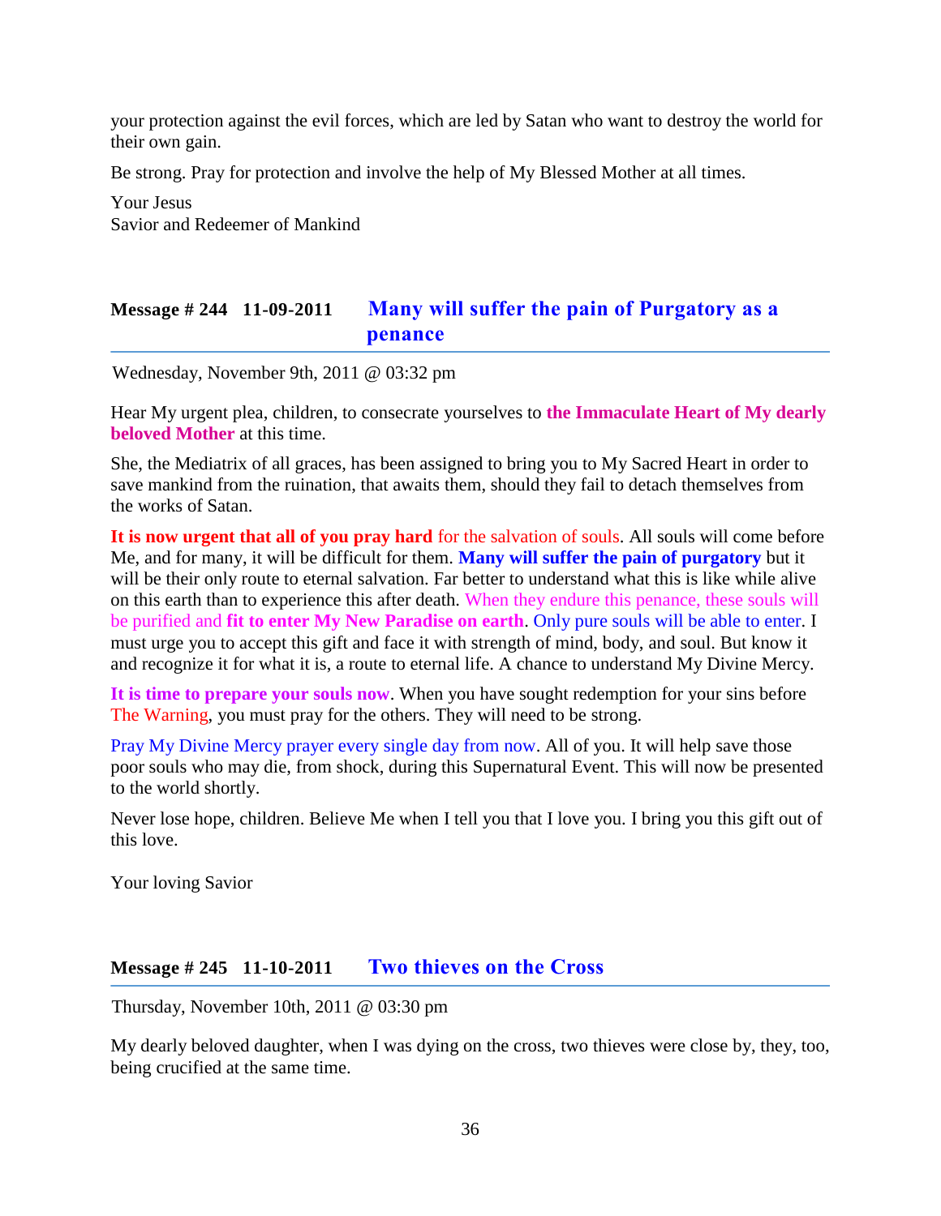your protection against the evil forces, which are led by Satan who want to destroy the world for their own gain.

Be strong. Pray for protection and involve the help of My Blessed Mother at all times.

Your Jesus
Savior and Redeemer of Mankind

## Message # 244 11-09-2011 Many will suffer the pain of Purgatory as a penance

Wednesday, November 9th, 2011 @ 03:32 pm

Hear My urgent plea, children, to consecrate yourselves to **the Immaculate Heart of My dearly beloved Mother** at this time.

She, the Mediatrix of all graces, has been assigned to bring you to My Sacred Heart in order to save mankind from the ruination, that awaits them, should they fail to detach themselves from the works of Satan.

**It is now urgent that all of you pray hard** for the salvation of souls. All souls will come before Me, and for many, it will be difficult for them. **Many will suffer the pain of purgatory** but it will be their only route to eternal salvation. Far better to understand what this is like while alive on this earth than to experience this after death. When they endure this penance, these souls will be purified and **fit to enter My New Paradise on earth**. Only pure souls will be able to enter. I must urge you to accept this gift and face it with strength of mind, body, and soul. But know it and recognize it for what it is, a route to eternal life. A chance to understand My Divine Mercy.

**It is time to prepare your souls now**. When you have sought redemption for your sins before The Warning, you must pray for the others. They will need to be strong.

Pray My Divine Mercy prayer every single day from now. All of you. It will help save those poor souls who may die, from shock, during this Supernatural Event. This will now be presented to the world shortly.

Never lose hope, children. Believe Me when I tell you that I love you. I bring you this gift out of this love.

Your loving Savior

## Message # 245 11-10-2011 Two thieves on the Cross

Thursday, November 10th, 2011 @ 03:30 pm

My dearly beloved daughter, when I was dying on the cross, two thieves were close by, they, too, being crucified at the same time.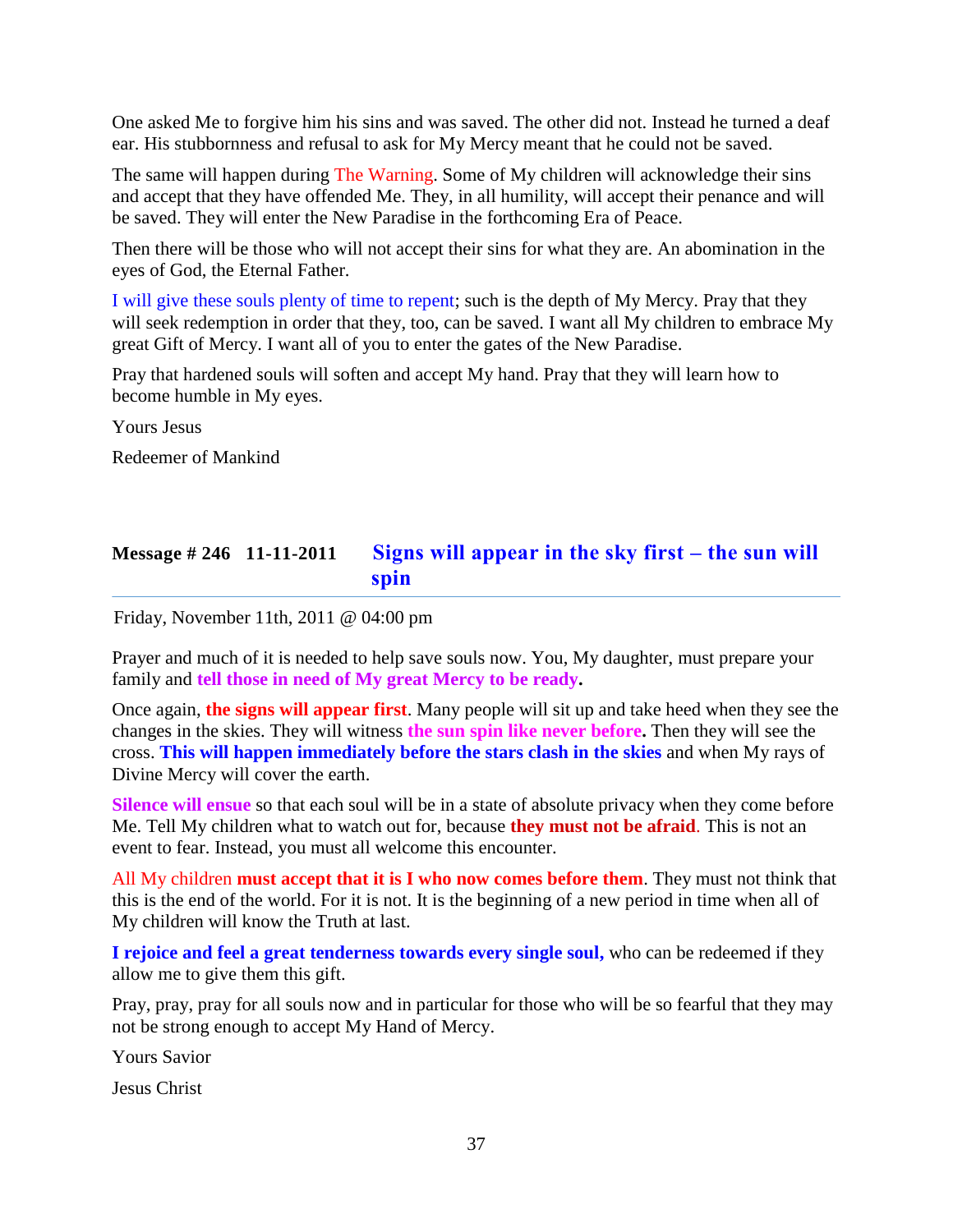One asked Me to forgive him his sins and was saved. The other did not. Instead he turned a deaf ear. His stubbornness and refusal to ask for My Mercy meant that he could not be saved.

The same will happen during The Warning. Some of My children will acknowledge their sins and accept that they have offended Me. They, in all humility, will accept their penance and will be saved. They will enter the New Paradise in the forthcoming Era of Peace.

Then there will be those who will not accept their sins for what they are. An abomination in the eyes of God, the Eternal Father.

I will give these souls plenty of time to repent; such is the depth of My Mercy. Pray that they will seek redemption in order that they, too, can be saved. I want all My children to embrace My great Gift of Mercy. I want all of you to enter the gates of the New Paradise.

Pray that hardened souls will soften and accept My hand. Pray that they will learn how to become humble in My eyes.

Yours Jesus

Redeemer of Mankind

## Message # 246 11-11-2011 Signs will appear in the sky first – the sun will spin

Friday, November 11th, 2011 @ 04:00 pm

Prayer and much of it is needed to help save souls now. You, My daughter, must prepare your family and **tell those in need of My great Mercy to be ready.**

Once again, **the signs will appear first**. Many people will sit up and take heed when they see the changes in the skies. They will witness **the sun spin like never before.** Then they will see the cross. **This will happen immediately before the stars clash in the skies** and when My rays of Divine Mercy will cover the earth.

**Silence will ensue** so that each soul will be in a state of absolute privacy when they come before Me. Tell My children what to watch out for, because **they must not be afraid**. This is not an event to fear. Instead, you must all welcome this encounter.

All My children **must accept that it is I who now comes before them**. They must not think that this is the end of the world. For it is not. It is the beginning of a new period in time when all of My children will know the Truth at last.

**I rejoice and feel a great tenderness towards every single soul,** who can be redeemed if they allow me to give them this gift.

Pray, pray, pray for all souls now and in particular for those who will be so fearful that they may not be strong enough to accept My Hand of Mercy.

Yours Savior

Jesus Christ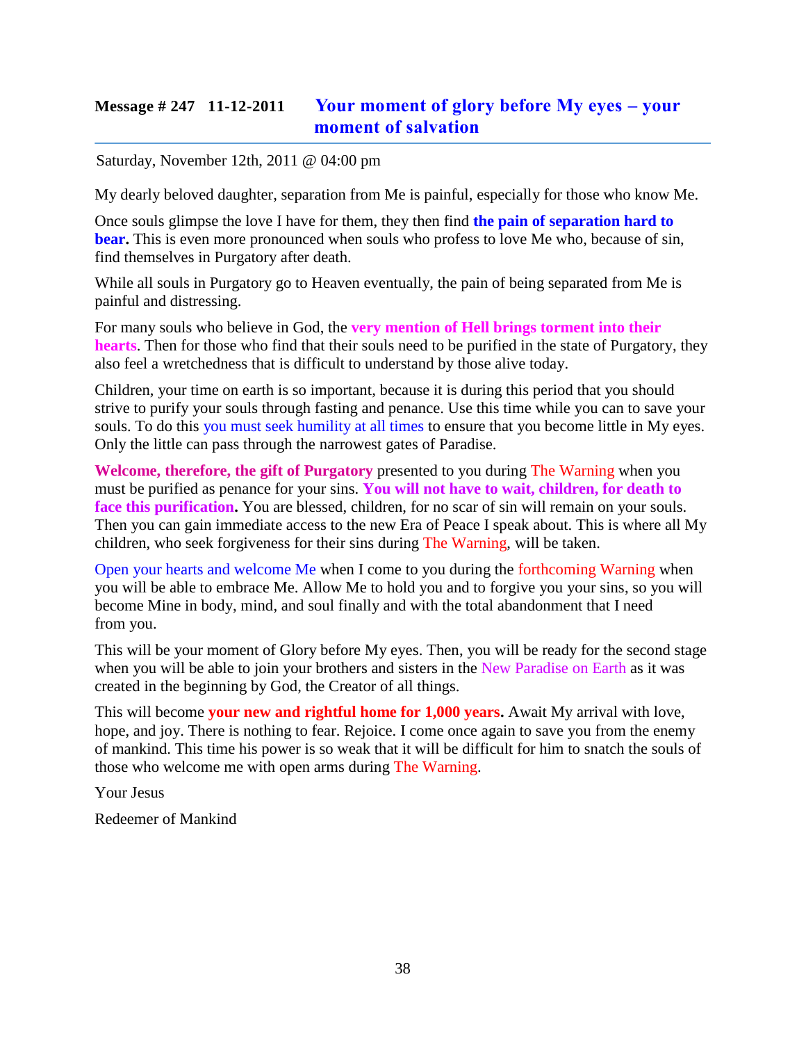## Message # 247 11-12-2011 **Your moment of glory before My eyes – your moment of salvation**

Saturday, November 12th, 2011 @ 04:00 pm

My dearly beloved daughter, separation from Me is painful, especially for those who know Me.

Once souls glimpse the love I have for them, they then find **the pain of separation hard to bear.** This is even more pronounced when souls who profess to love Me who, because of sin, find themselves in Purgatory after death.

While all souls in Purgatory go to Heaven eventually, the pain of being separated from Me is painful and distressing.

For many souls who believe in God, the **very mention of Hell brings torment into their hearts**. Then for those who find that their souls need to be purified in the state of Purgatory, they also feel a wretchedness that is difficult to understand by those alive today.

Children, your time on earth is so important, because it is during this period that you should strive to purify your souls through fasting and penance. Use this time while you can to save your souls. To do this you must seek humility at all times to ensure that you become little in My eyes. Only the little can pass through the narrowest gates of Paradise.

**Welcome, therefore, the gift of Purgatory** presented to you during The Warning when you must be purified as penance for your sins. **You will not have to wait, children, for death to face this purification.** You are blessed, children, for no scar of sin will remain on your souls. Then you can gain immediate access to the new Era of Peace I speak about. This is where all My children, who seek forgiveness for their sins during The Warning, will be taken.

Open your hearts and welcome Me when I come to you during the forthcoming Warning when you will be able to embrace Me. Allow Me to hold you and to forgive you your sins, so you will become Mine in body, mind, and soul finally and with the total abandonment that I need from you.

This will be your moment of Glory before My eyes. Then, you will be ready for the second stage when you will be able to join your brothers and sisters in the New Paradise on Earth as it was created in the beginning by God, the Creator of all things.

This will become **your new and rightful home for 1,000 years.** Await My arrival with love, hope, and joy. There is nothing to fear. Rejoice. I come once again to save you from the enemy of mankind. This time his power is so weak that it will be difficult for him to snatch the souls of those who welcome me with open arms during The Warning.

Your Jesus

Redeemer of Mankind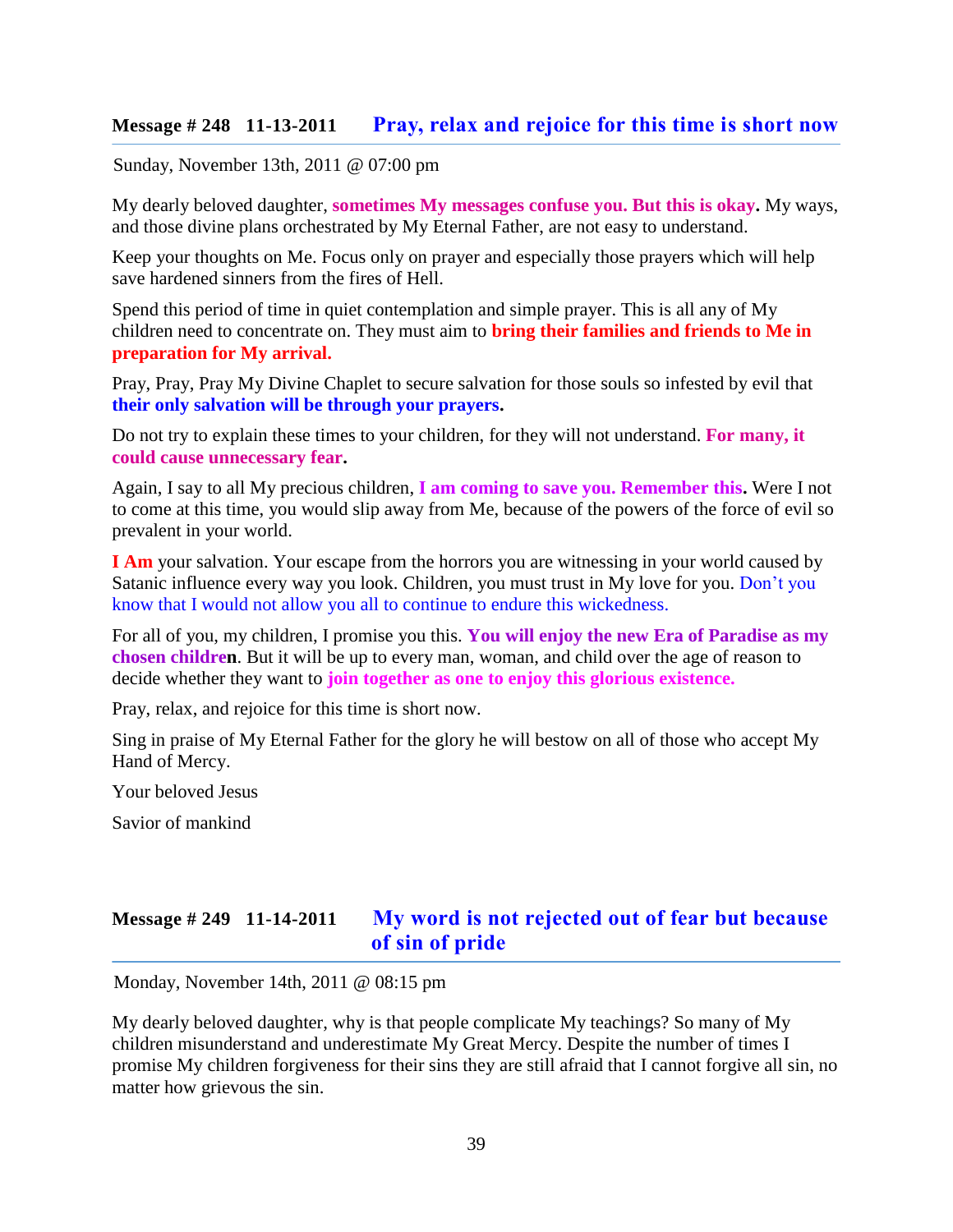## Message # 248 11-13-2011 Pray, relax and rejoice for this time is short now

Sunday, November 13th, 2011 @ 07:00 pm

My dearly beloved daughter, **sometimes My messages confuse you. But this is okay.** My ways, and those divine plans orchestrated by My Eternal Father, are not easy to understand.

Keep your thoughts on Me. Focus only on prayer and especially those prayers which will help save hardened sinners from the fires of Hell.

Spend this period of time in quiet contemplation and simple prayer. This is all any of My children need to concentrate on. They must aim to **bring their families and friends to Me in preparation for My arrival.**

Pray, Pray, Pray My Divine Chaplet to secure salvation for those souls so infested by evil that **their only salvation will be through your prayers.**

Do not try to explain these times to your children, for they will not understand. **For many, it could cause unnecessary fear.**

Again, I say to all My precious children, **I am coming to save you. Remember this.** Were I not to come at this time, you would slip away from Me, because of the powers of the force of evil so prevalent in your world.

**I Am** your salvation. Your escape from the horrors you are witnessing in your world caused by Satanic influence every way you look. Children, you must trust in My love for you. Don't you know that I would not allow you all to continue to endure this wickedness.

For all of you, my children, I promise you this. **You will enjoy the new Era of Paradise as my chosen children**. But it will be up to every man, woman, and child over the age of reason to decide whether they want to **join together as one to enjoy this glorious existence.**

Pray, relax, and rejoice for this time is short now.

Sing in praise of My Eternal Father for the glory he will bestow on all of those who accept My Hand of Mercy.

Your beloved Jesus

Savior of mankind

## Message # 249 11-14-2011 My word is not rejected out of fear but because of sin of pride

Monday, November 14th, 2011 @ 08:15 pm

My dearly beloved daughter, why is that people complicate My teachings? So many of My children misunderstand and underestimate My Great Mercy. Despite the number of times I promise My children forgiveness for their sins they are still afraid that I cannot forgive all sin, no matter how grievous the sin.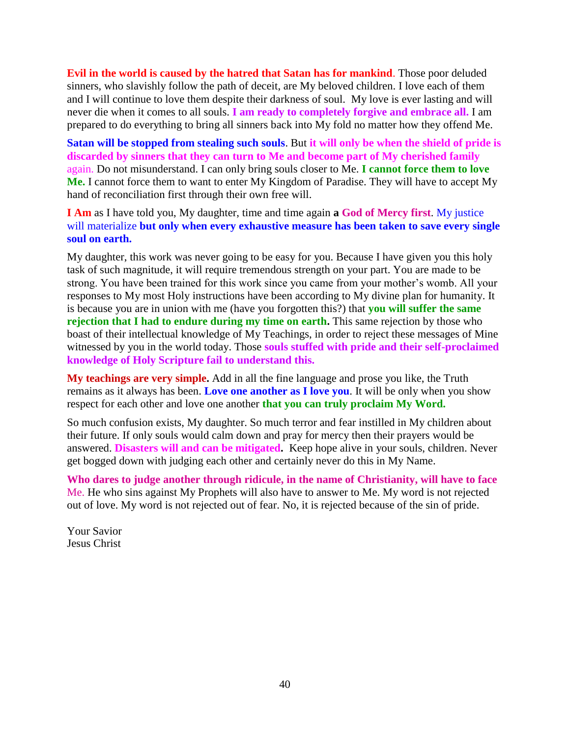**Evil in the world is caused by the hatred that Satan has for mankind**. Those poor deluded sinners, who slavishly follow the path of deceit, are My beloved children. I love each of them and I will continue to love them despite their darkness of soul. My love is ever lasting and will never die when it comes to all souls. **I am ready to completely forgive and embrace all.** I am prepared to do everything to bring all sinners back into My fold no matter how they offend Me.

**Satan will be stopped from stealing such souls**. But **it will only be when the shield of pride is discarded by sinners that they can turn to Me and become part of My cherished family** again. Do not misunderstand. I can only bring souls closer to Me. **I cannot force them to love Me.** I cannot force them to want to enter My Kingdom of Paradise. They will have to accept My hand of reconciliation first through their own free will.

**I Am** as I have told you, My daughter, time and time again **a God of Mercy first**. My justice will materialize **but only when every exhaustive measure has been taken to save every single soul on earth.**

My daughter, this work was never going to be easy for you. Because I have given you this holy task of such magnitude, it will require tremendous strength on your part. You are made to be strong. You have been trained for this work since you came from your mother's womb. All your responses to My most Holy instructions have been according to My divine plan for humanity. It is because you are in union with me (have you forgotten this?) that **you will suffer the same rejection that I had to endure during my time on earth.** This same rejection by those who boast of their intellectual knowledge of My Teachings, in order to reject these messages of Mine witnessed by you in the world today. Those **souls stuffed with pride and their self-proclaimed knowledge of Holy Scripture fail to understand this.**

**My teachings are very simple.** Add in all the fine language and prose you like, the Truth remains as it always has been. **Love one another as I love you**. It will be only when you show respect for each other and love one another **that you can truly proclaim My Word.**

So much confusion exists, My daughter. So much terror and fear instilled in My children about their future. If only souls would calm down and pray for mercy then their prayers would be answered. **Disasters will and can be mitigated.** Keep hope alive in your souls, children. Never get bogged down with judging each other and certainly never do this in My Name.

**Who dares to judge another through ridicule, in the name of Christianity, will have to face** Me. He who sins against My Prophets will also have to answer to Me. My word is not rejected out of love. My word is not rejected out of fear. No, it is rejected because of the sin of pride.

Your Savior
Jesus Christ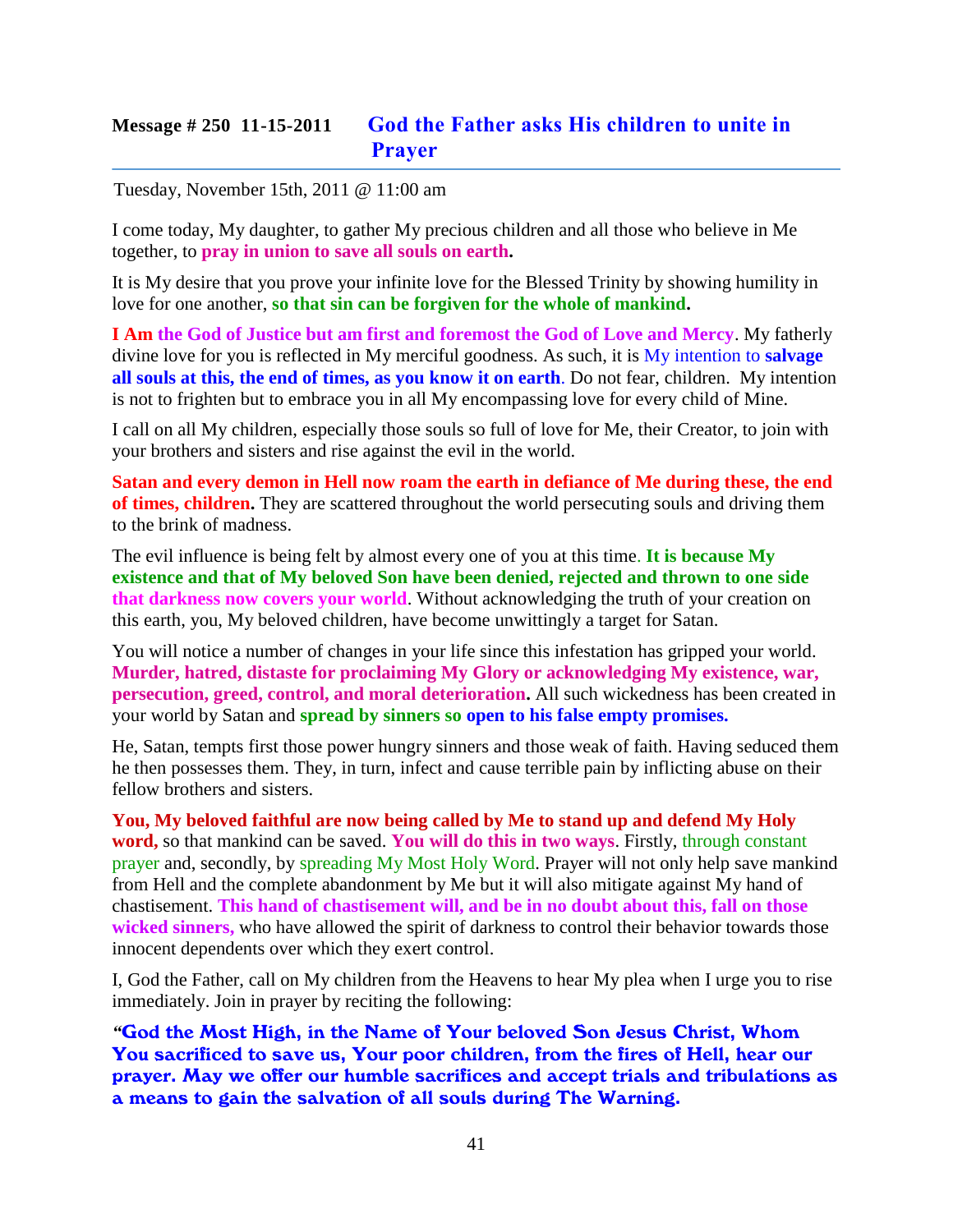## Message # 250 11-15-2011 God the Father asks His children to unite in Prayer

Tuesday, November 15th, 2011 @ 11:00 am

I come today, My daughter, to gather My precious children and all those who believe in Me together, to **pray in union to save all souls on earth.**

It is My desire that you prove your infinite love for the Blessed Trinity by showing humility in love for one another, **so that sin can be forgiven for the whole of mankind.**

**I Am the God of Justice but am first and foremost the God of Love and Mercy**. My fatherly divine love for you is reflected in My merciful goodness. As such, it is My intention to **salvage all souls at this, the end of times, as you know it on earth**. Do not fear, children. My intention is not to frighten but to embrace you in all My encompassing love for every child of Mine.

I call on all My children, especially those souls so full of love for Me, their Creator, to join with your brothers and sisters and rise against the evil in the world.

**Satan and every demon in Hell now roam the earth in defiance of Me during these, the end of times, children.** They are scattered throughout the world persecuting souls and driving them to the brink of madness.

The evil influence is being felt by almost every one of you at this time. **It is because My existence and that of My beloved Son have been denied, rejected and thrown to one side that darkness now covers your world**. Without acknowledging the truth of your creation on this earth, you, My beloved children, have become unwittingly a target for Satan.

You will notice a number of changes in your life since this infestation has gripped your world. **Murder, hatred, distaste for proclaiming My Glory or acknowledging My existence, war, persecution, greed, control, and moral deterioration.** All such wickedness has been created in your world by Satan and **spread by sinners so open to his false empty promises.**

He, Satan, tempts first those power hungry sinners and those weak of faith. Having seduced them he then possesses them. They, in turn, infect and cause terrible pain by inflicting abuse on their fellow brothers and sisters.

**You, My beloved faithful are now being called by Me to stand up and defend My Holy word,** so that mankind can be saved. **You will do this in two ways**. Firstly, through constant prayer and, secondly, by spreading My Most Holy Word. Prayer will not only help save mankind from Hell and the complete abandonment by Me but it will also mitigate against My hand of chastisement. **This hand of chastisement will, and be in no doubt about this, fall on those wicked sinners,** who have allowed the spirit of darkness to control their behavior towards those innocent dependents over which they exert control.

I, God the Father, call on My children from the Heavens to hear My plea when I urge you to rise immediately. Join in prayer by reciting the following:

***"God the Most High, in the Name of Your beloved Son Jesus Christ, Whom You sacrificed to save us, Your poor children, from the fires of Hell, hear our prayer. May we offer our humble sacrifices and accept trials and tribulations as a means to gain the salvation of all souls during The Warning.***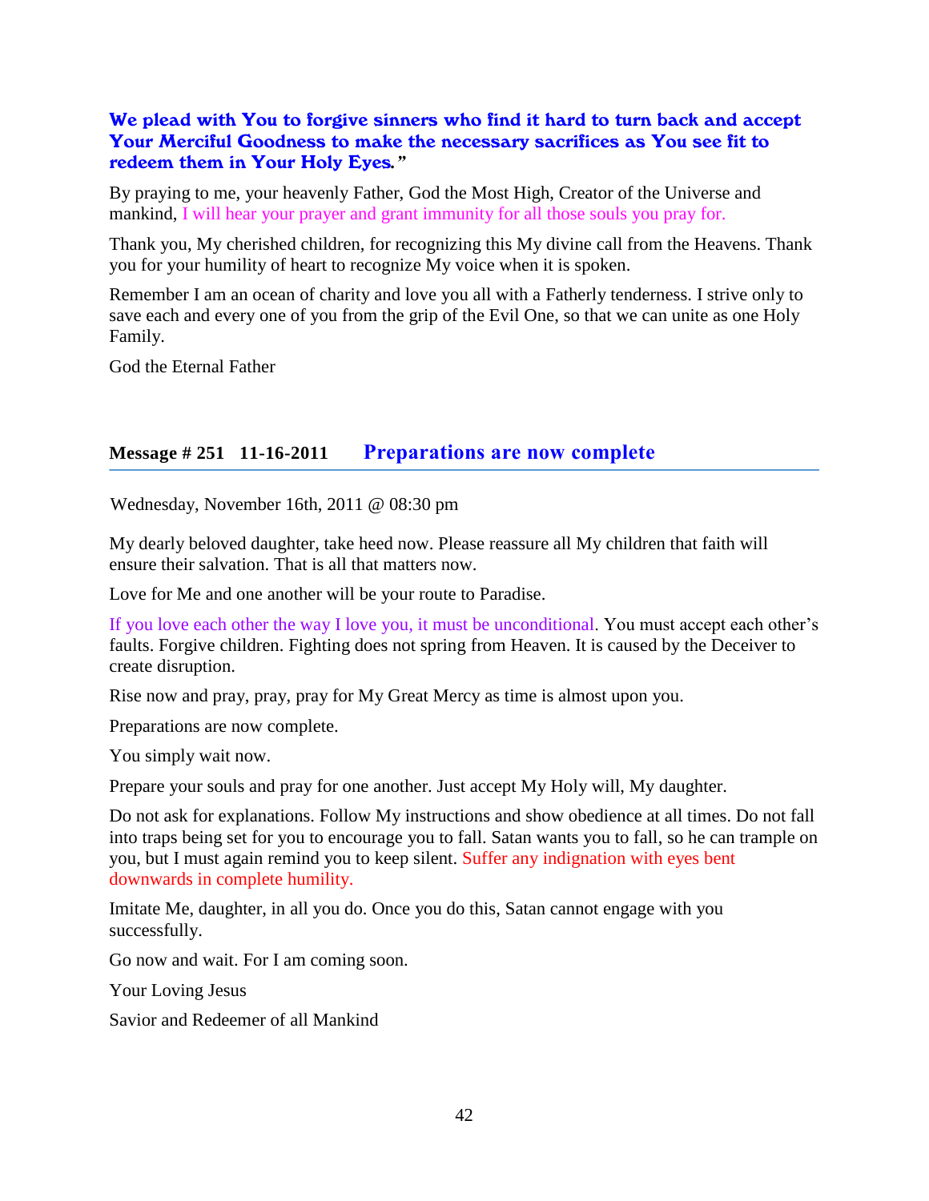**We plead with You to forgive sinners who find it hard to turn back and accept Your Merciful Goodness to make the necessary sacrifices as You see fit to redeem them in Your Holy Eyes."**

By praying to me, your heavenly Father, God the Most High, Creator of the Universe and mankind, I will hear your prayer and grant immunity for all those souls you pray for.

Thank you, My cherished children, for recognizing this My divine call from the Heavens. Thank you for your humility of heart to recognize My voice when it is spoken.

Remember I am an ocean of charity and love you all with a Fatherly tenderness. I strive only to save each and every one of you from the grip of the Evil One, so that we can unite as one Holy Family.

God the Eternal Father

## Message # 251 11-16-2011 Preparations are now complete

Wednesday, November 16th, 2011 @ 08:30 pm

My dearly beloved daughter, take heed now. Please reassure all My children that faith will ensure their salvation. That is all that matters now.

Love for Me and one another will be your route to Paradise.

If you love each other the way I love you, it must be unconditional. You must accept each other's faults. Forgive children. Fighting does not spring from Heaven. It is caused by the Deceiver to create disruption.

Rise now and pray, pray, pray for My Great Mercy as time is almost upon you.

Preparations are now complete.

You simply wait now.

Prepare your souls and pray for one another. Just accept My Holy will, My daughter.

Do not ask for explanations. Follow My instructions and show obedience at all times. Do not fall into traps being set for you to encourage you to fall. Satan wants you to fall, so he can trample on you, but I must again remind you to keep silent. Suffer any indignation with eyes bent downwards in complete humility.

Imitate Me, daughter, in all you do. Once you do this, Satan cannot engage with you successfully.

Go now and wait. For I am coming soon.

Your Loving Jesus

Savior and Redeemer of all Mankind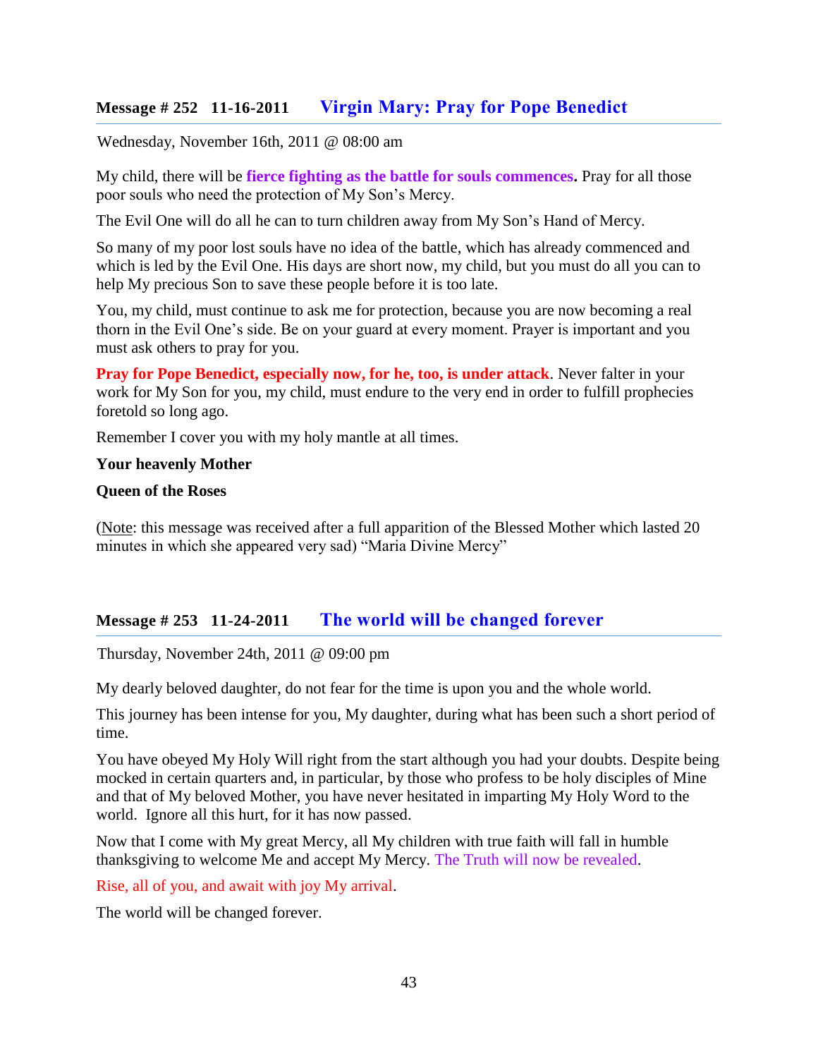## Message # 252   11-16-2011   Virgin Mary: Pray for Pope Benedict

Wednesday, November 16th, 2011 @ 08:00 am

My child, there will be **fierce fighting as the battle for souls commences.** Pray for all those poor souls who need the protection of My Son's Mercy.

The Evil One will do all he can to turn children away from My Son's Hand of Mercy.

So many of my poor lost souls have no idea of the battle, which has already commenced and which is led by the Evil One. His days are short now, my child, but you must do all you can to help My precious Son to save these people before it is too late.

You, my child, must continue to ask me for protection, because you are now becoming a real thorn in the Evil One's side. Be on your guard at every moment. Prayer is important and you must ask others to pray for you.

**Pray for Pope Benedict, especially now, for he, too, is under attack**. Never falter in your work for My Son for you, my child, must endure to the very end in order to fulfill prophecies foretold so long ago.

Remember I cover you with my holy mantle at all times.

**Your heavenly Mother**

**Queen of the Roses**

(Note: this message was received after a full apparition of the Blessed Mother which lasted 20 minutes in which she appeared very sad) "Maria Divine Mercy"

## Message # 253   11-24-2011   The world will be changed forever

Thursday, November 24th, 2011 @ 09:00 pm

My dearly beloved daughter, do not fear for the time is upon you and the whole world.

This journey has been intense for you, My daughter, during what has been such a short period of time.

You have obeyed My Holy Will right from the start although you had your doubts. Despite being mocked in certain quarters and, in particular, by those who profess to be holy disciples of Mine and that of My beloved Mother, you have never hesitated in imparting My Holy Word to the world.  Ignore all this hurt, for it has now passed.

Now that I come with My great Mercy, all My children with true faith will fall in humble thanksgiving to welcome Me and accept My Mercy. The Truth will now be revealed.

Rise, all of you, and await with joy My arrival.

The world will be changed forever.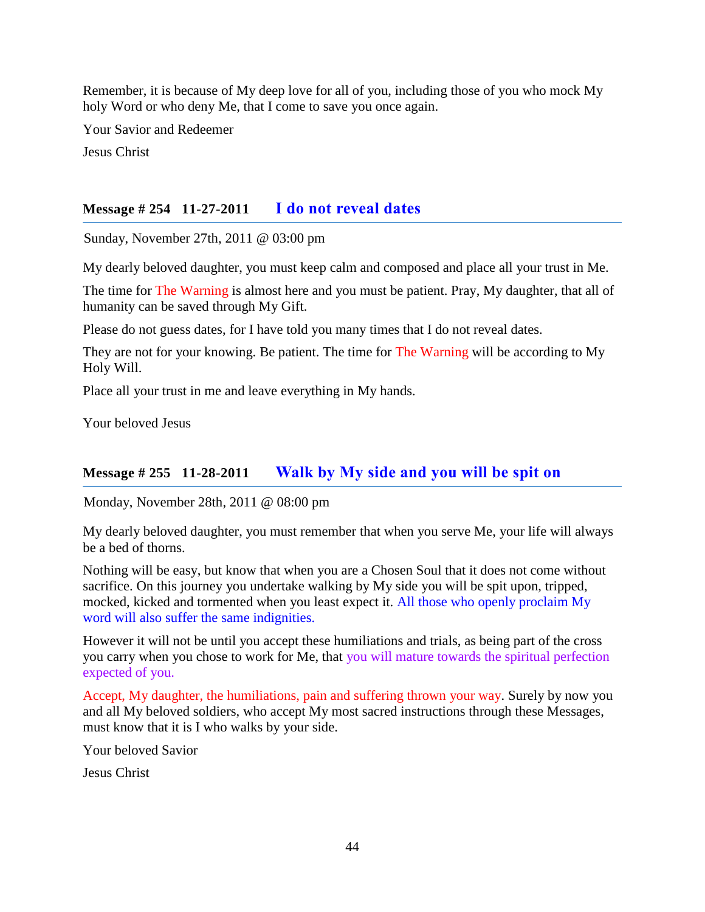Remember, it is because of My deep love for all of you, including those of you who mock My holy Word or who deny Me, that I come to save you once again.

Your Savior and Redeemer

Jesus Christ

## Message # 254   11-27-2011   I do not reveal dates

Sunday, November 27th, 2011 @ 03:00 pm

My dearly beloved daughter, you must keep calm and composed and place all your trust in Me.

The time for The Warning is almost here and you must be patient. Pray, My daughter, that all of humanity can be saved through My Gift.

Please do not guess dates, for I have told you many times that I do not reveal dates.

They are not for your knowing. Be patient. The time for The Warning will be according to My Holy Will.

Place all your trust in me and leave everything in My hands.

Your beloved Jesus

## Message # 255   11-28-2011   Walk by My side and you will be spit on

Monday, November 28th, 2011 @ 08:00 pm

My dearly beloved daughter, you must remember that when you serve Me, your life will always be a bed of thorns.

Nothing will be easy, but know that when you are a Chosen Soul that it does not come without sacrifice. On this journey you undertake walking by My side you will be spit upon, tripped, mocked, kicked and tormented when you least expect it. All those who openly proclaim My word will also suffer the same indignities.

However it will not be until you accept these humiliations and trials, as being part of the cross you carry when you chose to work for Me, that you will mature towards the spiritual perfection expected of you.

Accept, My daughter, the humiliations, pain and suffering thrown your way. Surely by now you and all My beloved soldiers, who accept My most sacred instructions through these Messages, must know that it is I who walks by your side.

Your beloved Savior

Jesus Christ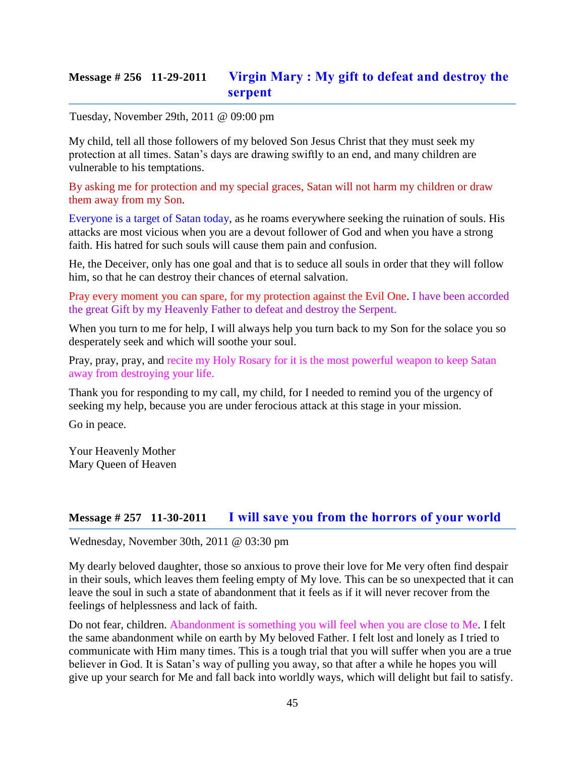## Message # 256   11-29-2011   Virgin Mary : My gift to defeat and destroy the serpent

Tuesday, November 29th, 2011 @ 09:00 pm

My child, tell all those followers of my beloved Son Jesus Christ that they must seek my protection at all times. Satan's days are drawing swiftly to an end, and many children are vulnerable to his temptations.

By asking me for protection and my special graces, Satan will not harm my children or draw them away from my Son.

Everyone is a target of Satan today, as he roams everywhere seeking the ruination of souls. His attacks are most vicious when you are a devout follower of God and when you have a strong faith. His hatred for such souls will cause them pain and confusion.

He, the Deceiver, only has one goal and that is to seduce all souls in order that they will follow him, so that he can destroy their chances of eternal salvation.

Pray every moment you can spare, for my protection against the Evil One. I have been accorded the great Gift by my Heavenly Father to defeat and destroy the Serpent.

When you turn to me for help, I will always help you turn back to my Son for the solace you so desperately seek and which will soothe your soul.

Pray, pray, pray, and recite my Holy Rosary for it is the most powerful weapon to keep Satan away from destroying your life.

Thank you for responding to my call, my child, for I needed to remind you of the urgency of seeking my help, because you are under ferocious attack at this stage in your mission.

Go in peace.

Your Heavenly Mother
Mary Queen of Heaven

## Message # 257   11-30-2011   I will save you from the horrors of your world

Wednesday, November 30th, 2011 @ 03:30 pm

My dearly beloved daughter, those so anxious to prove their love for Me very often find despair in their souls, which leaves them feeling empty of My love. This can be so unexpected that it can leave the soul in such a state of abandonment that it feels as if it will never recover from the feelings of helplessness and lack of faith.

Do not fear, children. Abandonment is something you will feel when you are close to Me. I felt the same abandonment while on earth by My beloved Father. I felt lost and lonely as I tried to communicate with Him many times. This is a tough trial that you will suffer when you are a true believer in God. It is Satan's way of pulling you away, so that after a while he hopes you will give up your search for Me and fall back into worldly ways, which will delight but fail to satisfy.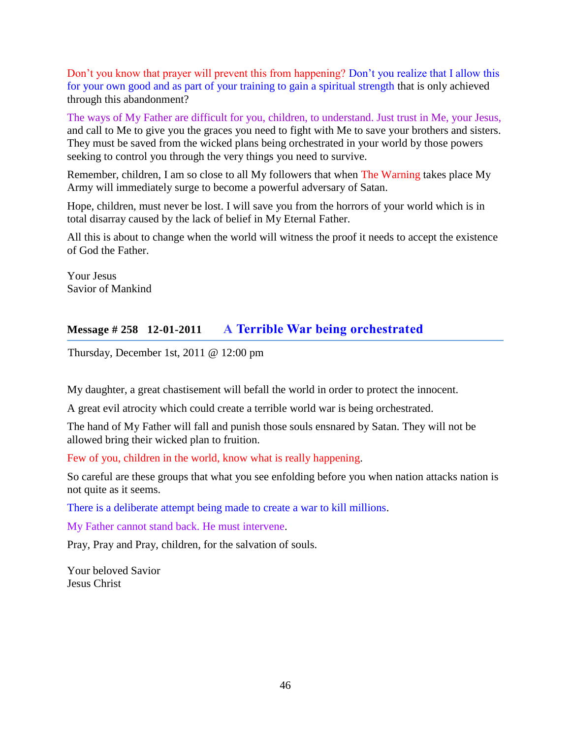Don't you know that prayer will prevent this from happening? Don't you realize that I allow this for your own good and as part of your training to gain a spiritual strength that is only achieved through this abandonment?

The ways of My Father are difficult for you, children, to understand. Just trust in Me, your Jesus, and call to Me to give you the graces you need to fight with Me to save your brothers and sisters. They must be saved from the wicked plans being orchestrated in your world by those powers seeking to control you through the very things you need to survive.

Remember, children, I am so close to all My followers that when The Warning takes place My Army will immediately surge to become a powerful adversary of Satan.

Hope, children, must never be lost. I will save you from the horrors of your world which is in total disarray caused by the lack of belief in My Eternal Father.

All this is about to change when the world will witness the proof it needs to accept the existence of God the Father.

Your Jesus
Savior of Mankind

## Message # 258 12-01-2011 A Terrible War being orchestrated

Thursday, December 1st, 2011 @ 12:00 pm

My daughter, a great chastisement will befall the world in order to protect the innocent.

A great evil atrocity which could create a terrible world war is being orchestrated.

The hand of My Father will fall and punish those souls ensnared by Satan. They will not be allowed bring their wicked plan to fruition.

Few of you, children in the world, know what is really happening.

So careful are these groups that what you see enfolding before you when nation attacks nation is not quite as it seems.

There is a deliberate attempt being made to create a war to kill millions.

My Father cannot stand back. He must intervene.

Pray, Pray and Pray, children, for the salvation of souls.

Your beloved Savior
Jesus Christ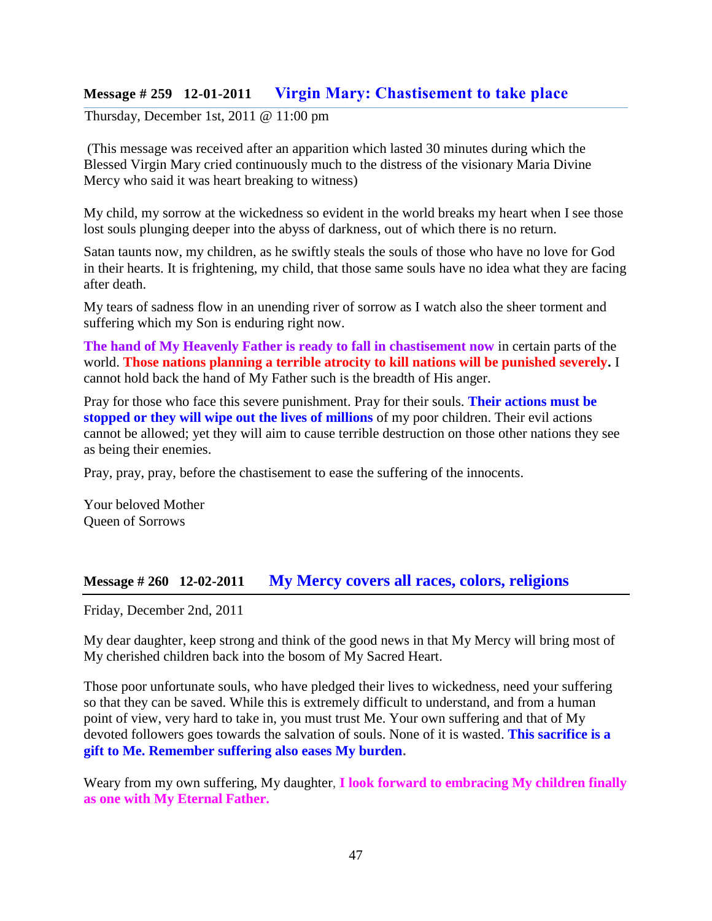## Message # 259 12-01-2011 Virgin Mary: Chastisement to take place

Thursday, December 1st, 2011 @ 11:00 pm

(This message was received after an apparition which lasted 30 minutes during which the Blessed Virgin Mary cried continuously much to the distress of the visionary Maria Divine Mercy who said it was heart breaking to witness)

My child, my sorrow at the wickedness so evident in the world breaks my heart when I see those lost souls plunging deeper into the abyss of darkness, out of which there is no return.

Satan taunts now, my children, as he swiftly steals the souls of those who have no love for God in their hearts. It is frightening, my child, that those same souls have no idea what they are facing after death.

My tears of sadness flow in an unending river of sorrow as I watch also the sheer torment and suffering which my Son is enduring right now.

**The hand of My Heavenly Father is ready to fall in chastisement now** in certain parts of the world. **Those nations planning a terrible atrocity to kill nations will be punished severely.** I cannot hold back the hand of My Father such is the breadth of His anger.

Pray for those who face this severe punishment. Pray for their souls. **Their actions must be stopped or they will wipe out the lives of millions** of my poor children. Their evil actions cannot be allowed; yet they will aim to cause terrible destruction on those other nations they see as being their enemies.

Pray, pray, pray, before the chastisement to ease the suffering of the innocents.

Your beloved Mother
Queen of Sorrows

## Message # 260 12-02-2011 My Mercy covers all races, colors, religions

Friday, December 2nd, 2011

My dear daughter, keep strong and think of the good news in that My Mercy will bring most of My cherished children back into the bosom of My Sacred Heart.

Those poor unfortunate souls, who have pledged their lives to wickedness, need your suffering so that they can be saved. While this is extremely difficult to understand, and from a human point of view, very hard to take in, you must trust Me. Your own suffering and that of My devoted followers goes towards the salvation of souls. None of it is wasted. **This sacrifice is a gift to Me. Remember suffering also eases My burden.**

Weary from my own suffering, My daughter, **I look forward to embracing My children finally as one with My Eternal Father.**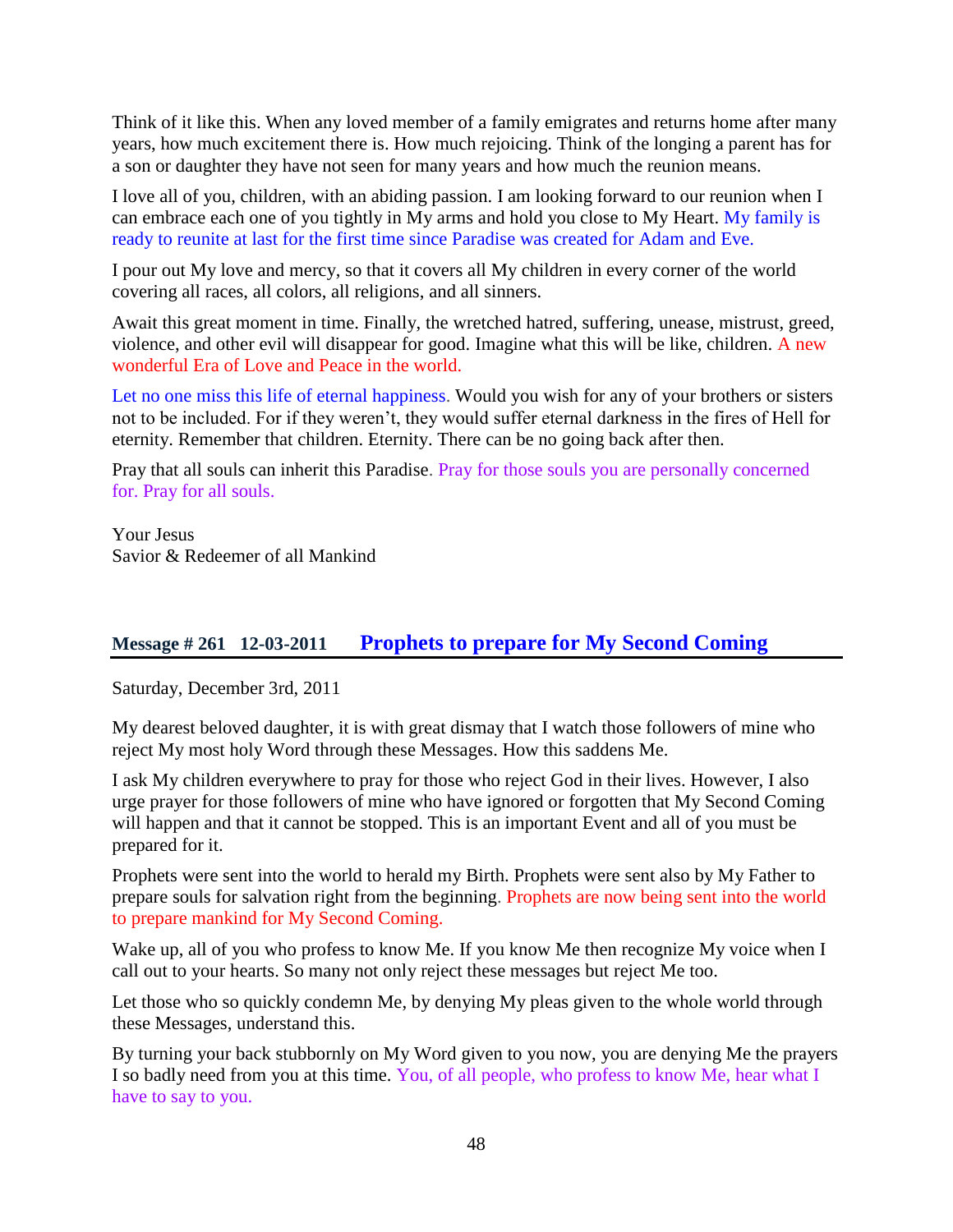Think of it like this. When any loved member of a family emigrates and returns home after many years, how much excitement there is. How much rejoicing. Think of the longing a parent has for a son or daughter they have not seen for many years and how much the reunion means.

I love all of you, children, with an abiding passion. I am looking forward to our reunion when I can embrace each one of you tightly in My arms and hold you close to My Heart. My family is ready to reunite at last for the first time since Paradise was created for Adam and Eve.

I pour out My love and mercy, so that it covers all My children in every corner of the world covering all races, all colors, all religions, and all sinners.

Await this great moment in time. Finally, the wretched hatred, suffering, unease, mistrust, greed, violence, and other evil will disappear for good. Imagine what this will be like, children. A new wonderful Era of Love and Peace in the world.

Let no one miss this life of eternal happiness. Would you wish for any of your brothers or sisters not to be included. For if they weren't, they would suffer eternal darkness in the fires of Hell for eternity. Remember that children. Eternity. There can be no going back after then.

Pray that all souls can inherit this Paradise. Pray for those souls you are personally concerned for. Pray for all souls.

Your Jesus
Savior & Redeemer of all Mankind

## Message # 261 12-03-2011 Prophets to prepare for My Second Coming

Saturday, December 3rd, 2011

My dearest beloved daughter, it is with great dismay that I watch those followers of mine who reject My most holy Word through these Messages. How this saddens Me.

I ask My children everywhere to pray for those who reject God in their lives. However, I also urge prayer for those followers of mine who have ignored or forgotten that My Second Coming will happen and that it cannot be stopped. This is an important Event and all of you must be prepared for it.

Prophets were sent into the world to herald my Birth. Prophets were sent also by My Father to prepare souls for salvation right from the beginning. Prophets are now being sent into the world to prepare mankind for My Second Coming.

Wake up, all of you who profess to know Me. If you know Me then recognize My voice when I call out to your hearts. So many not only reject these messages but reject Me too.

Let those who so quickly condemn Me, by denying My pleas given to the whole world through these Messages, understand this.

By turning your back stubbornly on My Word given to you now, you are denying Me the prayers I so badly need from you at this time. You, of all people, who profess to know Me, hear what I have to say to you.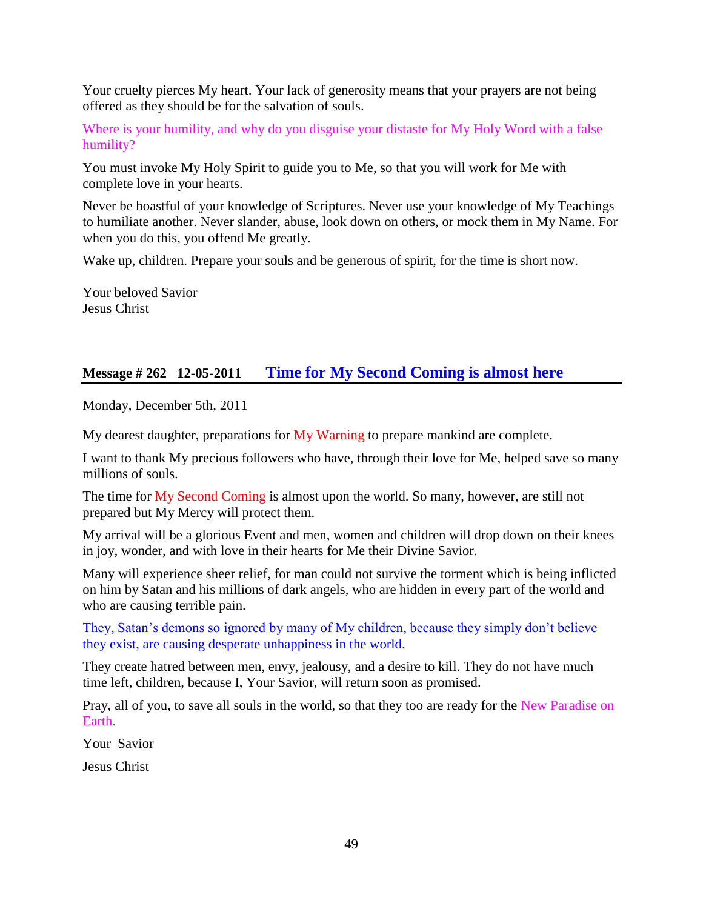Your cruelty pierces My heart. Your lack of generosity means that your prayers are not being offered as they should be for the salvation of souls.

Where is your humility, and why do you disguise your distaste for My Holy Word with a false humility?

You must invoke My Holy Spirit to guide you to Me, so that you will work for Me with complete love in your hearts.

Never be boastful of your knowledge of Scriptures. Never use your knowledge of My Teachings to humiliate another. Never slander, abuse, look down on others, or mock them in My Name. For when you do this, you offend Me greatly.

Wake up, children. Prepare your souls and be generous of spirit, for the time is short now.

Your beloved Savior
Jesus Christ

## Message # 262 12-05-2011 Time for My Second Coming is almost here

Monday, December 5th, 2011

My dearest daughter, preparations for My Warning to prepare mankind are complete.

I want to thank My precious followers who have, through their love for Me, helped save so many millions of souls.

The time for My Second Coming is almost upon the world. So many, however, are still not prepared but My Mercy will protect them.

My arrival will be a glorious Event and men, women and children will drop down on their knees in joy, wonder, and with love in their hearts for Me their Divine Savior.

Many will experience sheer relief, for man could not survive the torment which is being inflicted on him by Satan and his millions of dark angels, who are hidden in every part of the world and who are causing terrible pain.

They, Satan's demons so ignored by many of My children, because they simply don't believe they exist, are causing desperate unhappiness in the world.

They create hatred between men, envy, jealousy, and a desire to kill. They do not have much time left, children, because I, Your Savior, will return soon as promised.

Pray, all of you, to save all souls in the world, so that they too are ready for the New Paradise on Earth.

Your Savior

Jesus Christ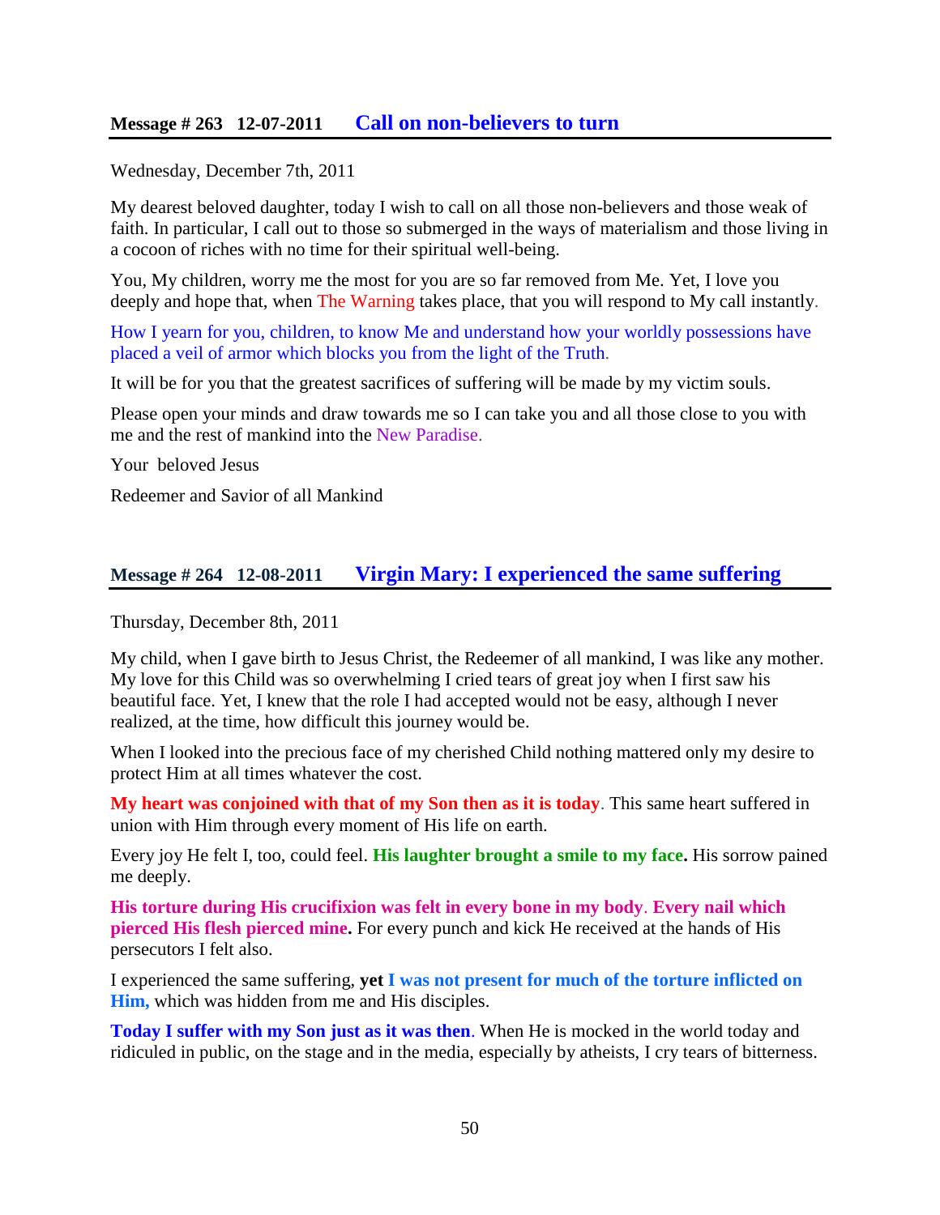## Message # 263 12-07-2011 Call on non-believers to turn

Wednesday, December 7th, 2011

My dearest beloved daughter, today I wish to call on all those non-believers and those weak of faith. In particular, I call out to those so submerged in the ways of materialism and those living in a cocoon of riches with no time for their spiritual well-being.

You, My children, worry me the most for you are so far removed from Me. Yet, I love you deeply and hope that, when The Warning takes place, that you will respond to My call instantly.

How I yearn for you, children, to know Me and understand how your worldly possessions have placed a veil of armor which blocks you from the light of the Truth.

It will be for you that the greatest sacrifices of suffering will be made by my victim souls.

Please open your minds and draw towards me so I can take you and all those close to you with me and the rest of mankind into the New Paradise.

Your beloved Jesus

Redeemer and Savior of all Mankind

## Message # 264 12-08-2011 Virgin Mary: I experienced the same suffering

Thursday, December 8th, 2011

My child, when I gave birth to Jesus Christ, the Redeemer of all mankind, I was like any mother. My love for this Child was so overwhelming I cried tears of great joy when I first saw his beautiful face. Yet, I knew that the role I had accepted would not be easy, although I never realized, at the time, how difficult this journey would be.

When I looked into the precious face of my cherished Child nothing mattered only my desire to protect Him at all times whatever the cost.

**My heart was conjoined with that of my Son then as it is today**. This same heart suffered in union with Him through every moment of His life on earth.

Every joy He felt I, too, could feel. **His laughter brought a smile to my face.** His sorrow pained me deeply.

**His torture during His crucifixion was felt in every bone in my body**. **Every nail which pierced His flesh pierced mine.** For every punch and kick He received at the hands of His persecutors I felt also.

I experienced the same suffering, **yet I was not present for much of the torture inflicted on Him,** which was hidden from me and His disciples.

**Today I suffer with my Son just as it was then**. When He is mocked in the world today and ridiculed in public, on the stage and in the media, especially by atheists, I cry tears of bitterness.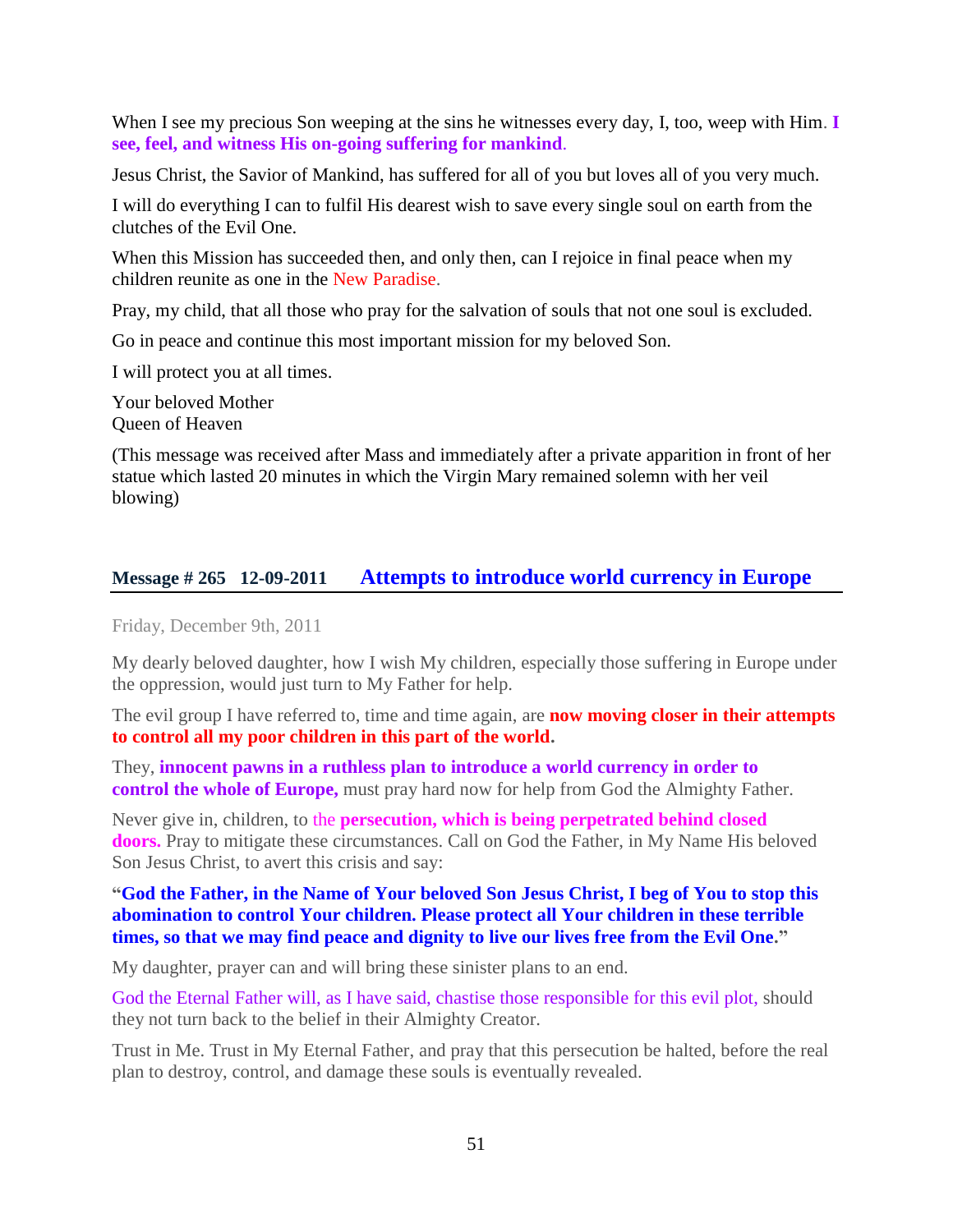When I see my precious Son weeping at the sins he witnesses every day, I, too, weep with Him. **I see, feel, and witness His on-going suffering for mankind**.

Jesus Christ, the Savior of Mankind, has suffered for all of you but loves all of you very much.

I will do everything I can to fulfil His dearest wish to save every single soul on earth from the clutches of the Evil One.

When this Mission has succeeded then, and only then, can I rejoice in final peace when my children reunite as one in the New Paradise.

Pray, my child, that all those who pray for the salvation of souls that not one soul is excluded.

Go in peace and continue this most important mission for my beloved Son.

I will protect you at all times.

Your beloved Mother
Queen of Heaven

(This message was received after Mass and immediately after a private apparition in front of her statue which lasted 20 minutes in which the Virgin Mary remained solemn with her veil blowing)

## Message # 265 12-09-2011 Attempts to introduce world currency in Europe

Friday, December 9th, 2011

My dearly beloved daughter, how I wish My children, especially those suffering in Europe under the oppression, would just turn to My Father for help.

The evil group I have referred to, time and time again, are **now moving closer in their attempts to control all my poor children in this part of the world.**

They, **innocent pawns in a ruthless plan to introduce a world currency in order to control the whole of Europe,** must pray hard now for help from God the Almighty Father.

Never give in, children, to the **persecution, which is being perpetrated behind closed doors.** Pray to mitigate these circumstances. Call on God the Father, in My Name His beloved Son Jesus Christ, to avert this crisis and say:

**"God the Father, in the Name of Your beloved Son Jesus Christ, I beg of You to stop this abomination to control Your children. Please protect all Your children in these terrible times, so that we may find peace and dignity to live our lives free from the Evil One."**

My daughter, prayer can and will bring these sinister plans to an end.

God the Eternal Father will, as I have said, chastise those responsible for this evil plot, should they not turn back to the belief in their Almighty Creator.

Trust in Me. Trust in My Eternal Father, and pray that this persecution be halted, before the real plan to destroy, control, and damage these souls is eventually revealed.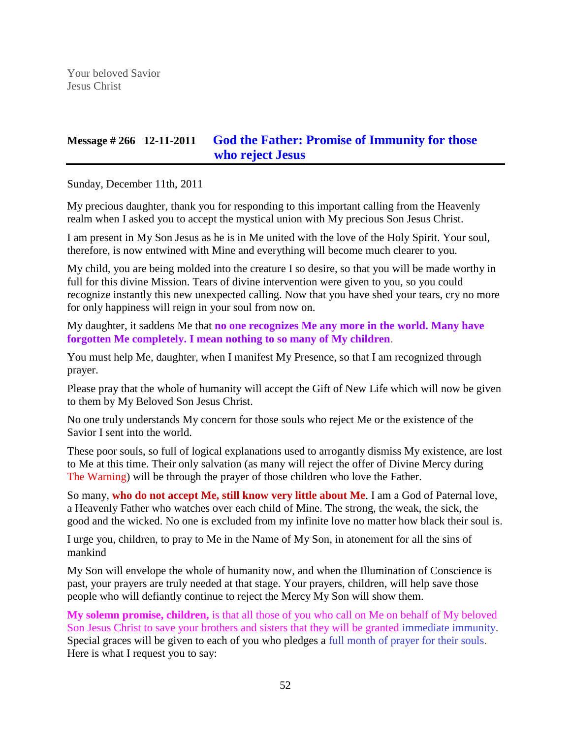Your beloved Savior
Jesus Christ

## Message # 266 12-11-2011 God the Father: Promise of Immunity for those who reject Jesus

Sunday, December 11th, 2011

My precious daughter, thank you for responding to this important calling from the Heavenly realm when I asked you to accept the mystical union with My precious Son Jesus Christ.

I am present in My Son Jesus as he is in Me united with the love of the Holy Spirit. Your soul, therefore, is now entwined with Mine and everything will become much clearer to you.

My child, you are being molded into the creature I so desire, so that you will be made worthy in full for this divine Mission. Tears of divine intervention were given to you, so you could recognize instantly this new unexpected calling. Now that you have shed your tears, cry no more for only happiness will reign in your soul from now on.

My daughter, it saddens Me that **no one recognizes Me any more in the world. Many have forgotten Me completely. I mean nothing to so many of My children**.

You must help Me, daughter, when I manifest My Presence, so that I am recognized through prayer.

Please pray that the whole of humanity will accept the Gift of New Life which will now be given to them by My Beloved Son Jesus Christ.

No one truly understands My concern for those souls who reject Me or the existence of the Savior I sent into the world.

These poor souls, so full of logical explanations used to arrogantly dismiss My existence, are lost to Me at this time. Their only salvation (as many will reject the offer of Divine Mercy during The Warning) will be through the prayer of those children who love the Father.

So many, **who do not accept Me, still know very little about Me**. I am a God of Paternal love, a Heavenly Father who watches over each child of Mine. The strong, the weak, the sick, the good and the wicked. No one is excluded from my infinite love no matter how black their soul is.

I urge you, children, to pray to Me in the Name of My Son, in atonement for all the sins of mankind

My Son will envelope the whole of humanity now, and when the Illumination of Conscience is past, your prayers are truly needed at that stage. Your prayers, children, will help save those people who will defiantly continue to reject the Mercy My Son will show them.

**My solemn promise, children,** is that all those of you who call on Me on behalf of My beloved Son Jesus Christ to save your brothers and sisters that they will be granted immediate immunity. Special graces will be given to each of you who pledges a full month of prayer for their souls. Here is what I request you to say: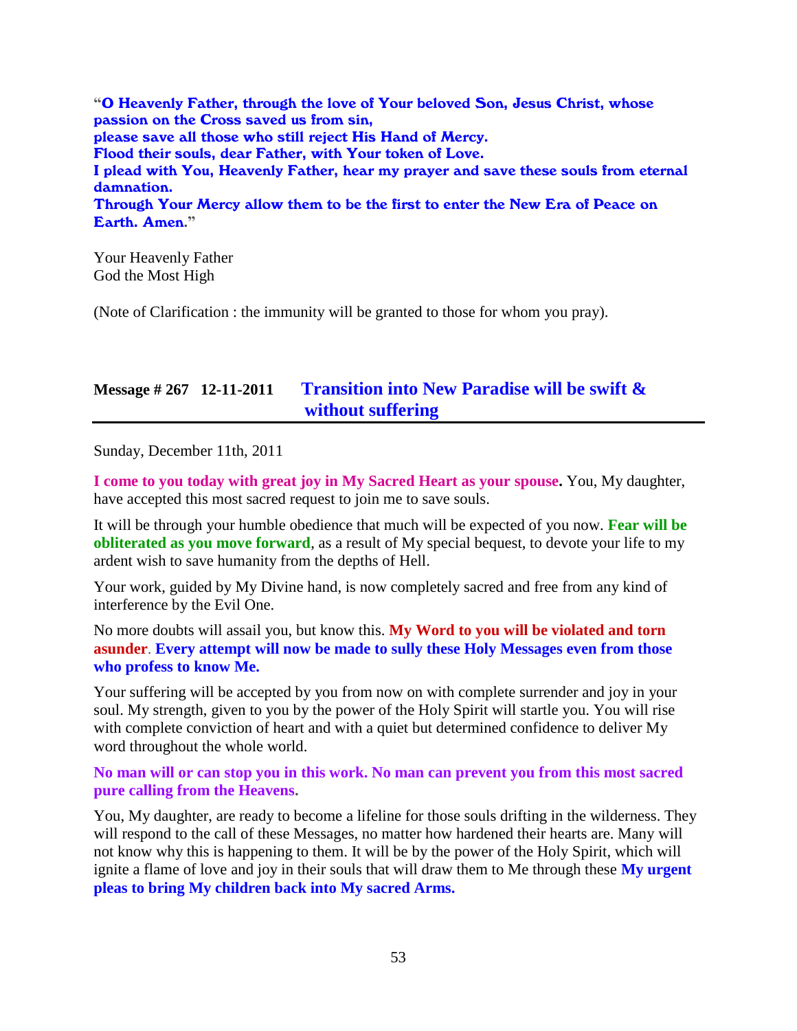“**O Heavenly Father, through the love of Your beloved Son, Jesus Christ, whose passion on the Cross saved us from sin,**
**please save all those who still reject His Hand of Mercy.**
**Flood their souls, dear Father, with Your token of Love.**
**I plead with You, Heavenly Father, hear my prayer and save these souls from eternal damnation.**
**Through Your Mercy allow them to be the first to enter the New Era of Peace on Earth. Amen.**”

Your Heavenly Father
God the Most High

(Note of Clarification : the immunity will be granted to those for whom you pray).

## Message # 267 12-11-2011 Transition into New Paradise will be swift & without suffering

Sunday, December 11th, 2011

**I come to you today with great joy in My Sacred Heart as your spouse.** You, My daughter, have accepted this most sacred request to join me to save souls.

It will be through your humble obedience that much will be expected of you now. **Fear will be obliterated as you move forward**, as a result of My special bequest, to devote your life to my ardent wish to save humanity from the depths of Hell.

Your work, guided by My Divine hand, is now completely sacred and free from any kind of interference by the Evil One.

No more doubts will assail you, but know this. **My Word to you will be violated and torn asunder**. **Every attempt will now be made to sully these Holy Messages even from those who profess to know Me.**

Your suffering will be accepted by you from now on with complete surrender and joy in your soul. My strength, given to you by the power of the Holy Spirit will startle you. You will rise with complete conviction of heart and with a quiet but determined confidence to deliver My word throughout the whole world.

**No man will or can stop you in this work. No man can prevent you from this most sacred pure calling from the Heavens.**

You, My daughter, are ready to become a lifeline for those souls drifting in the wilderness. They will respond to the call of these Messages, no matter how hardened their hearts are. Many will not know why this is happening to them. It will be by the power of the Holy Spirit, which will ignite a flame of love and joy in their souls that will draw them to Me through these **My urgent pleas to bring My children back into My sacred Arms.**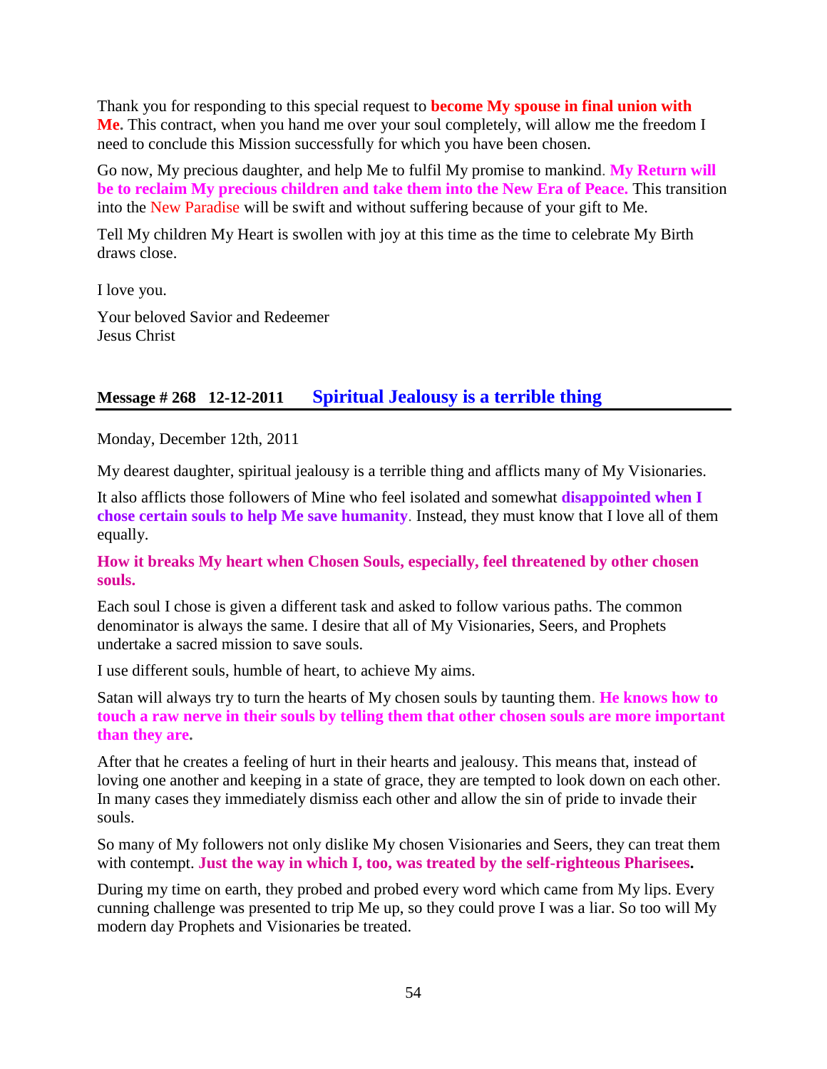Thank you for responding to this special request to **become My spouse in final union with Me.** This contract, when you hand me over your soul completely, will allow me the freedom I need to conclude this Mission successfully for which you have been chosen.

Go now, My precious daughter, and help Me to fulfil My promise to mankind. **My Return will be to reclaim My precious children and take them into the New Era of Peace.** This transition into the New Paradise will be swift and without suffering because of your gift to Me.

Tell My children My Heart is swollen with joy at this time as the time to celebrate My Birth draws close.

I love you.

Your beloved Savior and Redeemer
Jesus Christ

## Message # 268 12-12-2011 Spiritual Jealousy is a terrible thing

Monday, December 12th, 2011

My dearest daughter, spiritual jealousy is a terrible thing and afflicts many of My Visionaries.

It also afflicts those followers of Mine who feel isolated and somewhat **disappointed when I chose certain souls to help Me save humanity**. Instead, they must know that I love all of them equally.

**How it breaks My heart when Chosen Souls, especially, feel threatened by other chosen souls.**

Each soul I chose is given a different task and asked to follow various paths. The common denominator is always the same. I desire that all of My Visionaries, Seers, and Prophets undertake a sacred mission to save souls.

I use different souls, humble of heart, to achieve My aims.

Satan will always try to turn the hearts of My chosen souls by taunting them. **He knows how to touch a raw nerve in their souls by telling them that other chosen souls are more important than they are.**

After that he creates a feeling of hurt in their hearts and jealousy. This means that, instead of loving one another and keeping in a state of grace, they are tempted to look down on each other. In many cases they immediately dismiss each other and allow the sin of pride to invade their souls.

So many of My followers not only dislike My chosen Visionaries and Seers, they can treat them with contempt. **Just the way in which I, too, was treated by the self-righteous Pharisees.**

During my time on earth, they probed and probed every word which came from My lips. Every cunning challenge was presented to trip Me up, so they could prove I was a liar. So too will My modern day Prophets and Visionaries be treated.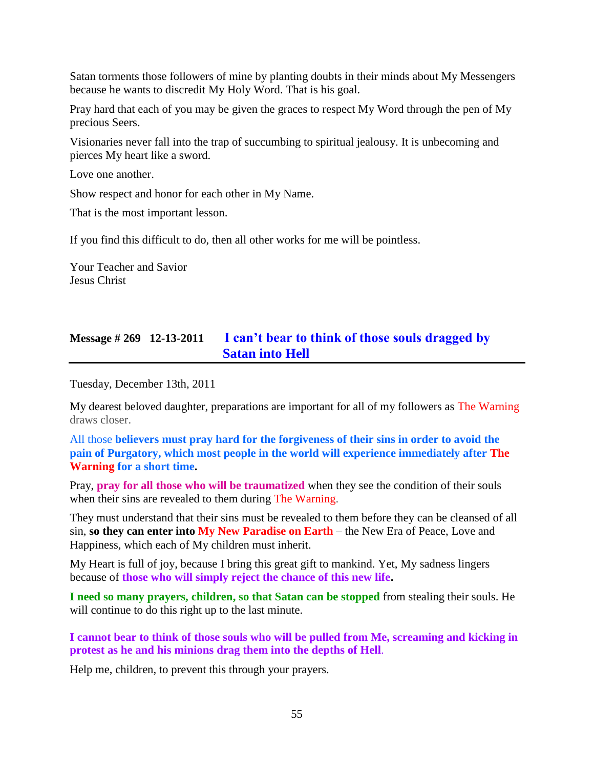Satan torments those followers of mine by planting doubts in their minds about My Messengers because he wants to discredit My Holy Word. That is his goal.

Pray hard that each of you may be given the graces to respect My Word through the pen of My precious Seers.

Visionaries never fall into the trap of succumbing to spiritual jealousy. It is unbecoming and pierces My heart like a sword.

Love one another.

Show respect and honor for each other in My Name.

That is the most important lesson.

If you find this difficult to do, then all other works for me will be pointless.

Your Teacher and Savior
Jesus Christ

## Message # 269 12-13-2011 I can't bear to think of those souls dragged by Satan into Hell

Tuesday, December 13th, 2011

My dearest beloved daughter, preparations are important for all of my followers as The Warning draws closer.

All those **believers must pray hard for the forgiveness of their sins in order to avoid the pain of Purgatory, which most people in the world will experience immediately after The Warning for a short time.**

Pray, **pray for all those who will be traumatized** when they see the condition of their souls when their sins are revealed to them during The Warning.

They must understand that their sins must be revealed to them before they can be cleansed of all sin, **so they can enter into My New Paradise on Earth** – the New Era of Peace, Love and Happiness, which each of My children must inherit.

My Heart is full of joy, because I bring this great gift to mankind. Yet, My sadness lingers because of **those who will simply reject the chance of this new life.**

**I need so many prayers, children, so that Satan can be stopped** from stealing their souls. He will continue to do this right up to the last minute.

**I cannot bear to think of those souls who will be pulled from Me, screaming and kicking in protest as he and his minions drag them into the depths of Hell.**

Help me, children, to prevent this through your prayers.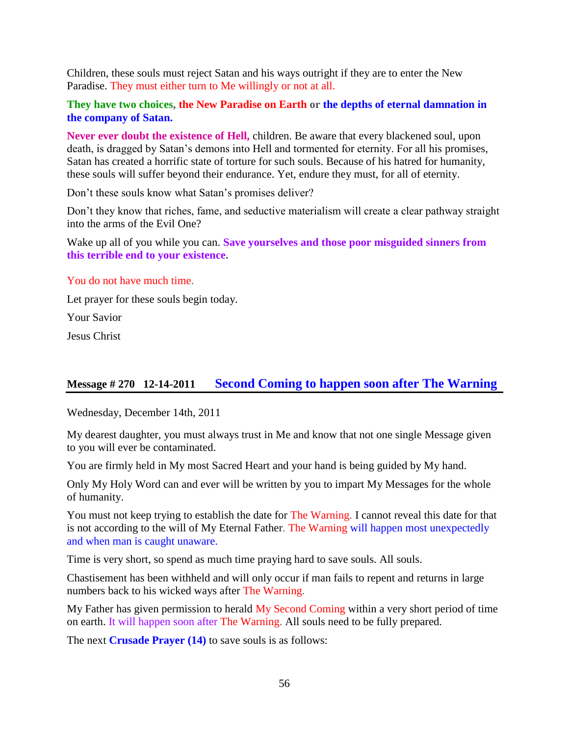Children, these souls must reject Satan and his ways outright if they are to enter the New Paradise. They must either turn to Me willingly or not at all.

**They have two choices, the New Paradise on Earth or the depths of eternal damnation in the company of Satan.**

**Never ever doubt the existence of Hell,** children. Be aware that every blackened soul, upon death, is dragged by Satan's demons into Hell and tormented for eternity. For all his promises, Satan has created a horrific state of torture for such souls. Because of his hatred for humanity, these souls will suffer beyond their endurance. Yet, endure they must, for all of eternity.

Don't these souls know what Satan's promises deliver?

Don't they know that riches, fame, and seductive materialism will create a clear pathway straight into the arms of the Evil One?

Wake up all of you while you can. **Save yourselves and those poor misguided sinners from this terrible end to your existence.**

You do not have much time.

Let prayer for these souls begin today.

Your Savior

Jesus Christ

## Message # 270 12-14-2011 Second Coming to happen soon after The Warning

Wednesday, December 14th, 2011

My dearest daughter, you must always trust in Me and know that not one single Message given to you will ever be contaminated.

You are firmly held in My most Sacred Heart and your hand is being guided by My hand.

Only My Holy Word can and ever will be written by you to impart My Messages for the whole of humanity.

You must not keep trying to establish the date for The Warning. I cannot reveal this date for that is not according to the will of My Eternal Father. The Warning will happen most unexpectedly and when man is caught unaware.

Time is very short, so spend as much time praying hard to save souls. All souls.

Chastisement has been withheld and will only occur if man fails to repent and returns in large numbers back to his wicked ways after The Warning.

My Father has given permission to herald My Second Coming within a very short period of time on earth. It will happen soon after The Warning. All souls need to be fully prepared.

The next **Crusade Prayer (14)** to save souls is as follows: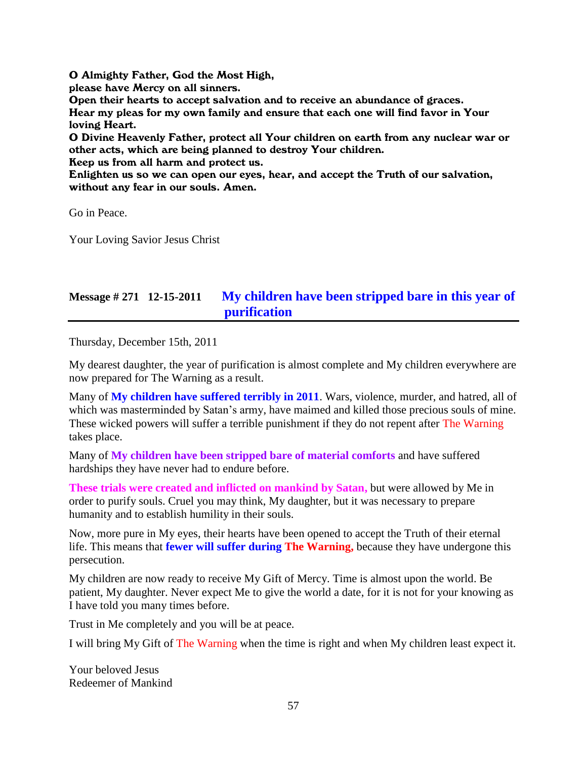**O Almighty Father, God the Most High,**
**please have Mercy on all sinners.**
**Open their hearts to accept salvation and to receive an abundance of graces.**
**Hear my pleas for my own family and ensure that each one will find favor in Your loving Heart.**
**O Divine Heavenly Father, protect all Your children on earth from any nuclear war or other acts, which are being planned to destroy Your children.**
**Keep us from all harm and protect us.**
**Enlighten us so we can open our eyes, hear, and accept the Truth of our salvation, without any fear in our souls. Amen.**

Go in Peace.

Your Loving Savior Jesus Christ

## Message # 271 12-15-2011 My children have been stripped bare in this year of purification

Thursday, December 15th, 2011

My dearest daughter, the year of purification is almost complete and My children everywhere are now prepared for The Warning as a result.

Many of **My children have suffered terribly in 2011**. Wars, violence, murder, and hatred, all of which was masterminded by Satan's army, have maimed and killed those precious souls of mine. These wicked powers will suffer a terrible punishment if they do not repent after The Warning takes place.

Many of **My children have been stripped bare of material comforts** and have suffered hardships they have never had to endure before.

**These trials were created and inflicted on mankind by Satan,** but were allowed by Me in order to purify souls. Cruel you may think, My daughter, but it was necessary to prepare humanity and to establish humility in their souls.

Now, more pure in My eyes, their hearts have been opened to accept the Truth of their eternal life. This means that **fewer will suffer during The Warning,** because they have undergone this persecution.

My children are now ready to receive My Gift of Mercy. Time is almost upon the world. Be patient, My daughter. Never expect Me to give the world a date, for it is not for your knowing as I have told you many times before.

Trust in Me completely and you will be at peace.

I will bring My Gift of The Warning when the time is right and when My children least expect it.

Your beloved Jesus
Redeemer of Mankind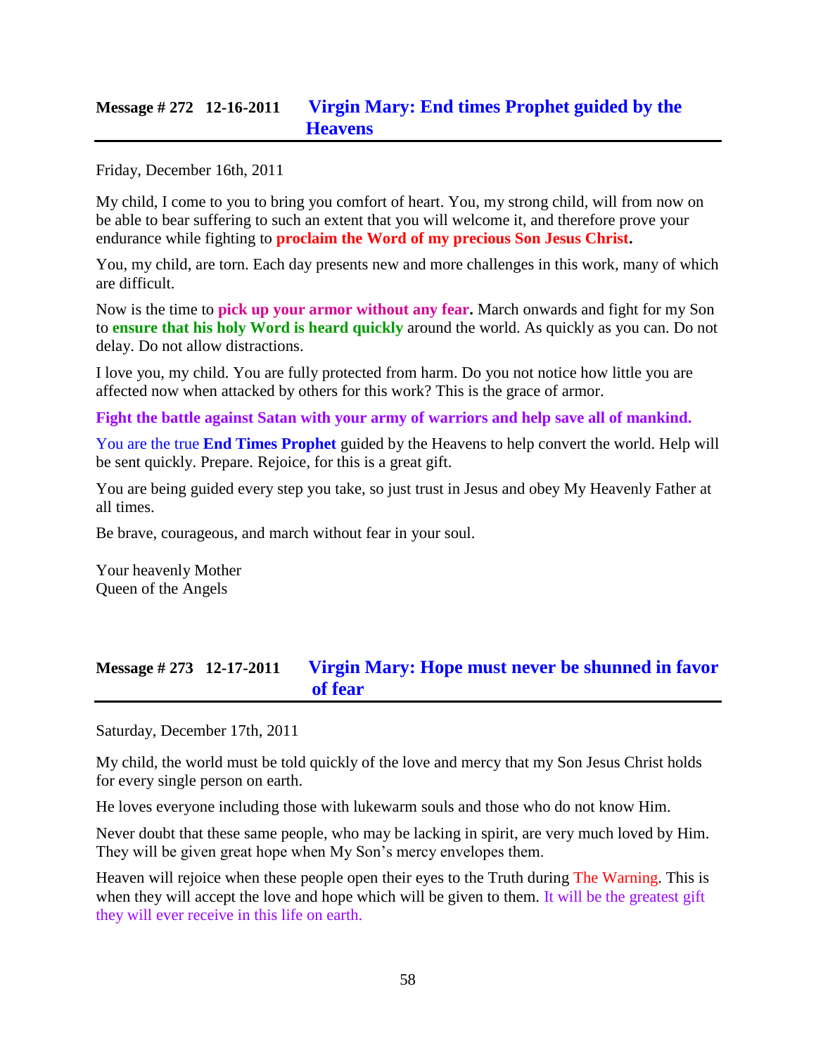## Message # 272   12-16-2011   Virgin Mary: End times Prophet guided by the Heavens

Friday, December 16th, 2011

My child, I come to you to bring you comfort of heart. You, my strong child, will from now on be able to bear suffering to such an extent that you will welcome it, and therefore prove your endurance while fighting to **proclaim the Word of my precious Son Jesus Christ.**

You, my child, are torn. Each day presents new and more challenges in this work, many of which are difficult.

Now is the time to **pick up your armor without any fear.** March onwards and fight for my Son to **ensure that his holy Word is heard quickly** around the world. As quickly as you can. Do not delay. Do not allow distractions.

I love you, my child. You are fully protected from harm. Do you not notice how little you are affected now when attacked by others for this work? This is the grace of armor.

**Fight the battle against Satan with your army of warriors and help save all of mankind.**

You are the true **End Times Prophet** guided by the Heavens to help convert the world. Help will be sent quickly. Prepare. Rejoice, for this is a great gift.

You are being guided every step you take, so just trust in Jesus and obey My Heavenly Father at all times.

Be brave, courageous, and march without fear in your soul.

Your heavenly Mother
Queen of the Angels

## Message # 273   12-17-2011   Virgin Mary: Hope must never be shunned in favor of fear

Saturday, December 17th, 2011

My child, the world must be told quickly of the love and mercy that my Son Jesus Christ holds for every single person on earth.

He loves everyone including those with lukewarm souls and those who do not know Him.

Never doubt that these same people, who may be lacking in spirit, are very much loved by Him. They will be given great hope when My Son's mercy envelopes them.

Heaven will rejoice when these people open their eyes to the Truth during The Warning. This is when they will accept the love and hope which will be given to them. It will be the greatest gift they will ever receive in this life on earth.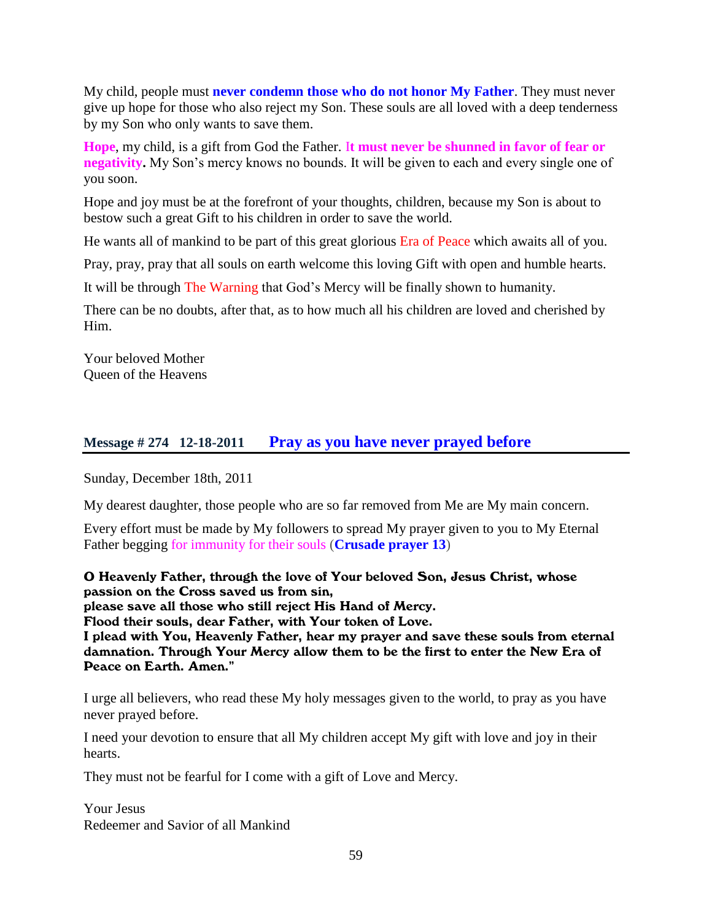My child, people must **never condemn those who do not honor My Father**. They must never give up hope for those who also reject my Son. These souls are all loved with a deep tenderness by my Son who only wants to save them.

**Hope**, my child, is a gift from God the Father. I**t must never be shunned in favor of fear or negativity.** My Son's mercy knows no bounds. It will be given to each and every single one of you soon.

Hope and joy must be at the forefront of your thoughts, children, because my Son is about to bestow such a great Gift to his children in order to save the world.

He wants all of mankind to be part of this great glorious Era of Peace which awaits all of you.

Pray, pray, pray that all souls on earth welcome this loving Gift with open and humble hearts.

It will be through The Warning that God's Mercy will be finally shown to humanity.

There can be no doubts, after that, as to how much all his children are loved and cherished by Him.

Your beloved Mother
Queen of the Heavens

## Message # 274 12-18-2011 Pray as you have never prayed before

Sunday, December 18th, 2011

My dearest daughter, those people who are so far removed from Me are My main concern.

Every effort must be made by My followers to spread My prayer given to you to My Eternal Father begging for immunity for their souls (**Crusade prayer 13**)

**O Heavenly Father, through the love of Your beloved Son, Jesus Christ, whose passion on the Cross saved us from sin,**
**please save all those who still reject His Hand of Mercy.**
**Flood their souls, dear Father, with Your token of Love.**
**I plead with You, Heavenly Father, hear my prayer and save these souls from eternal damnation. Through Your Mercy allow them to be the first to enter the New Era of Peace on Earth. Amen."**

I urge all believers, who read these My holy messages given to the world, to pray as you have never prayed before.

I need your devotion to ensure that all My children accept My gift with love and joy in their hearts.

They must not be fearful for I come with a gift of Love and Mercy.

Your Jesus
Redeemer and Savior of all Mankind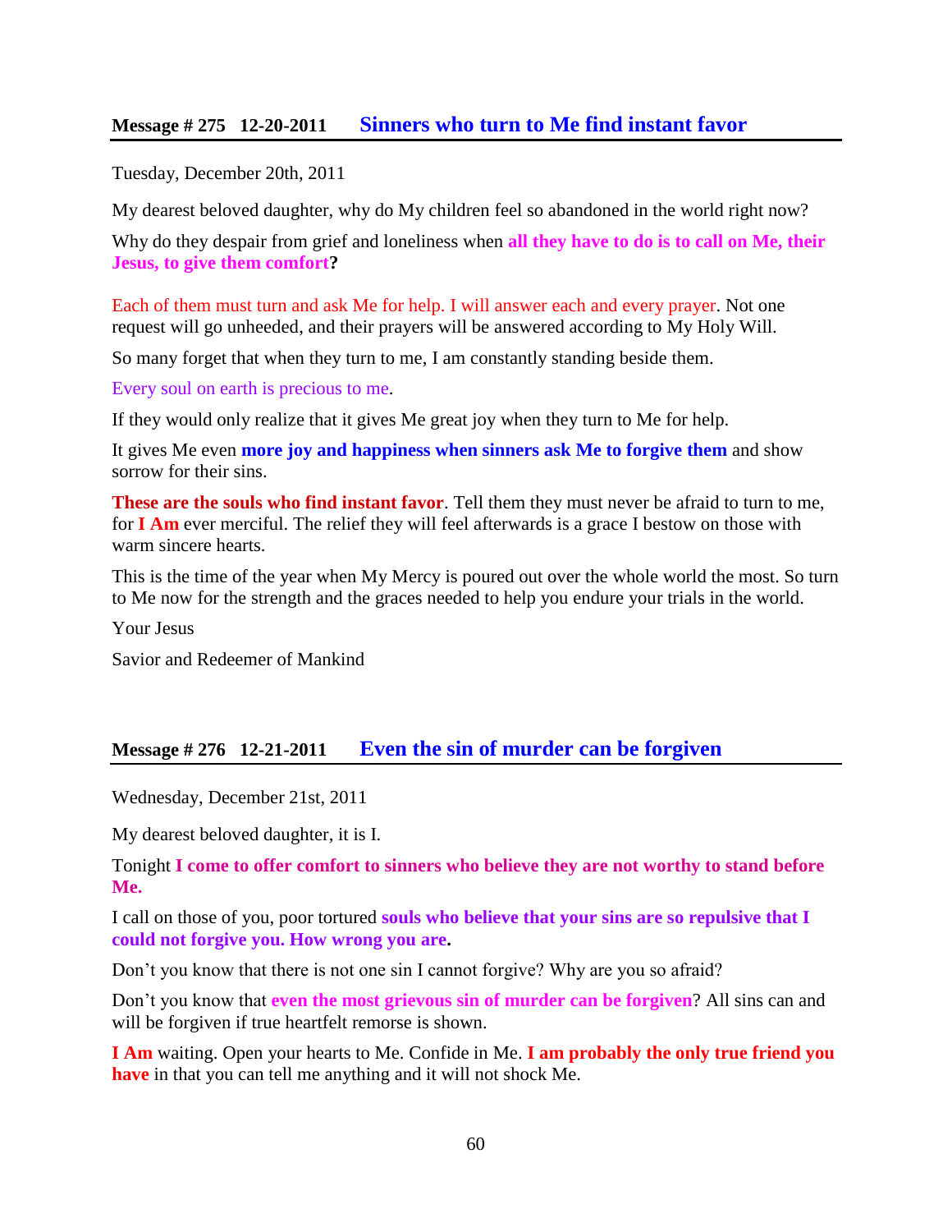## Message # 275 12-20-2011 Sinners who turn to Me find instant favor

Tuesday, December 20th, 2011

My dearest beloved daughter, why do My children feel so abandoned in the world right now?

Why do they despair from grief and loneliness when **all they have to do is to call on Me, their Jesus, to give them comfort?**

Each of them must turn and ask Me for help. I will answer each and every prayer. Not one request will go unheeded, and their prayers will be answered according to My Holy Will.

So many forget that when they turn to me, I am constantly standing beside them.

Every soul on earth is precious to me.

If they would only realize that it gives Me great joy when they turn to Me for help.

It gives Me even **more joy and happiness when sinners ask Me to forgive them** and show sorrow for their sins.

**These are the souls who find instant favor**. Tell them they must never be afraid to turn to me, for **I Am** ever merciful. The relief they will feel afterwards is a grace I bestow on those with warm sincere hearts.

This is the time of the year when My Mercy is poured out over the whole world the most. So turn to Me now for the strength and the graces needed to help you endure your trials in the world.

Your Jesus

Savior and Redeemer of Mankind

## Message # 276 12-21-2011 Even the sin of murder can be forgiven

Wednesday, December 21st, 2011

My dearest beloved daughter, it is I.

Tonight **I come to offer comfort to sinners who believe they are not worthy to stand before Me.**

I call on those of you, poor tortured **souls who believe that your sins are so repulsive that I could not forgive you. How wrong you are.**

Don't you know that there is not one sin I cannot forgive? Why are you so afraid?

Don't you know that **even the most grievous sin of murder can be forgiven**? All sins can and will be forgiven if true heartfelt remorse is shown.

**I Am** waiting. Open your hearts to Me. Confide in Me. **I am probably the only true friend you have** in that you can tell me anything and it will not shock Me.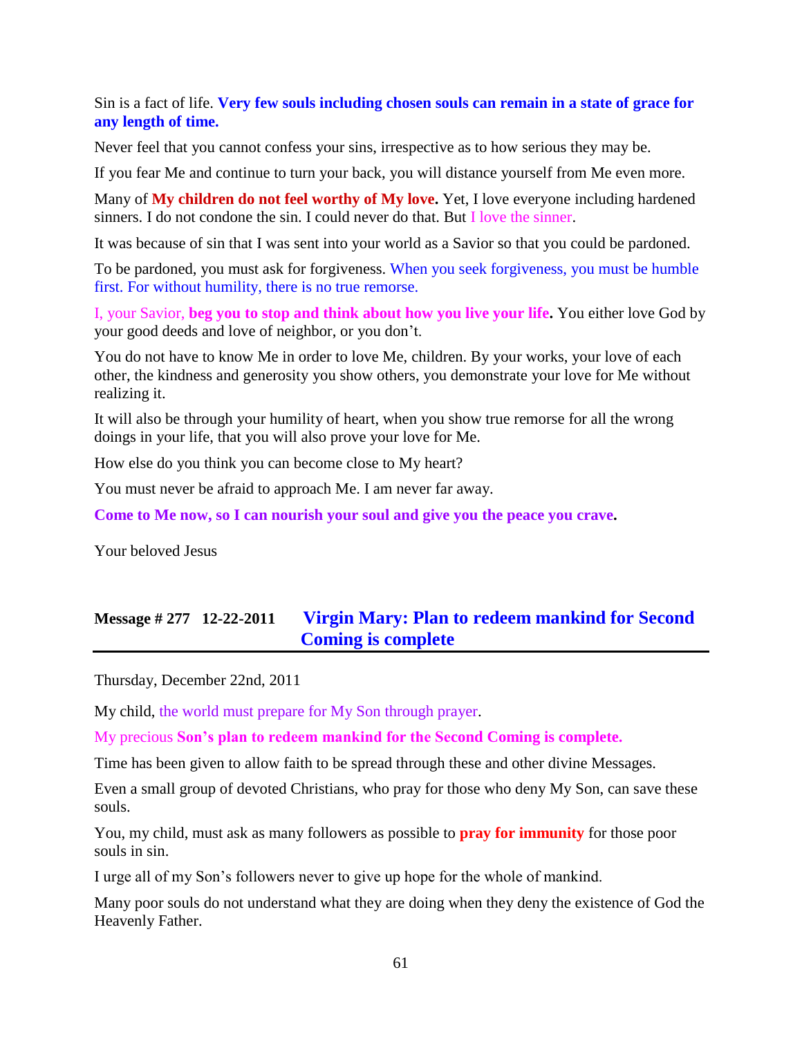Sin is a fact of life. **Very few souls including chosen souls can remain in a state of grace for any length of time.**

Never feel that you cannot confess your sins, irrespective as to how serious they may be.

If you fear Me and continue to turn your back, you will distance yourself from Me even more.

Many of **My children do not feel worthy of My love.** Yet, I love everyone including hardened sinners. I do not condone the sin. I could never do that. But I love the sinner.

It was because of sin that I was sent into your world as a Savior so that you could be pardoned.

To be pardoned, you must ask for forgiveness. When you seek forgiveness, you must be humble first. For without humility, there is no true remorse.

I, your Savior, **beg you to stop and think about how you live your life.** You either love God by your good deeds and love of neighbor, or you don't.

You do not have to know Me in order to love Me, children. By your works, your love of each other, the kindness and generosity you show others, you demonstrate your love for Me without realizing it.

It will also be through your humility of heart, when you show true remorse for all the wrong doings in your life, that you will also prove your love for Me.

How else do you think you can become close to My heart?

You must never be afraid to approach Me. I am never far away.

**Come to Me now, so I can nourish your soul and give you the peace you crave.**

Your beloved Jesus

## Message # 277 12-22-2011 Virgin Mary: Plan to redeem mankind for Second Coming is complete

Thursday, December 22nd, 2011

My child, the world must prepare for My Son through prayer.

My precious **Son's plan to redeem mankind for the Second Coming is complete.**

Time has been given to allow faith to be spread through these and other divine Messages.

Even a small group of devoted Christians, who pray for those who deny My Son, can save these souls.

You, my child, must ask as many followers as possible to **pray for immunity** for those poor souls in sin.

I urge all of my Son's followers never to give up hope for the whole of mankind.

Many poor souls do not understand what they are doing when they deny the existence of God the Heavenly Father.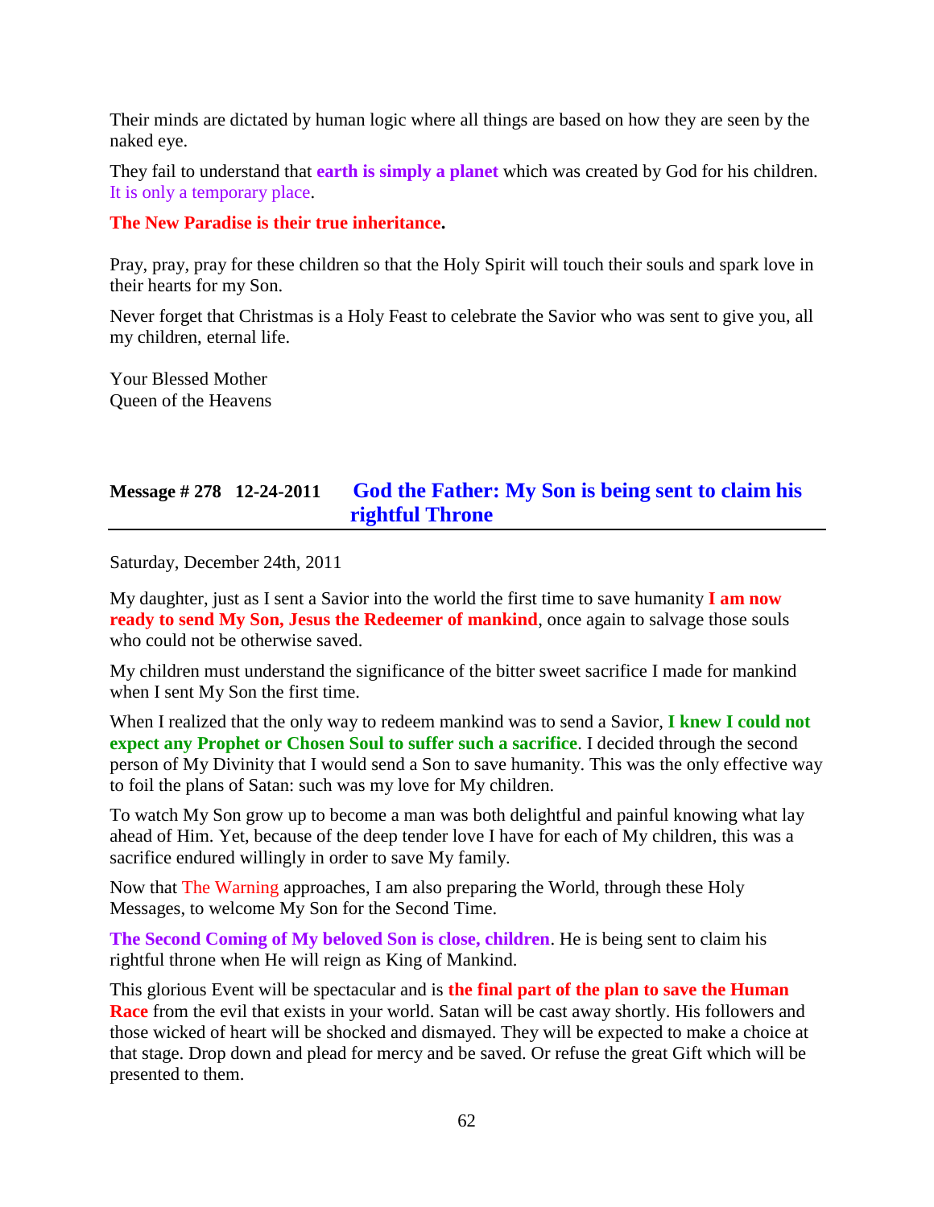Their minds are dictated by human logic where all things are based on how they are seen by the naked eye.

They fail to understand that **earth is simply a planet** which was created by God for his children. It is only a temporary place.

**The New Paradise is their true inheritance.**

Pray, pray, pray for these children so that the Holy Spirit will touch their souls and spark love in their hearts for my Son.

Never forget that Christmas is a Holy Feast to celebrate the Savior who was sent to give you, all my children, eternal life.

Your Blessed Mother
Queen of the Heavens

## Message # 278 12-24-2011 God the Father: My Son is being sent to claim his rightful Throne

Saturday, December 24th, 2011

My daughter, just as I sent a Savior into the world the first time to save humanity **I am now ready to send My Son, Jesus the Redeemer of mankind**, once again to salvage those souls who could not be otherwise saved.

My children must understand the significance of the bitter sweet sacrifice I made for mankind when I sent My Son the first time.

When I realized that the only way to redeem mankind was to send a Savior, **I knew I could not expect any Prophet or Chosen Soul to suffer such a sacrifice**. I decided through the second person of My Divinity that I would send a Son to save humanity. This was the only effective way to foil the plans of Satan: such was my love for My children.

To watch My Son grow up to become a man was both delightful and painful knowing what lay ahead of Him. Yet, because of the deep tender love I have for each of My children, this was a sacrifice endured willingly in order to save My family.

Now that The Warning approaches, I am also preparing the World, through these Holy Messages, to welcome My Son for the Second Time.

**The Second Coming of My beloved Son is close, children**. He is being sent to claim his rightful throne when He will reign as King of Mankind.

This glorious Event will be spectacular and is **the final part of the plan to save the Human Race** from the evil that exists in your world. Satan will be cast away shortly. His followers and those wicked of heart will be shocked and dismayed. They will be expected to make a choice at that stage. Drop down and plead for mercy and be saved. Or refuse the great Gift which will be presented to them.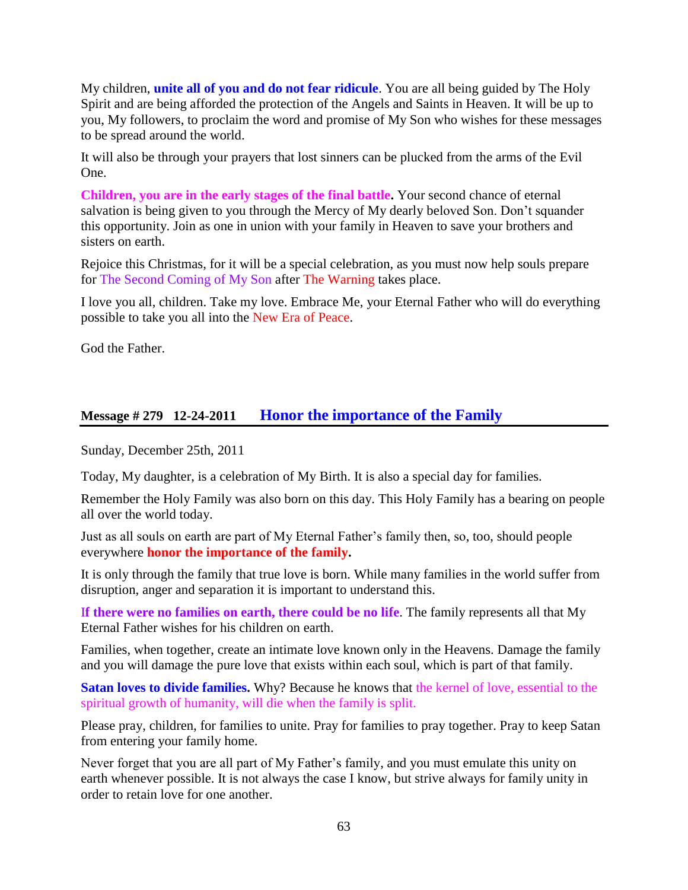My children, **unite all of you and do not fear ridicule**. You are all being guided by The Holy Spirit and are being afforded the protection of the Angels and Saints in Heaven. It will be up to you, My followers, to proclaim the word and promise of My Son who wishes for these messages to be spread around the world.

It will also be through your prayers that lost sinners can be plucked from the arms of the Evil One.

**Children, you are in the early stages of the final battle.** Your second chance of eternal salvation is being given to you through the Mercy of My dearly beloved Son. Don't squander this opportunity. Join as one in union with your family in Heaven to save your brothers and sisters on earth.

Rejoice this Christmas, for it will be a special celebration, as you must now help souls prepare for The Second Coming of My Son after The Warning takes place.

I love you all, children. Take my love. Embrace Me, your Eternal Father who will do everything possible to take you all into the New Era of Peace.

God the Father.

## Message # 279 12-24-2011 Honor the importance of the Family

Sunday, December 25th, 2011

Today, My daughter, is a celebration of My Birth. It is also a special day for families.

Remember the Holy Family was also born on this day. This Holy Family has a bearing on people all over the world today.

Just as all souls on earth are part of My Eternal Father's family then, so, too, should people everywhere **honor the importance of the family.**

It is only through the family that true love is born. While many families in the world suffer from disruption, anger and separation it is important to understand this.

**If there were no families on earth, there could be no life**. The family represents all that My Eternal Father wishes for his children on earth.

Families, when together, create an intimate love known only in the Heavens. Damage the family and you will damage the pure love that exists within each soul, which is part of that family.

**Satan loves to divide families.** Why? Because he knows that the kernel of love, essential to the spiritual growth of humanity, will die when the family is split.

Please pray, children, for families to unite. Pray for families to pray together. Pray to keep Satan from entering your family home.

Never forget that you are all part of My Father's family, and you must emulate this unity on earth whenever possible. It is not always the case I know, but strive always for family unity in order to retain love for one another.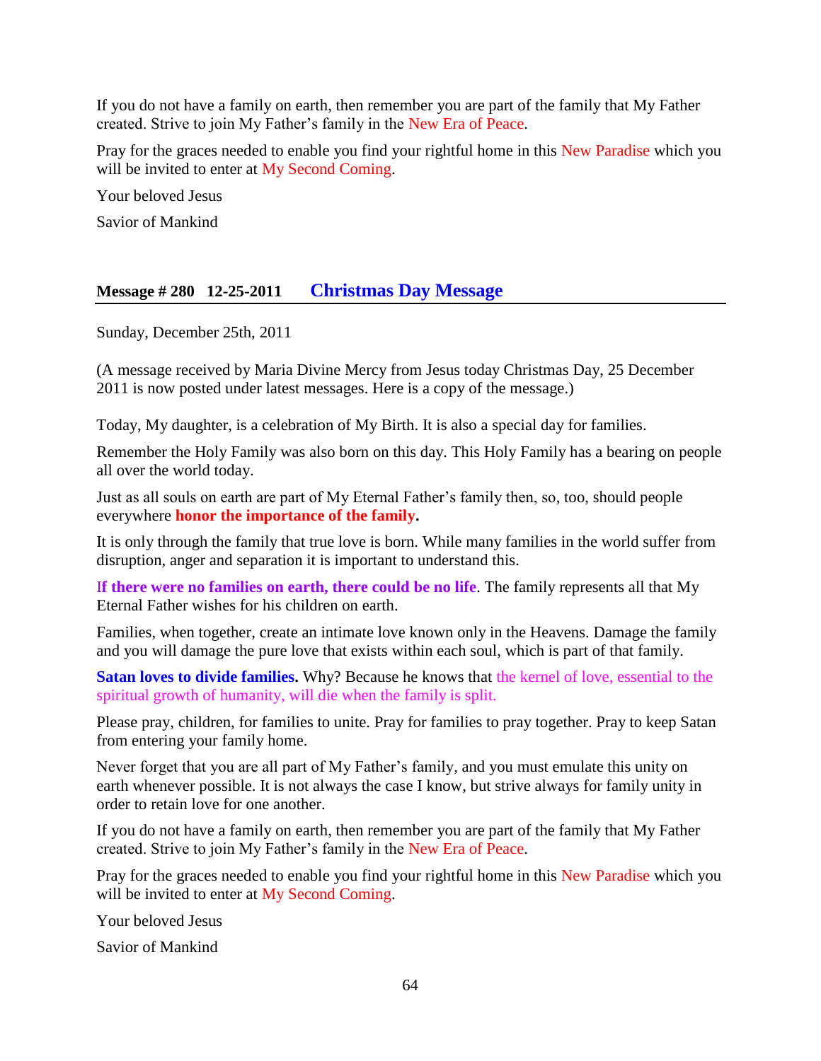If you do not have a family on earth, then remember you are part of the family that My Father created. Strive to join My Father's family in the New Era of Peace.

Pray for the graces needed to enable you find your rightful home in this New Paradise which you will be invited to enter at My Second Coming.

Your beloved Jesus

Savior of Mankind

## Message # 280 12-25-2011 Christmas Day Message

Sunday, December 25th, 2011

(A message received by Maria Divine Mercy from Jesus today Christmas Day, 25 December 2011 is now posted under latest messages. Here is a copy of the message.)

Today, My daughter, is a celebration of My Birth. It is also a special day for families.

Remember the Holy Family was also born on this day. This Holy Family has a bearing on people all over the world today.

Just as all souls on earth are part of My Eternal Father's family then, so, too, should people everywhere **honor the importance of the family.**

It is only through the family that true love is born. While many families in the world suffer from disruption, anger and separation it is important to understand this.

**If there were no families on earth, there could be no life**. The family represents all that My Eternal Father wishes for his children on earth.

Families, when together, create an intimate love known only in the Heavens. Damage the family and you will damage the pure love that exists within each soul, which is part of that family.

**Satan loves to divide families.** Why? Because he knows that the kernel of love, essential to the spiritual growth of humanity, will die when the family is split.

Please pray, children, for families to unite. Pray for families to pray together. Pray to keep Satan from entering your family home.

Never forget that you are all part of My Father's family, and you must emulate this unity on earth whenever possible. It is not always the case I know, but strive always for family unity in order to retain love for one another.

If you do not have a family on earth, then remember you are part of the family that My Father created. Strive to join My Father's family in the New Era of Peace.

Pray for the graces needed to enable you find your rightful home in this New Paradise which you will be invited to enter at My Second Coming.

Your beloved Jesus

Savior of Mankind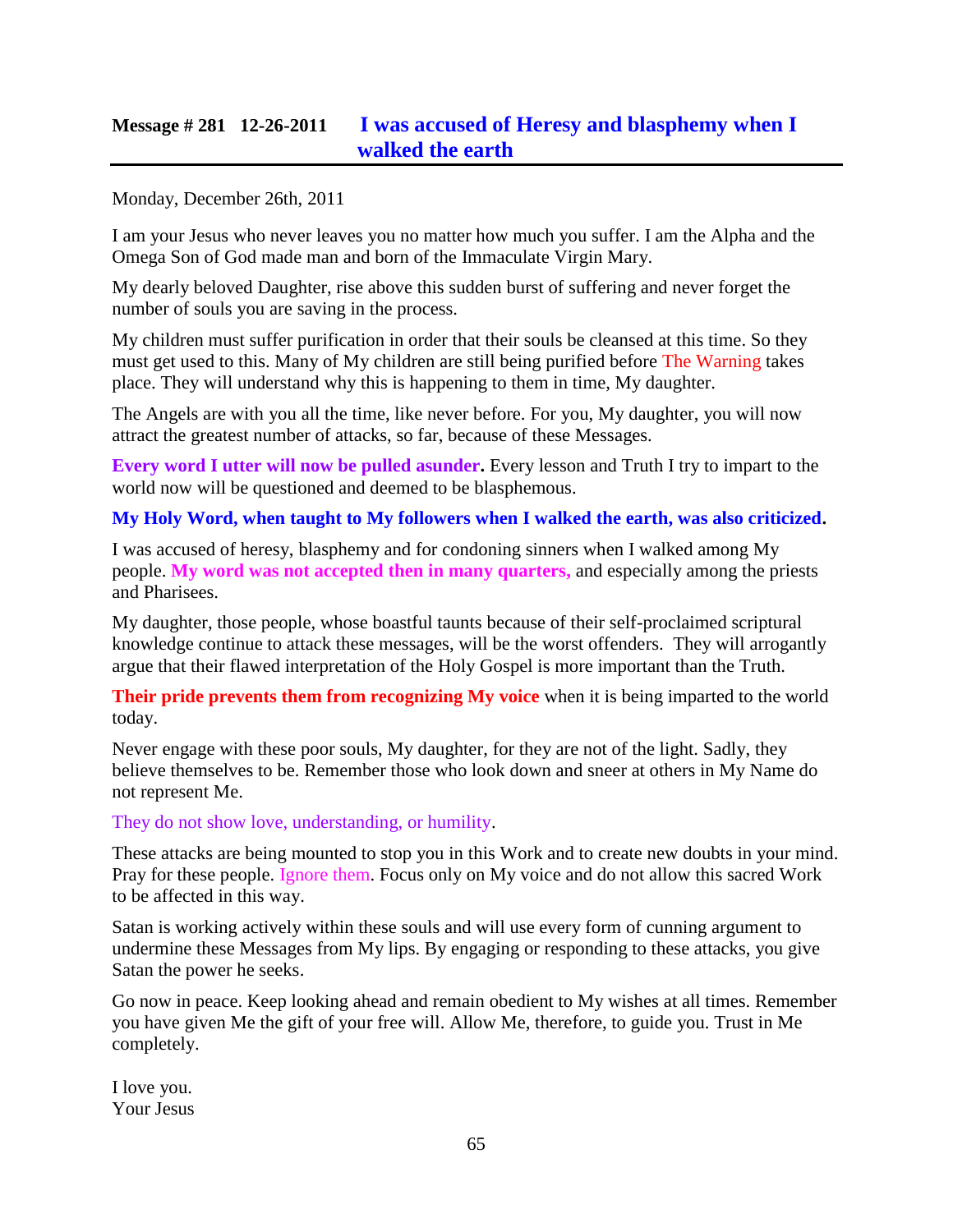## Message # 281 12-26-2011 I was accused of Heresy and blasphemy when I walked the earth

Monday, December 26th, 2011

I am your Jesus who never leaves you no matter how much you suffer. I am the Alpha and the Omega Son of God made man and born of the Immaculate Virgin Mary.

My dearly beloved Daughter, rise above this sudden burst of suffering and never forget the number of souls you are saving in the process.

My children must suffer purification in order that their souls be cleansed at this time. So they must get used to this. Many of My children are still being purified before The Warning takes place. They will understand why this is happening to them in time, My daughter.

The Angels are with you all the time, like never before. For you, My daughter, you will now attract the greatest number of attacks, so far, because of these Messages.

**Every word I utter will now be pulled asunder.** Every lesson and Truth I try to impart to the world now will be questioned and deemed to be blasphemous.

**My Holy Word, when taught to My followers when I walked the earth, was also criticized.**

I was accused of heresy, blasphemy and for condoning sinners when I walked among My people. **My word was not accepted then in many quarters,** and especially among the priests and Pharisees.

My daughter, those people, whose boastful taunts because of their self-proclaimed scriptural knowledge continue to attack these messages, will be the worst offenders. They will arrogantly argue that their flawed interpretation of the Holy Gospel is more important than the Truth.

**Their pride prevents them from recognizing My voice** when it is being imparted to the world today.

Never engage with these poor souls, My daughter, for they are not of the light. Sadly, they believe themselves to be. Remember those who look down and sneer at others in My Name do not represent Me.

They do not show love, understanding, or humility.

These attacks are being mounted to stop you in this Work and to create new doubts in your mind. Pray for these people. Ignore them. Focus only on My voice and do not allow this sacred Work to be affected in this way.

Satan is working actively within these souls and will use every form of cunning argument to undermine these Messages from My lips. By engaging or responding to these attacks, you give Satan the power he seeks.

Go now in peace. Keep looking ahead and remain obedient to My wishes at all times. Remember you have given Me the gift of your free will. Allow Me, therefore, to guide you. Trust in Me completely.

I love you.  
Your Jesus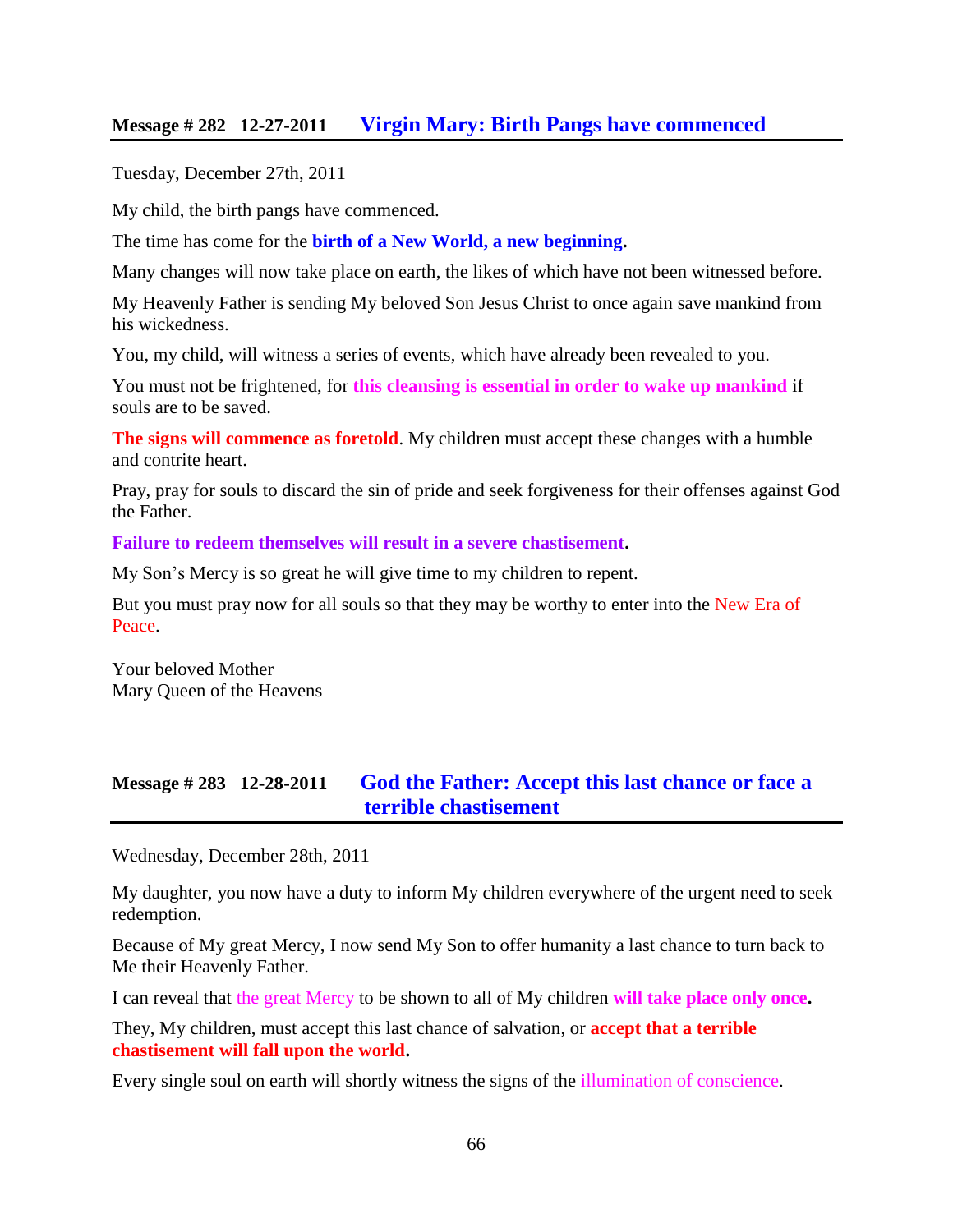## Message # 282 12-27-2011 **Virgin Mary: Birth Pangs have commenced**

Tuesday, December 27th, 2011

My child, the birth pangs have commenced.

The time has come for the **birth of a New World, a new beginning.**

Many changes will now take place on earth, the likes of which have not been witnessed before.

My Heavenly Father is sending My beloved Son Jesus Christ to once again save mankind from his wickedness.

You, my child, will witness a series of events, which have already been revealed to you.

You must not be frightened, for **this cleansing is essential in order to wake up mankind** if souls are to be saved.

**The signs will commence as foretold**. My children must accept these changes with a humble and contrite heart.

Pray, pray for souls to discard the sin of pride and seek forgiveness for their offenses against God the Father.

**Failure to redeem themselves will result in a severe chastisement.**

My Son's Mercy is so great he will give time to my children to repent.

But you must pray now for all souls so that they may be worthy to enter into the New Era of Peace.

Your beloved Mother
Mary Queen of the Heavens

## Message # 283 12-28-2011 **God the Father: Accept this last chance or face a terrible chastisement**

Wednesday, December 28th, 2011

My daughter, you now have a duty to inform My children everywhere of the urgent need to seek redemption.

Because of My great Mercy, I now send My Son to offer humanity a last chance to turn back to Me their Heavenly Father.

I can reveal that the great Mercy to be shown to all of My children **will take place only once.**

They, My children, must accept this last chance of salvation, or **accept that a terrible chastisement will fall upon the world.**

Every single soul on earth will shortly witness the signs of the illumination of conscience.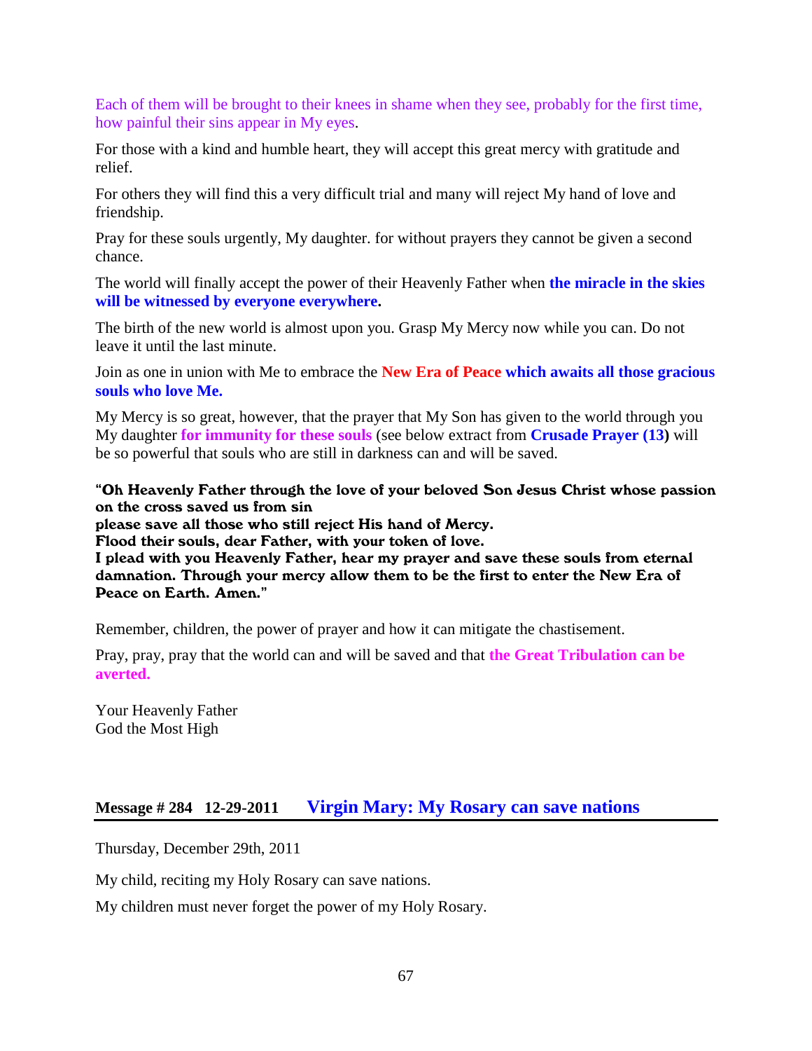Each of them will be brought to their knees in shame when they see, probably for the first time, how painful their sins appear in My eyes.

For those with a kind and humble heart, they will accept this great mercy with gratitude and relief.

For others they will find this a very difficult trial and many will reject My hand of love and friendship.

Pray for these souls urgently, My daughter. for without prayers they cannot be given a second chance.

The world will finally accept the power of their Heavenly Father when **the miracle in the skies will be witnessed by everyone everywhere.**

The birth of the new world is almost upon you. Grasp My Mercy now while you can. Do not leave it until the last minute.

Join as one in union with Me to embrace the **New Era of Peace which awaits all those gracious souls who love Me.**

My Mercy is so great, however, that the prayer that My Son has given to the world through you My daughter **for immunity for these souls** (see below extract from **Crusade Prayer (13)** will be so powerful that souls who are still in darkness can and will be saved.

**"Oh Heavenly Father through the love of your beloved Son Jesus Christ whose passion on the cross saved us from sin**
**please save all those who still reject His hand of Mercy.**
**Flood their souls, dear Father, with your token of love.**
**I plead with you Heavenly Father, hear my prayer and save these souls from eternal damnation. Through your mercy allow them to be the first to enter the New Era of Peace on Earth. Amen."**

Remember, children, the power of prayer and how it can mitigate the chastisement.

Pray, pray, pray that the world can and will be saved and that **the Great Tribulation can be averted.**

Your Heavenly Father
God the Most High

## Message # 284 12-29-2011 Virgin Mary: My Rosary can save nations

Thursday, December 29th, 2011

My child, reciting my Holy Rosary can save nations.

My children must never forget the power of my Holy Rosary.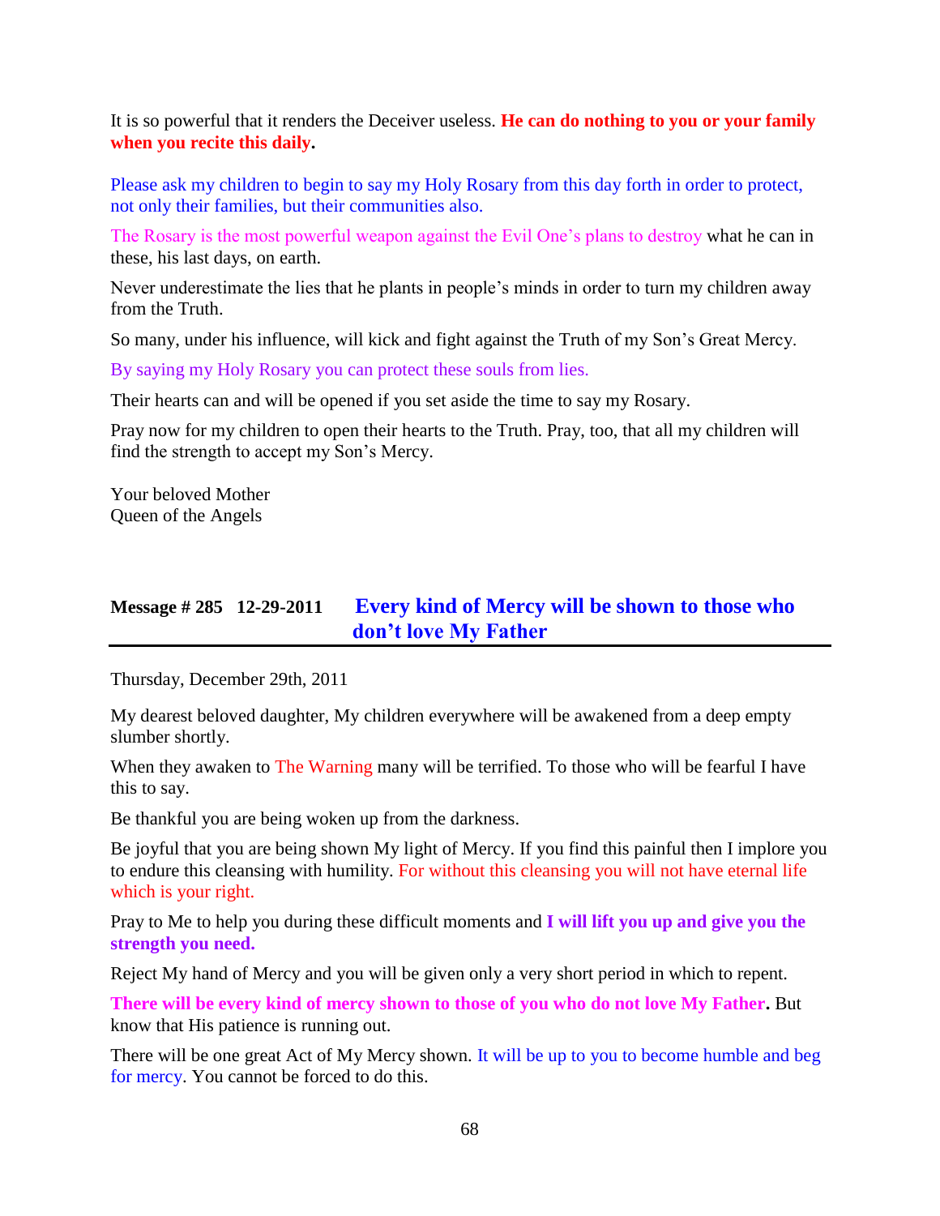It is so powerful that it renders the Deceiver useless. **He can do nothing to you or your family when you recite this daily.**

Please ask my children to begin to say my Holy Rosary from this day forth in order to protect, not only their families, but their communities also.

The Rosary is the most powerful weapon against the Evil One's plans to destroy what he can in these, his last days, on earth.

Never underestimate the lies that he plants in people's minds in order to turn my children away from the Truth.

So many, under his influence, will kick and fight against the Truth of my Son's Great Mercy.

By saying my Holy Rosary you can protect these souls from lies.

Their hearts can and will be opened if you set aside the time to say my Rosary.

Pray now for my children to open their hearts to the Truth. Pray, too, that all my children will find the strength to accept my Son's Mercy.

Your beloved Mother
Queen of the Angels

## Message # 285 12-29-2011 Every kind of Mercy will be shown to those who don't love My Father

Thursday, December 29th, 2011

My dearest beloved daughter, My children everywhere will be awakened from a deep empty slumber shortly.

When they awaken to The Warning many will be terrified. To those who will be fearful I have this to say.

Be thankful you are being woken up from the darkness.

Be joyful that you are being shown My light of Mercy. If you find this painful then I implore you to endure this cleansing with humility. For without this cleansing you will not have eternal life which is your right.

Pray to Me to help you during these difficult moments and **I will lift you up and give you the strength you need.**

Reject My hand of Mercy and you will be given only a very short period in which to repent.

**There will be every kind of mercy shown to those of you who do not love My Father.** But know that His patience is running out.

There will be one great Act of My Mercy shown. It will be up to you to become humble and beg for mercy. You cannot be forced to do this.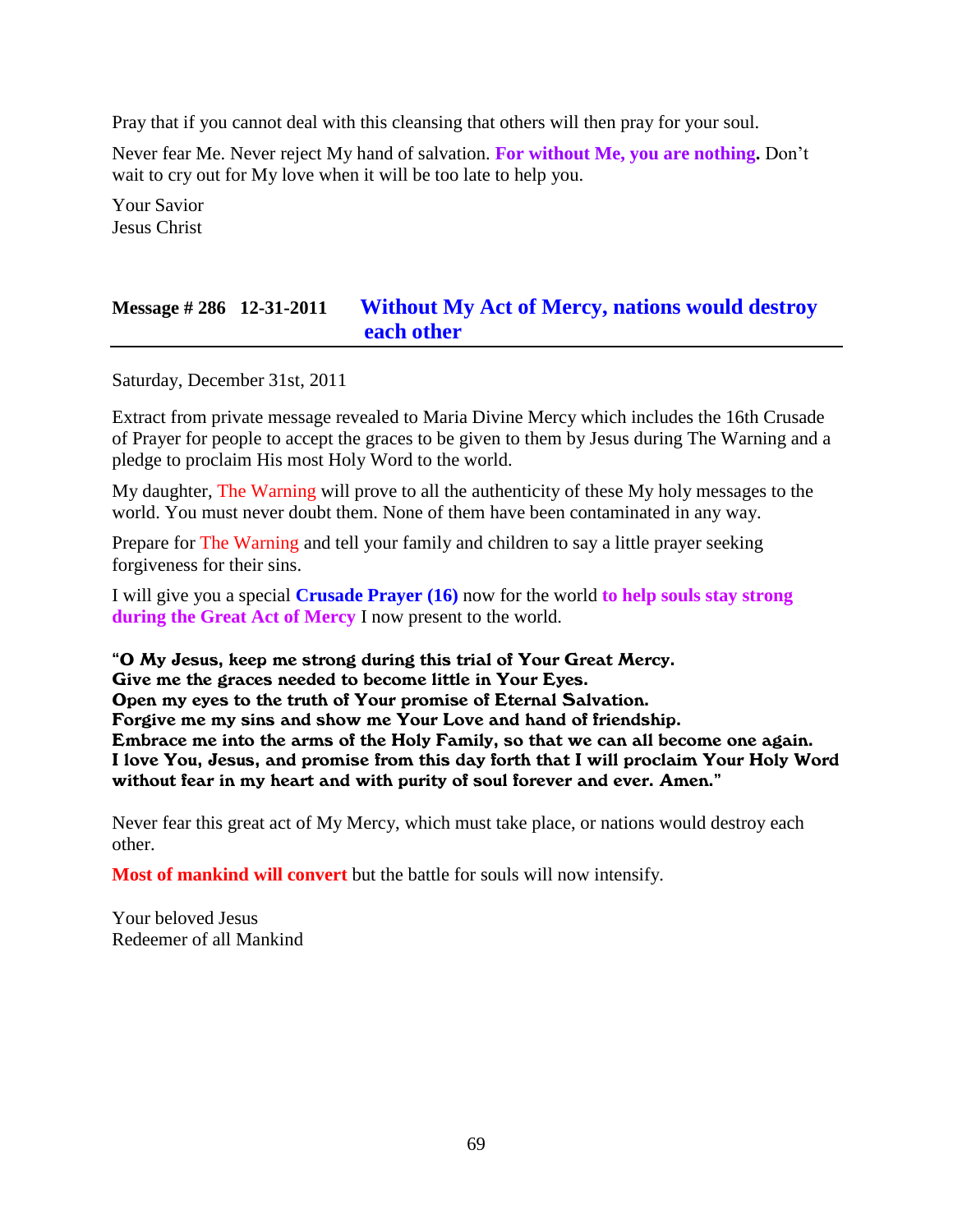Pray that if you cannot deal with this cleansing that others will then pray for your soul.

Never fear Me. Never reject My hand of salvation. **For without Me, you are nothing.** Don't wait to cry out for My love when it will be too late to help you.

Your Savior
Jesus Christ

## Message # 286 12-31-2011 Without My Act of Mercy, nations would destroy each other

Saturday, December 31st, 2011

Extract from private message revealed to Maria Divine Mercy which includes the 16th Crusade of Prayer for people to accept the graces to be given to them by Jesus during The Warning and a pledge to proclaim His most Holy Word to the world.

My daughter, The Warning will prove to all the authenticity of these My holy messages to the world. You must never doubt them. None of them have been contaminated in any way.

Prepare for The Warning and tell your family and children to say a little prayer seeking forgiveness for their sins.

I will give you a special **Crusade Prayer (16)** now for the world **to help souls stay strong during the Great Act of Mercy** I now present to the world.

**"O My Jesus, keep me strong during this trial of Your Great Mercy.
Give me the graces needed to become little in Your Eyes.
Open my eyes to the truth of Your promise of Eternal Salvation.
Forgive me my sins and show me Your Love and hand of friendship.
Embrace me into the arms of the Holy Family, so that we can all become one again.
I love You, Jesus, and promise from this day forth that I will proclaim Your Holy Word without fear in my heart and with purity of soul forever and ever. Amen."**

Never fear this great act of My Mercy, which must take place, or nations would destroy each other.

**Most of mankind will convert** but the battle for souls will now intensify.

Your beloved Jesus
Redeemer of all Mankind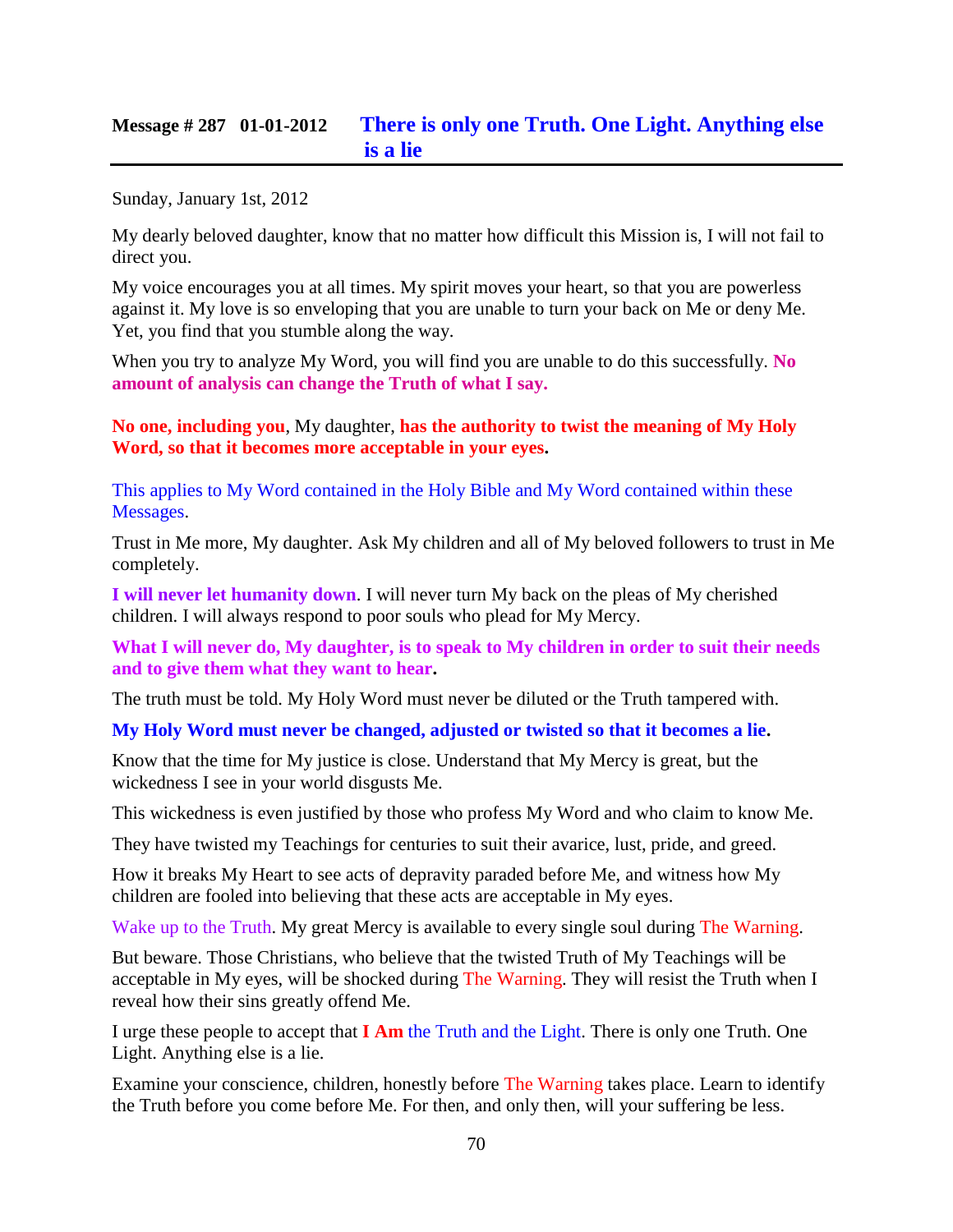## Message # 287 01-01-2012 There is only one Truth. One Light. Anything else is a lie

Sunday, January 1st, 2012

My dearly beloved daughter, know that no matter how difficult this Mission is, I will not fail to direct you.

My voice encourages you at all times. My spirit moves your heart, so that you are powerless against it. My love is so enveloping that you are unable to turn your back on Me or deny Me. Yet, you find that you stumble along the way.

When you try to analyze My Word, you will find you are unable to do this successfully. **No amount of analysis can change the Truth of what I say.**

**No one, including you**, My daughter, **has the authority to twist the meaning of My Holy Word, so that it becomes more acceptable in your eyes.**

This applies to My Word contained in the Holy Bible and My Word contained within these Messages.

Trust in Me more, My daughter. Ask My children and all of My beloved followers to trust in Me completely.

**I will never let humanity down**. I will never turn My back on the pleas of My cherished children. I will always respond to poor souls who plead for My Mercy.

**What I will never do, My daughter, is to speak to My children in order to suit their needs and to give them what they want to hear.**

The truth must be told. My Holy Word must never be diluted or the Truth tampered with.

**My Holy Word must never be changed, adjusted or twisted so that it becomes a lie.**

Know that the time for My justice is close. Understand that My Mercy is great, but the wickedness I see in your world disgusts Me.

This wickedness is even justified by those who profess My Word and who claim to know Me.

They have twisted my Teachings for centuries to suit their avarice, lust, pride, and greed.

How it breaks My Heart to see acts of depravity paraded before Me, and witness how My children are fooled into believing that these acts are acceptable in My eyes.

Wake up to the Truth. My great Mercy is available to every single soul during The Warning.

But beware. Those Christians, who believe that the twisted Truth of My Teachings will be acceptable in My eyes, will be shocked during The Warning. They will resist the Truth when I reveal how their sins greatly offend Me.

I urge these people to accept that **I Am** the Truth and the Light. There is only one Truth. One Light. Anything else is a lie.

Examine your conscience, children, honestly before The Warning takes place. Learn to identify the Truth before you come before Me. For then, and only then, will your suffering be less.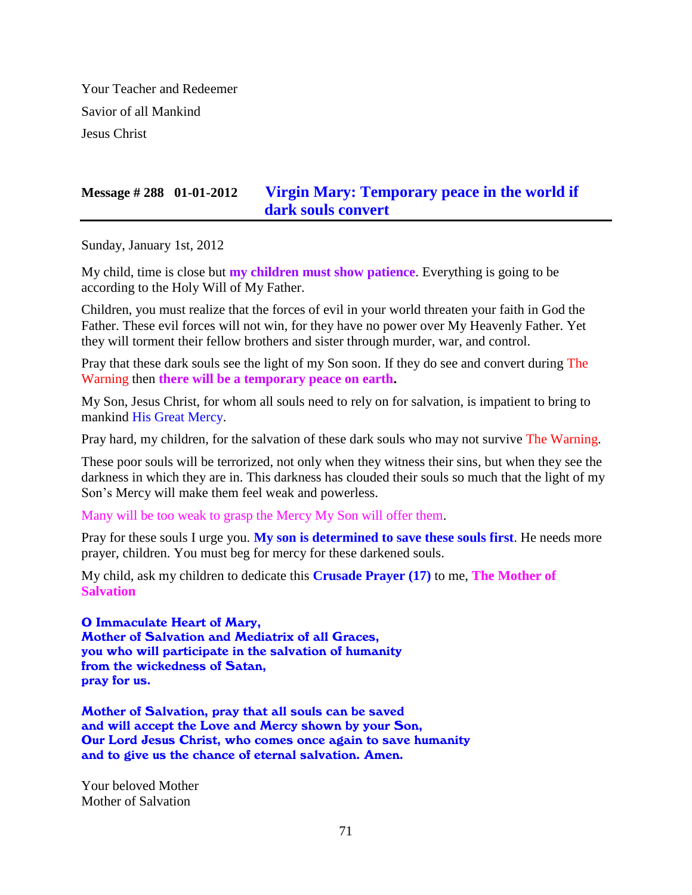Your Teacher and Redeemer
Savior of all Mankind
Jesus Christ

## Message # 288 01-01-2012 Virgin Mary: Temporary peace in the world if dark souls convert

Sunday, January 1st, 2012

My child, time is close but **my children must show patience**. Everything is going to be according to the Holy Will of My Father.

Children, you must realize that the forces of evil in your world threaten your faith in God the Father. These evil forces will not win, for they have no power over My Heavenly Father. Yet they will torment their fellow brothers and sister through murder, war, and control.

Pray that these dark souls see the light of my Son soon. If they do see and convert during The Warning then **there will be a temporary peace on earth.**

My Son, Jesus Christ, for whom all souls need to rely on for salvation, is impatient to bring to mankind His Great Mercy.

Pray hard, my children, for the salvation of these dark souls who may not survive The Warning.

These poor souls will be terrorized, not only when they witness their sins, but when they see the darkness in which they are in. This darkness has clouded their souls so much that the light of my Son's Mercy will make them feel weak and powerless.

Many will be too weak to grasp the Mercy My Son will offer them.

Pray for these souls I urge you. **My son is determined to save these souls first**. He needs more prayer, children. You must beg for mercy for these darkened souls.

My child, ask my children to dedicate this **Crusade Prayer (17)** to me, **The Mother of Salvation**

**O Immaculate Heart of Mary,**
**Mother of Salvation and Mediatrix of all Graces,**
**you who will participate in the salvation of humanity**
**from the wickedness of Satan,**
**pray for us.**

**Mother of Salvation, pray that all souls can be saved**
**and will accept the Love and Mercy shown by your Son,**
**Our Lord Jesus Christ, who comes once again to save humanity**
**and to give us the chance of eternal salvation. Amen.**

Your beloved Mother
Mother of Salvation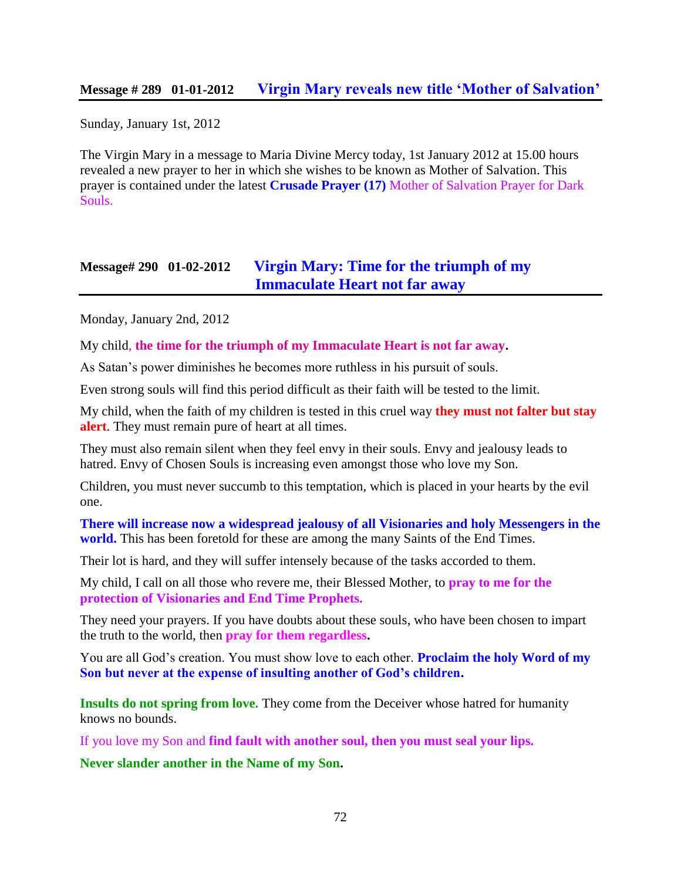## Message # 289 01-01-2012 Virgin Mary reveals new title 'Mother of Salvation'

Sunday, January 1st, 2012

The Virgin Mary in a message to Maria Divine Mercy today, 1st January 2012 at 15.00 hours revealed a new prayer to her in which she wishes to be known as Mother of Salvation. This prayer is contained under the latest **Crusade Prayer (17)** Mother of Salvation Prayer for Dark Souls.

## Message# 290 01-02-2012 Virgin Mary: Time for the triumph of my Immaculate Heart not far away

Monday, January 2nd, 2012

My child, **the time for the triumph of my Immaculate Heart is not far away.**

As Satan's power diminishes he becomes more ruthless in his pursuit of souls.

Even strong souls will find this period difficult as their faith will be tested to the limit.

My child, when the faith of my children is tested in this cruel way **they must not falter but stay alert**. They must remain pure of heart at all times.

They must also remain silent when they feel envy in their souls. Envy and jealousy leads to hatred. Envy of Chosen Souls is increasing even amongst those who love my Son.

Children, you must never succumb to this temptation, which is placed in your hearts by the evil one.

**There will increase now a widespread jealousy of all Visionaries and holy Messengers in the world.** This has been foretold for these are among the many Saints of the End Times.

Their lot is hard, and they will suffer intensely because of the tasks accorded to them.

My child, I call on all those who revere me, their Blessed Mother, to **pray to me for the protection of Visionaries and End Time Prophets.**

They need your prayers. If you have doubts about these souls, who have been chosen to impart the truth to the world, then **pray for them regardless.**

You are all God's creation. You must show love to each other. **Proclaim the holy Word of my Son but never at the expense of insulting another of God's children.**

**Insults do not spring from love.** They come from the Deceiver whose hatred for humanity knows no bounds.

If you love my Son and **find fault with another soul, then you must seal your lips.**

**Never slander another in the Name of my Son.**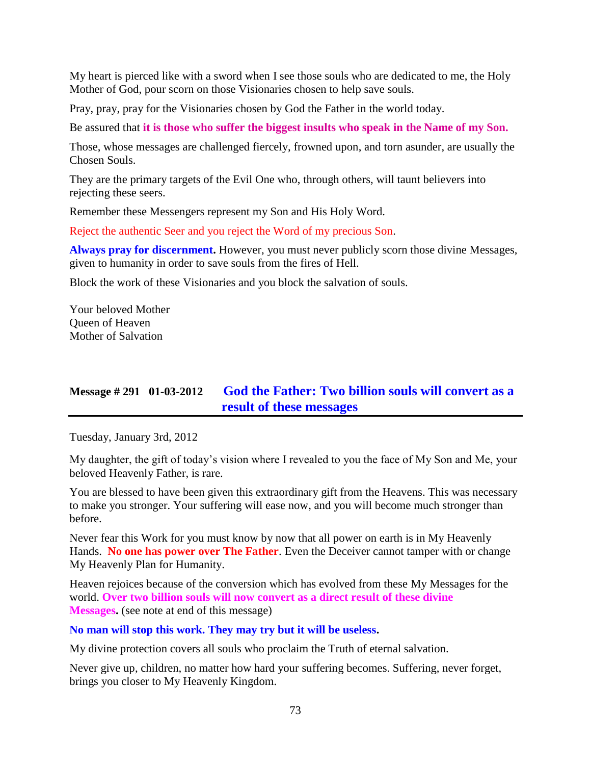My heart is pierced like with a sword when I see those souls who are dedicated to me, the Holy Mother of God, pour scorn on those Visionaries chosen to help save souls.

Pray, pray, pray for the Visionaries chosen by God the Father in the world today.

Be assured that **it is those who suffer the biggest insults who speak in the Name of my Son.**

Those, whose messages are challenged fiercely, frowned upon, and torn asunder, are usually the Chosen Souls.

They are the primary targets of the Evil One who, through others, will taunt believers into rejecting these seers.

Remember these Messengers represent my Son and His Holy Word.

Reject the authentic Seer and you reject the Word of my precious Son.

**Always pray for discernment.** However, you must never publicly scorn those divine Messages, given to humanity in order to save souls from the fires of Hell.

Block the work of these Visionaries and you block the salvation of souls.

Your beloved Mother
Queen of Heaven
Mother of Salvation

## Message # 291 01-03-2012 God the Father: Two billion souls will convert as a result of these messages

Tuesday, January 3rd, 2012

My daughter, the gift of today's vision where I revealed to you the face of My Son and Me, your beloved Heavenly Father, is rare.

You are blessed to have been given this extraordinary gift from the Heavens. This was necessary to make you stronger. Your suffering will ease now, and you will become much stronger than before.

Never fear this Work for you must know by now that all power on earth is in My Heavenly Hands. **No one has power over The Father**. Even the Deceiver cannot tamper with or change My Heavenly Plan for Humanity.

Heaven rejoices because of the conversion which has evolved from these My Messages for the world. **Over two billion souls will now convert as a direct result of these divine Messages.** (see note at end of this message)

**No man will stop this work. They may try but it will be useless.**

My divine protection covers all souls who proclaim the Truth of eternal salvation.

Never give up, children, no matter how hard your suffering becomes. Suffering, never forget, brings you closer to My Heavenly Kingdom.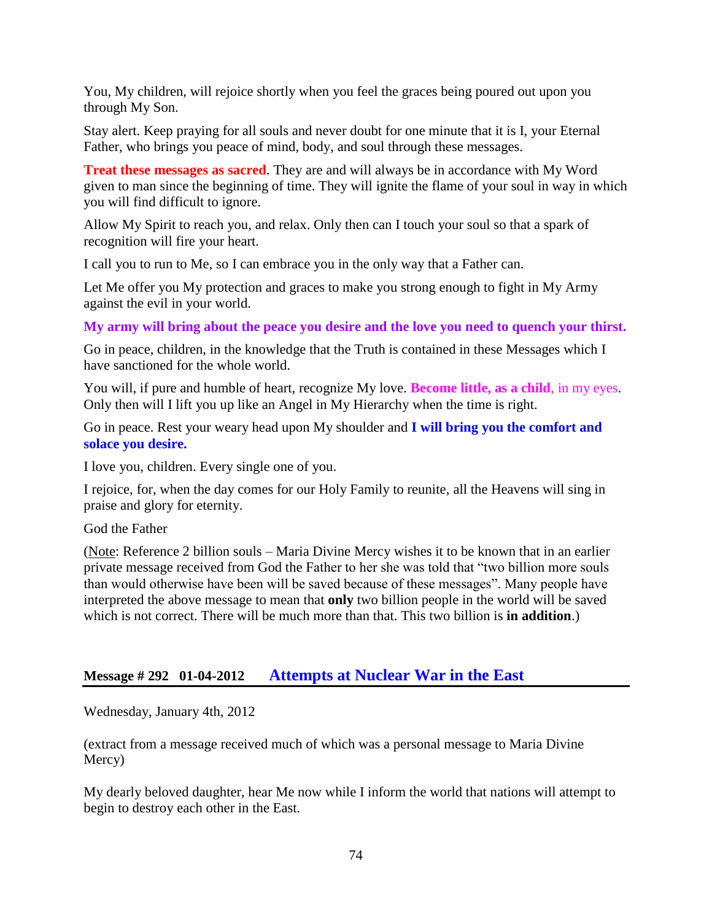You, My children, will rejoice shortly when you feel the graces being poured out upon you through My Son.

Stay alert. Keep praying for all souls and never doubt for one minute that it is I, your Eternal Father, who brings you peace of mind, body, and soul through these messages.

**Treat these messages as sacred**. They are and will always be in accordance with My Word given to man since the beginning of time. They will ignite the flame of your soul in way in which you will find difficult to ignore.

Allow My Spirit to reach you, and relax. Only then can I touch your soul so that a spark of recognition will fire your heart.

I call you to run to Me, so I can embrace you in the only way that a Father can.

Let Me offer you My protection and graces to make you strong enough to fight in My Army against the evil in your world.

**My army will bring about the peace you desire and the love you need to quench your thirst.**

Go in peace, children, in the knowledge that the Truth is contained in these Messages which I have sanctioned for the whole world.

You will, if pure and humble of heart, recognize My love. **Become little, as a child**, in my eyes. Only then will I lift you up like an Angel in My Hierarchy when the time is right.

Go in peace. Rest your weary head upon My shoulder and **I will bring you the comfort and solace you desire.**

I love you, children. Every single one of you.

I rejoice, for, when the day comes for our Holy Family to reunite, all the Heavens will sing in praise and glory for eternity.

God the Father

(Note: Reference 2 billion souls – Maria Divine Mercy wishes it to be known that in an earlier private message received from God the Father to her she was told that "two billion more souls than would otherwise have been will be saved because of these messages". Many people have interpreted the above message to mean that **only** two billion people in the world will be saved which is not correct. There will be much more than that. This two billion is **in addition**.)

## Message # 292 01-04-2012 Attempts at Nuclear War in the East

Wednesday, January 4th, 2012

(extract from a message received much of which was a personal message to Maria Divine Mercy)

My dearly beloved daughter, hear Me now while I inform the world that nations will attempt to begin to destroy each other in the East.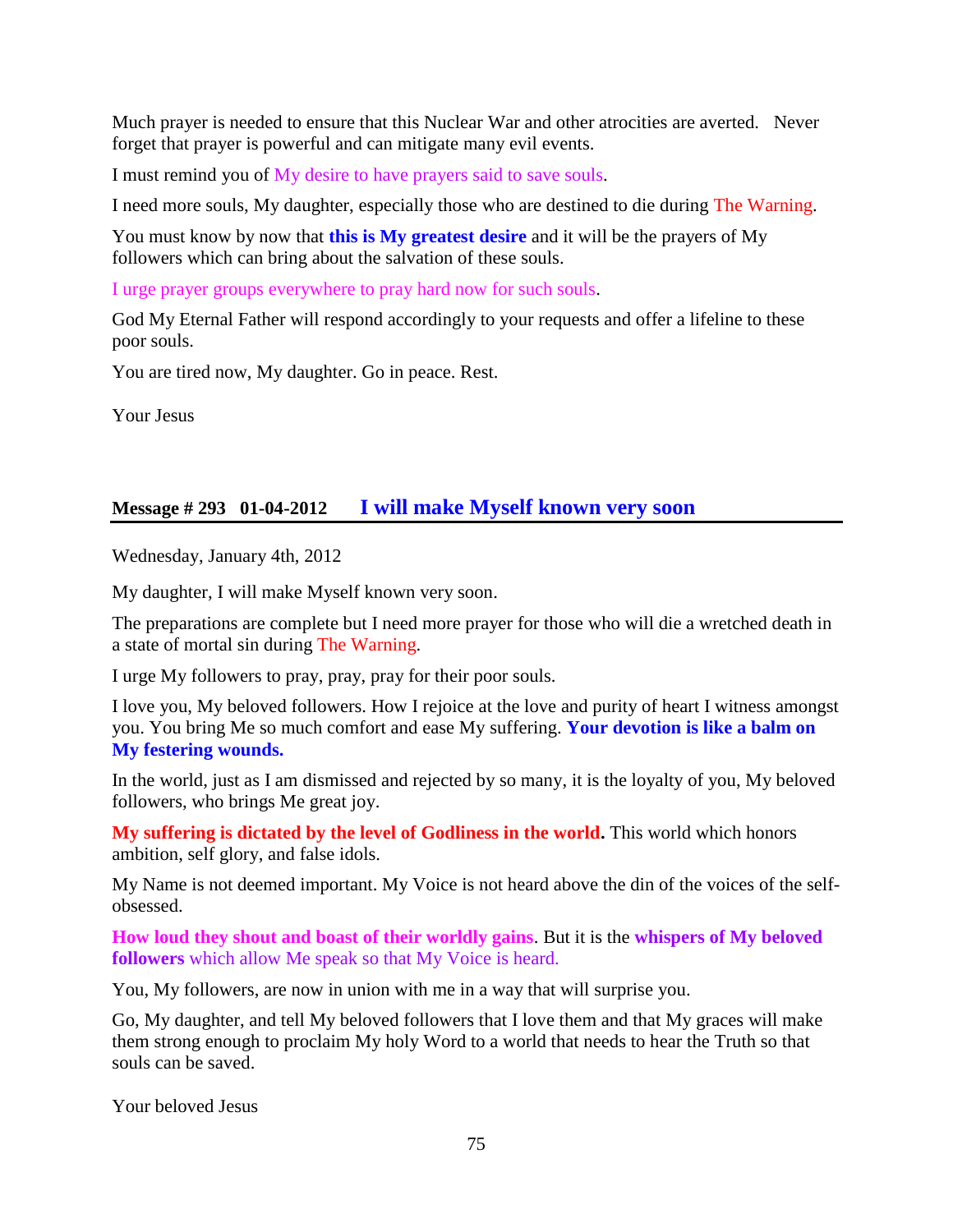Much prayer is needed to ensure that this Nuclear War and other atrocities are averted. Never forget that prayer is powerful and can mitigate many evil events.

I must remind you of My desire to have prayers said to save souls.

I need more souls, My daughter, especially those who are destined to die during The Warning.

You must know by now that **this is My greatest desire** and it will be the prayers of My followers which can bring about the salvation of these souls.

I urge prayer groups everywhere to pray hard now for such souls.

God My Eternal Father will respond accordingly to your requests and offer a lifeline to these poor souls.

You are tired now, My daughter. Go in peace. Rest.

Your Jesus

## Message # 293 01-04-2012 I will make Myself known very soon

Wednesday, January 4th, 2012

My daughter, I will make Myself known very soon.

The preparations are complete but I need more prayer for those who will die a wretched death in a state of mortal sin during The Warning.

I urge My followers to pray, pray, pray for their poor souls.

I love you, My beloved followers. How I rejoice at the love and purity of heart I witness amongst you. You bring Me so much comfort and ease My suffering. **Your devotion is like a balm on My festering wounds.**

In the world, just as I am dismissed and rejected by so many, it is the loyalty of you, My beloved followers, who brings Me great joy.

**My suffering is dictated by the level of Godliness in the world.** This world which honors ambition, self glory, and false idols.

My Name is not deemed important. My Voice is not heard above the din of the voices of the self-obsessed.

**How loud they shout and boast of their worldly gains**. But it is the **whispers of My beloved followers** which allow Me speak so that My Voice is heard.

You, My followers, are now in union with me in a way that will surprise you.

Go, My daughter, and tell My beloved followers that I love them and that My graces will make them strong enough to proclaim My holy Word to a world that needs to hear the Truth so that souls can be saved.

Your beloved Jesus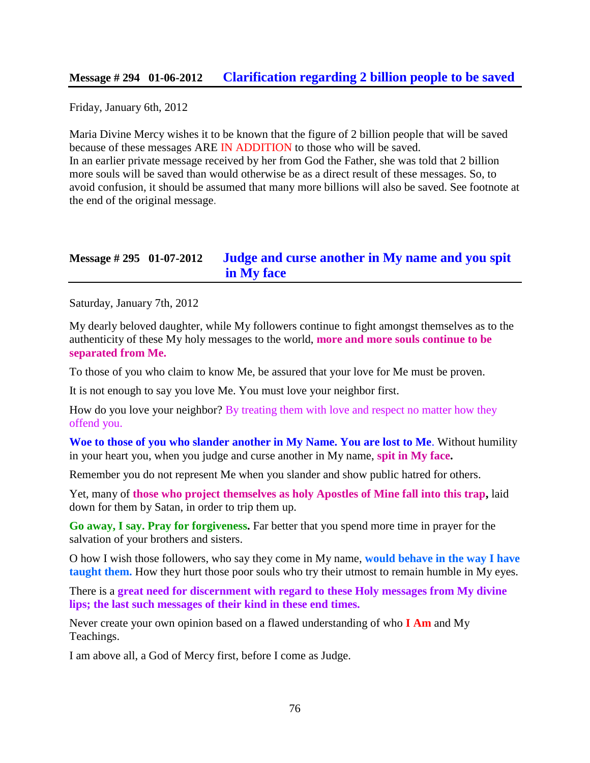## Message # 294 01-06-2012 Clarification regarding 2 billion people to be saved

Friday, January 6th, 2012

Maria Divine Mercy wishes it to be known that the figure of 2 billion people that will be saved because of these messages ARE IN ADDITION to those who will be saved.
In an earlier private message received by her from God the Father, she was told that 2 billion more souls will be saved than would otherwise be as a direct result of these messages. So, to avoid confusion, it should be assumed that many more billions will also be saved. See footnote at the end of the original message.

## Message # 295 01-07-2012 Judge and curse another in My name and you spit in My face

Saturday, January 7th, 2012

My dearly beloved daughter, while My followers continue to fight amongst themselves as to the authenticity of these My holy messages to the world, **more and more souls continue to be separated from Me.**

To those of you who claim to know Me, be assured that your love for Me must be proven.

It is not enough to say you love Me. You must love your neighbor first.

How do you love your neighbor? By treating them with love and respect no matter how they offend you.

**Woe to those of you who slander another in My Name. You are lost to Me**. Without humility in your heart you, when you judge and curse another in My name, **spit in My face.**

Remember you do not represent Me when you slander and show public hatred for others.

Yet, many of **those who project themselves as holy Apostles of Mine fall into this trap,** laid down for them by Satan, in order to trip them up.

**Go away, I say. Pray for forgiveness.** Far better that you spend more time in prayer for the salvation of your brothers and sisters.

O how I wish those followers, who say they come in My name, **would behave in the way I have taught them.** How they hurt those poor souls who try their utmost to remain humble in My eyes.

There is a **great need for discernment with regard to these Holy messages from My divine lips; the last such messages of their kind in these end times.**

Never create your own opinion based on a flawed understanding of who **I Am** and My Teachings.

I am above all, a God of Mercy first, before I come as Judge.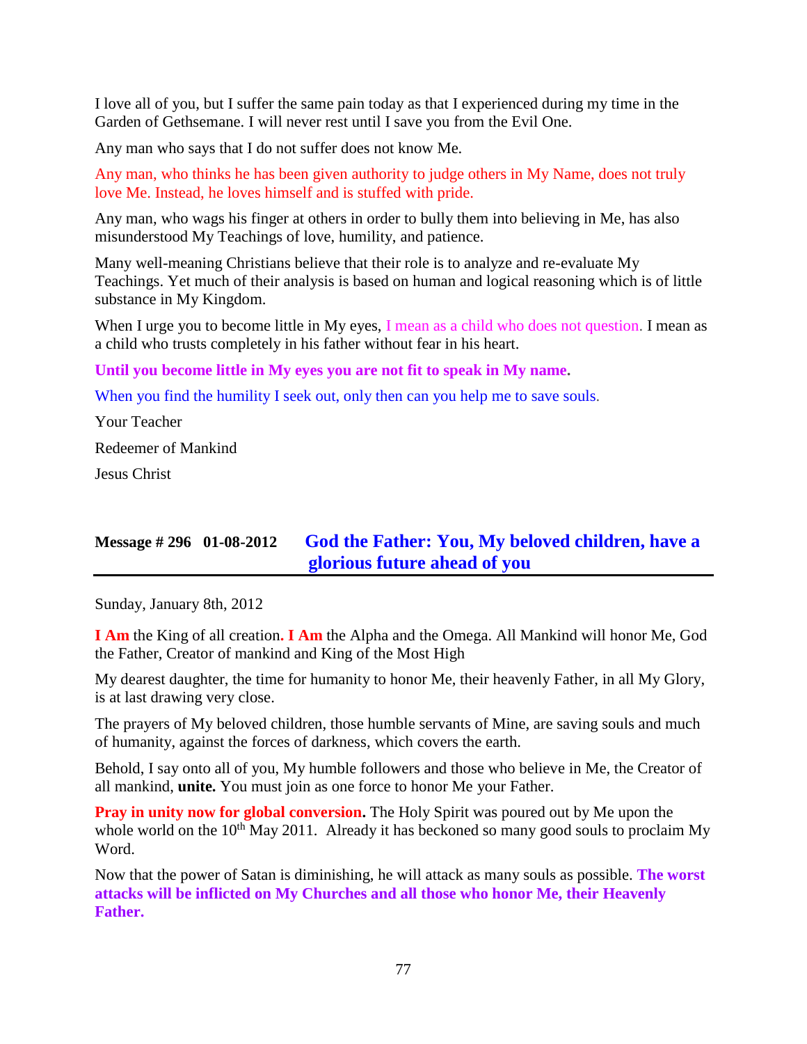I love all of you, but I suffer the same pain today as that I experienced during my time in the Garden of Gethsemane. I will never rest until I save you from the Evil One.

Any man who says that I do not suffer does not know Me.

Any man, who thinks he has been given authority to judge others in My Name, does not truly love Me. Instead, he loves himself and is stuffed with pride.

Any man, who wags his finger at others in order to bully them into believing in Me, has also misunderstood My Teachings of love, humility, and patience.

Many well-meaning Christians believe that their role is to analyze and re-evaluate My Teachings. Yet much of their analysis is based on human and logical reasoning which is of little substance in My Kingdom.

When I urge you to become little in My eyes, I mean as a child who does not question. I mean as a child who trusts completely in his father without fear in his heart.

**Until you become little in My eyes you are not fit to speak in My name.**

When you find the humility I seek out, only then can you help me to save souls.

Your Teacher

Redeemer of Mankind

Jesus Christ

## Message # 296 01-08-2012 God the Father: You, My beloved children, have a glorious future ahead of you

Sunday, January 8th, 2012

**I Am** the King of all creation**. I Am** the Alpha and the Omega. All Mankind will honor Me, God the Father, Creator of mankind and King of the Most High

My dearest daughter, the time for humanity to honor Me, their heavenly Father, in all My Glory, is at last drawing very close.

The prayers of My beloved children, those humble servants of Mine, are saving souls and much of humanity, against the forces of darkness, which covers the earth.

Behold, I say onto all of you, My humble followers and those who believe in Me, the Creator of all mankind, **unite.** You must join as one force to honor Me your Father.

**Pray in unity now for global conversion.** The Holy Spirit was poured out by Me upon the whole world on the 10th May 2011. Already it has beckoned so many good souls to proclaim My Word.

Now that the power of Satan is diminishing, he will attack as many souls as possible. **The worst attacks will be inflicted on My Churches and all those who honor Me, their Heavenly Father.**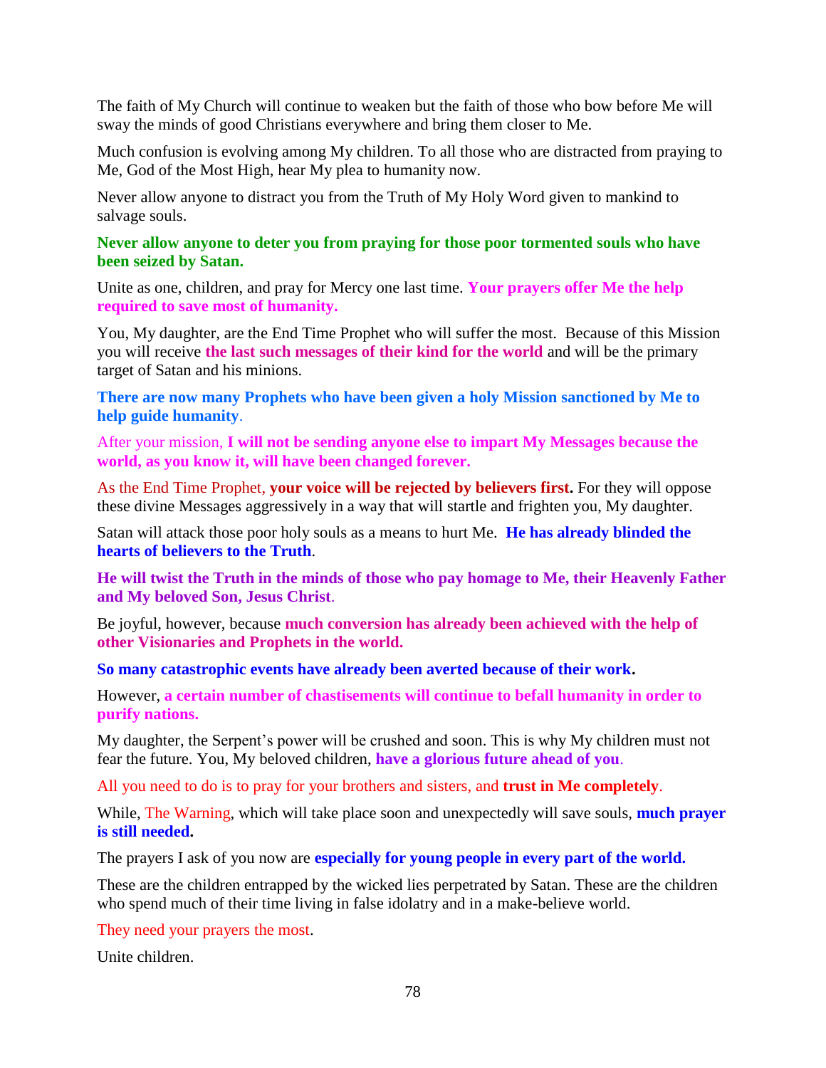The faith of My Church will continue to weaken but the faith of those who bow before Me will sway the minds of good Christians everywhere and bring them closer to Me.

Much confusion is evolving among My children. To all those who are distracted from praying to Me, God of the Most High, hear My plea to humanity now.

Never allow anyone to distract you from the Truth of My Holy Word given to mankind to salvage souls.

**Never allow anyone to deter you from praying for those poor tormented souls who have been seized by Satan.**

Unite as one, children, and pray for Mercy one last time. **Your prayers offer Me the help required to save most of humanity.**

You, My daughter, are the End Time Prophet who will suffer the most. Because of this Mission you will receive **the last such messages of their kind for the world** and will be the primary target of Satan and his minions.

**There are now many Prophets who have been given a holy Mission sanctioned by Me to help guide humanity**.

After your mission, **I will not be sending anyone else to impart My Messages because the world, as you know it, will have been changed forever.**

As the End Time Prophet, **your voice will be rejected by believers first.** For they will oppose these divine Messages aggressively in a way that will startle and frighten you, My daughter.

Satan will attack those poor holy souls as a means to hurt Me. **He has already blinded the hearts of believers to the Truth**.

**He will twist the Truth in the minds of those who pay homage to Me, their Heavenly Father and My beloved Son, Jesus Christ**.

Be joyful, however, because **much conversion has already been achieved with the help of other Visionaries and Prophets in the world.**

**So many catastrophic events have already been averted because of their work.**

However, **a certain number of chastisements will continue to befall humanity in order to purify nations.**

My daughter, the Serpent's power will be crushed and soon. This is why My children must not fear the future. You, My beloved children, **have a glorious future ahead of you**.

All you need to do is to pray for your brothers and sisters, and **trust in Me completely**.

While, The Warning, which will take place soon and unexpectedly will save souls, **much prayer is still needed.**

The prayers I ask of you now are **especially for young people in every part of the world.**

These are the children entrapped by the wicked lies perpetrated by Satan. These are the children who spend much of their time living in false idolatry and in a make-believe world.

They need your prayers the most.

Unite children.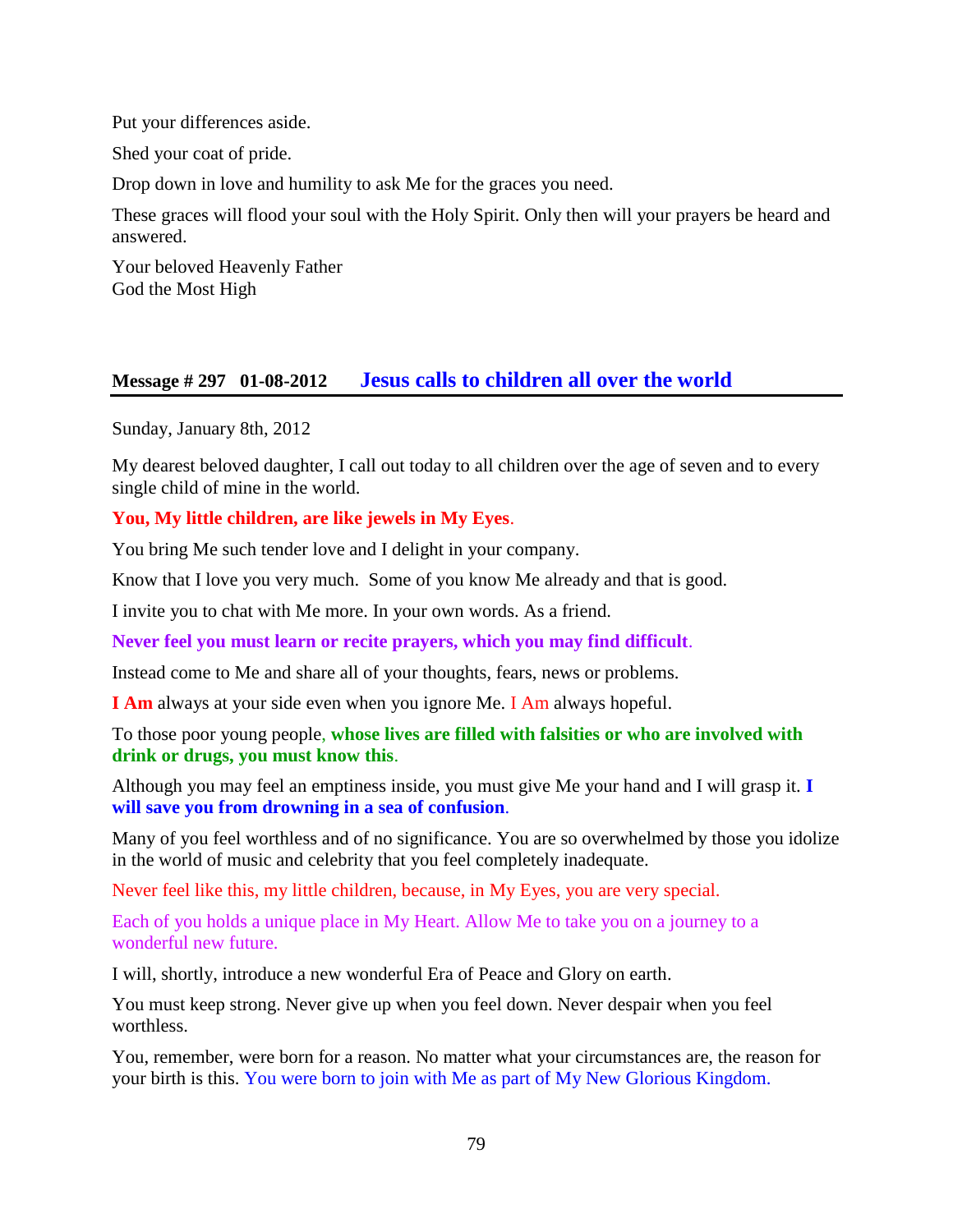Put your differences aside.

Shed your coat of pride.

Drop down in love and humility to ask Me for the graces you need.

These graces will flood your soul with the Holy Spirit. Only then will your prayers be heard and answered.

Your beloved Heavenly Father
God the Most High

## Message # 297 01-08-2012 Jesus calls to children all over the world

Sunday, January 8th, 2012

My dearest beloved daughter, I call out today to all children over the age of seven and to every single child of mine in the world.

**You, My little children, are like jewels in My Eyes.**

You bring Me such tender love and I delight in your company.

Know that I love you very much. Some of you know Me already and that is good.

I invite you to chat with Me more. In your own words. As a friend.

**Never feel you must learn or recite prayers, which you may find difficult.**

Instead come to Me and share all of your thoughts, fears, news or problems.

**I Am** always at your side even when you ignore Me. I Am always hopeful.

To those poor young people, **whose lives are filled with falsities or who are involved with drink or drugs, you must know this.**

Although you may feel an emptiness inside, you must give Me your hand and I will grasp it. **I will save you from drowning in a sea of confusion.**

Many of you feel worthless and of no significance. You are so overwhelmed by those you idolize in the world of music and celebrity that you feel completely inadequate.

Never feel like this, my little children, because, in My Eyes, you are very special.

Each of you holds a unique place in My Heart. Allow Me to take you on a journey to a wonderful new future.

I will, shortly, introduce a new wonderful Era of Peace and Glory on earth.

You must keep strong. Never give up when you feel down. Never despair when you feel worthless.

You, remember, were born for a reason. No matter what your circumstances are, the reason for your birth is this. You were born to join with Me as part of My New Glorious Kingdom.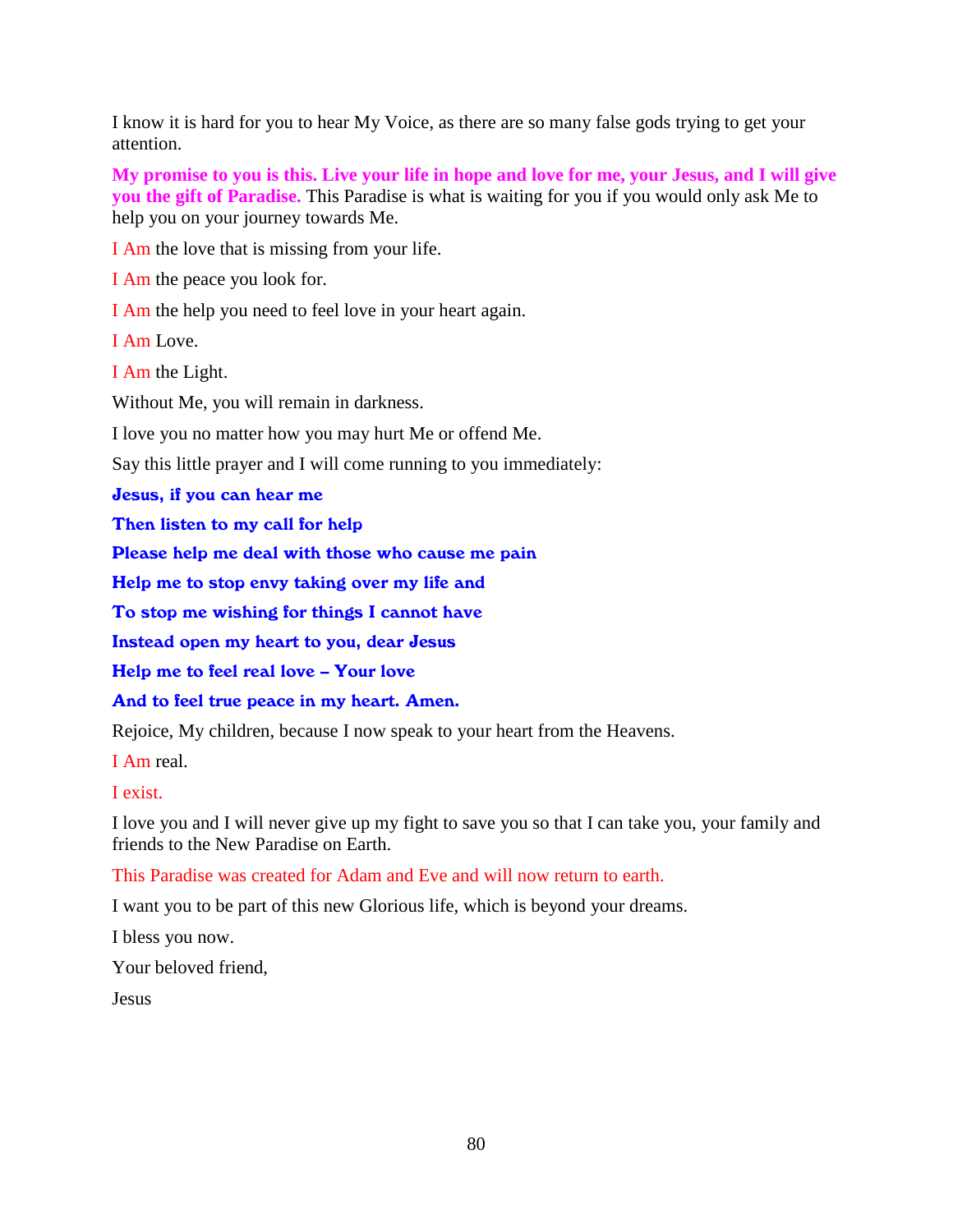I know it is hard for you to hear My Voice, as there are so many false gods trying to get your attention.

**My promise to you is this. Live your life in hope and love for me, your Jesus, and I will give you the gift of Paradise.** This Paradise is what is waiting for you if you would only ask Me to help you on your journey towards Me.

I Am the love that is missing from your life.

I Am the peace you look for.

I Am the help you need to feel love in your heart again.

I Am Love.

I Am the Light.

Without Me, you will remain in darkness.

I love you no matter how you may hurt Me or offend Me.

Say this little prayer and I will come running to you immediately:

**Jesus, if you can hear me**

**Then listen to my call for help**

**Please help me deal with those who cause me pain**

**Help me to stop envy taking over my life and**

**To stop me wishing for things I cannot have**

**Instead open my heart to you, dear Jesus**

**Help me to feel real love – Your love**

**And to feel true peace in my heart. Amen.**

Rejoice, My children, because I now speak to your heart from the Heavens.

I Am real.

I exist.

I love you and I will never give up my fight to save you so that I can take you, your family and friends to the New Paradise on Earth.

This Paradise was created for Adam and Eve and will now return to earth.

I want you to be part of this new Glorious life, which is beyond your dreams.

I bless you now.

Your beloved friend,

Jesus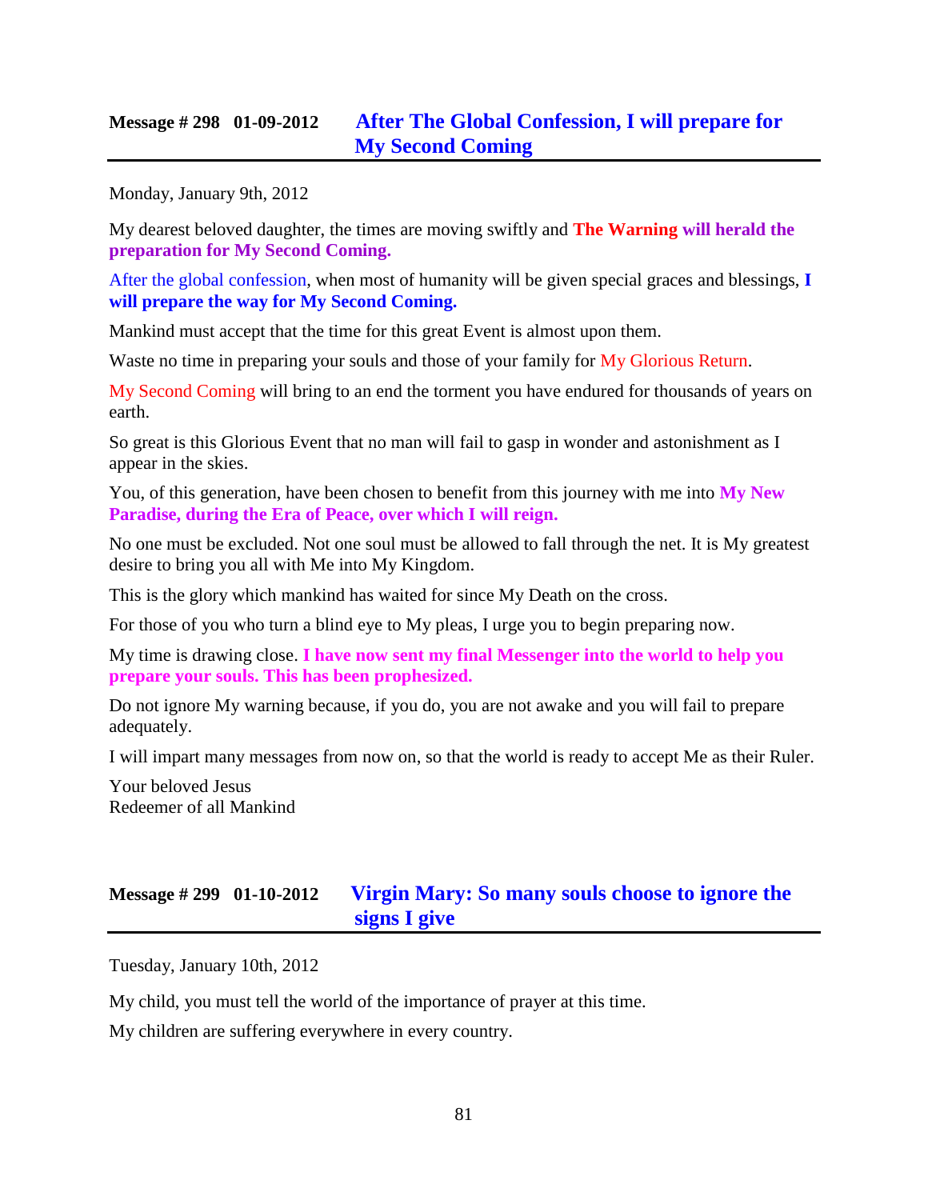## Message # 298 01-09-2012 After The Global Confession, I will prepare for My Second Coming

Monday, January 9th, 2012

My dearest beloved daughter, the times are moving swiftly and **The Warning will herald the preparation for My Second Coming.**

After the global confession, when most of humanity will be given special graces and blessings, **I will prepare the way for My Second Coming.**

Mankind must accept that the time for this great Event is almost upon them.

Waste no time in preparing your souls and those of your family for My Glorious Return.

My Second Coming will bring to an end the torment you have endured for thousands of years on earth.

So great is this Glorious Event that no man will fail to gasp in wonder and astonishment as I appear in the skies.

You, of this generation, have been chosen to benefit from this journey with me into **My New Paradise, during the Era of Peace, over which I will reign.**

No one must be excluded. Not one soul must be allowed to fall through the net. It is My greatest desire to bring you all with Me into My Kingdom.

This is the glory which mankind has waited for since My Death on the cross.

For those of you who turn a blind eye to My pleas, I urge you to begin preparing now.

My time is drawing close. **I have now sent my final Messenger into the world to help you prepare your souls. This has been prophesized.**

Do not ignore My warning because, if you do, you are not awake and you will fail to prepare adequately.

I will impart many messages from now on, so that the world is ready to accept Me as their Ruler.

Your beloved Jesus
Redeemer of all Mankind

## Message # 299 01-10-2012 Virgin Mary: So many souls choose to ignore the signs I give

Tuesday, January 10th, 2012

My child, you must tell the world of the importance of prayer at this time.

My children are suffering everywhere in every country.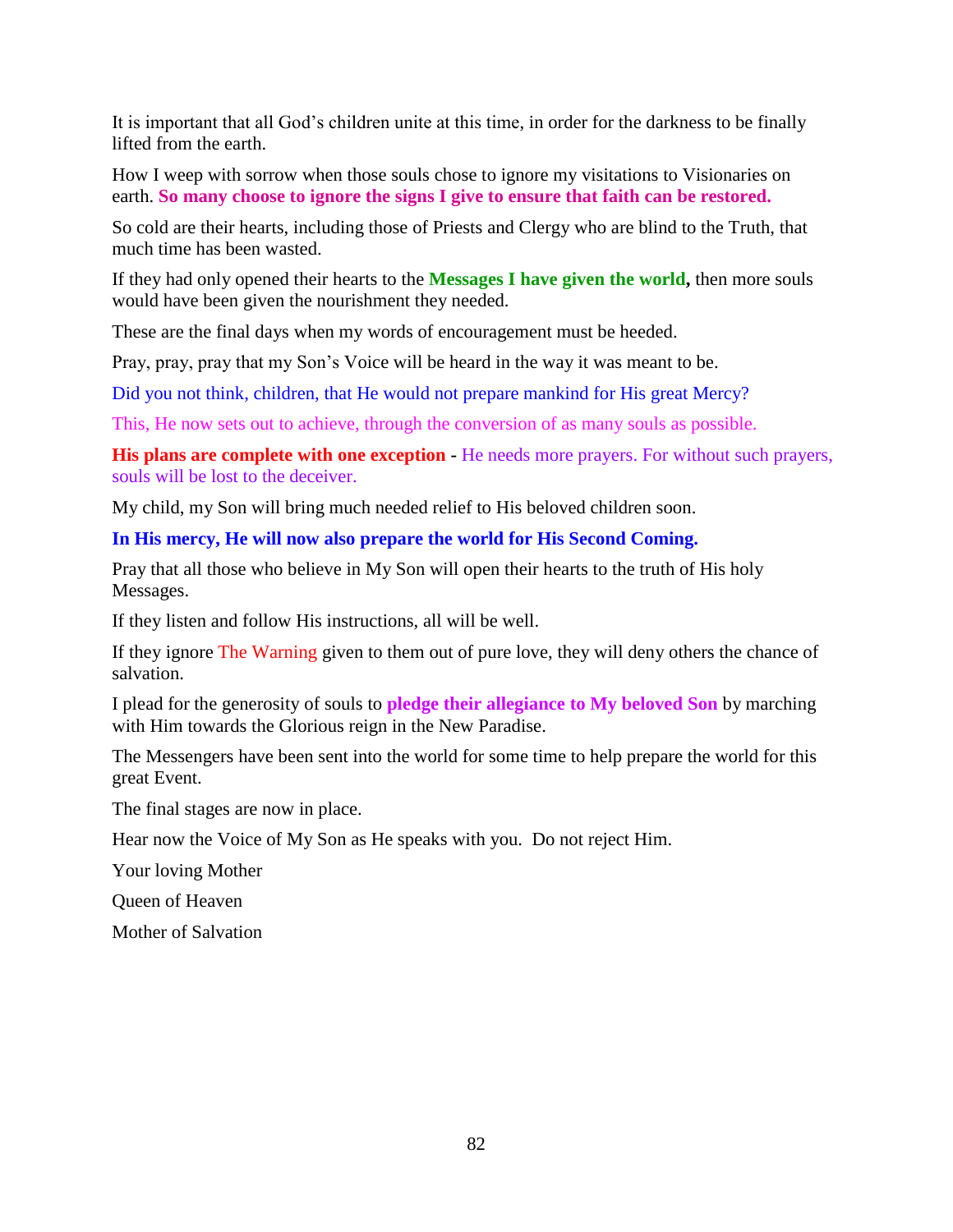It is important that all God's children unite at this time, in order for the darkness to be finally lifted from the earth.

How I weep with sorrow when those souls chose to ignore my visitations to Visionaries on earth. **So many choose to ignore the signs I give to ensure that faith can be restored.**

So cold are their hearts, including those of Priests and Clergy who are blind to the Truth, that much time has been wasted.

If they had only opened their hearts to the **Messages I have given the world,** then more souls would have been given the nourishment they needed.

These are the final days when my words of encouragement must be heeded.

Pray, pray, pray that my Son's Voice will be heard in the way it was meant to be.

Did you not think, children, that He would not prepare mankind for His great Mercy?

This, He now sets out to achieve, through the conversion of as many souls as possible.

**His plans are complete with one exception** - He needs more prayers. For without such prayers, souls will be lost to the deceiver.

My child, my Son will bring much needed relief to His beloved children soon.

**In His mercy, He will now also prepare the world for His Second Coming.**

Pray that all those who believe in My Son will open their hearts to the truth of His holy Messages.

If they listen and follow His instructions, all will be well.

If they ignore The Warning given to them out of pure love, they will deny others the chance of salvation.

I plead for the generosity of souls to **pledge their allegiance to My beloved Son** by marching with Him towards the Glorious reign in the New Paradise.

The Messengers have been sent into the world for some time to help prepare the world for this great Event.

The final stages are now in place.

Hear now the Voice of My Son as He speaks with you. Do not reject Him.

Your loving Mother

Queen of Heaven

Mother of Salvation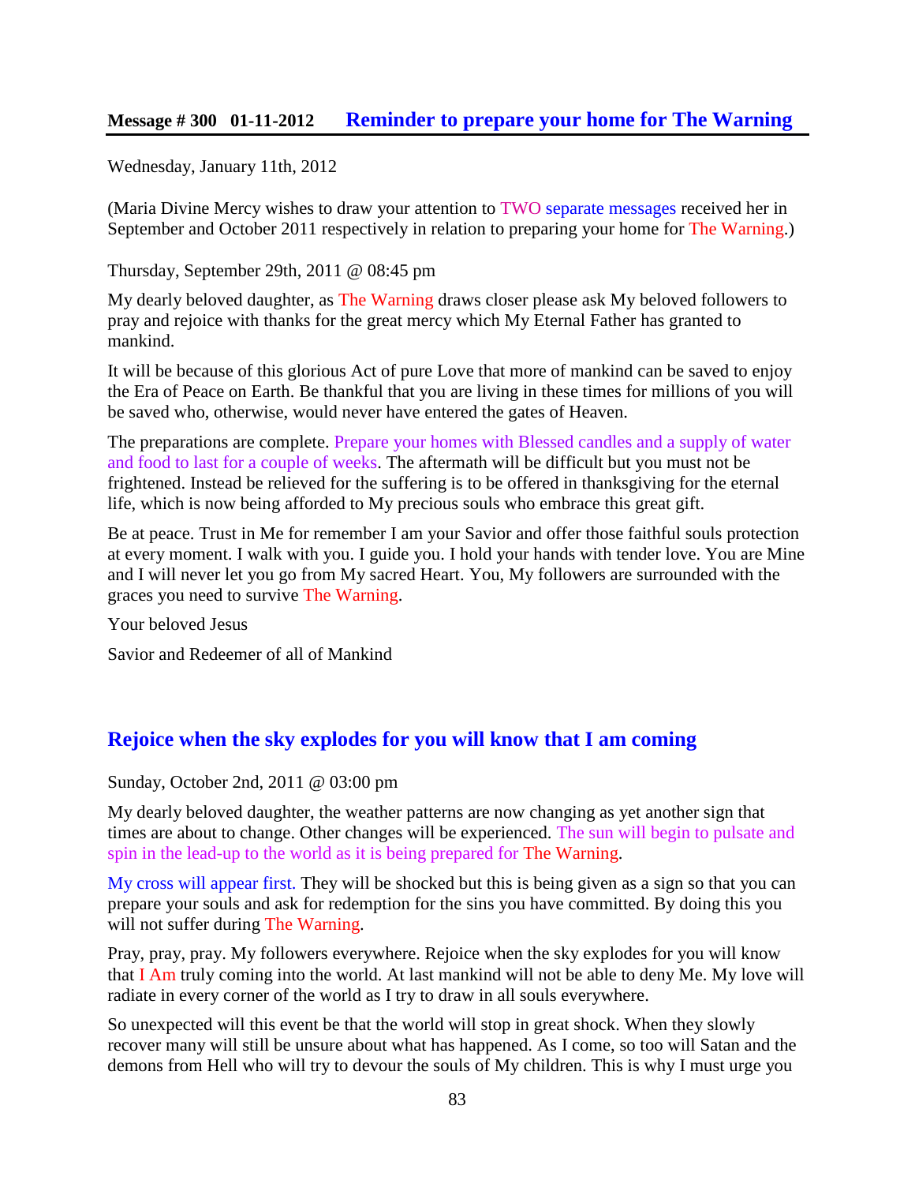## Message # 300 01-11-2012 Reminder to prepare your home for The Warning

Wednesday, January 11th, 2012

(Maria Divine Mercy wishes to draw your attention to TWO separate messages received her in September and October 2011 respectively in relation to preparing your home for The Warning.)

Thursday, September 29th, 2011 @ 08:45 pm

My dearly beloved daughter, as The Warning draws closer please ask My beloved followers to pray and rejoice with thanks for the great mercy which My Eternal Father has granted to mankind.

It will be because of this glorious Act of pure Love that more of mankind can be saved to enjoy the Era of Peace on Earth. Be thankful that you are living in these times for millions of you will be saved who, otherwise, would never have entered the gates of Heaven.

The preparations are complete. Prepare your homes with Blessed candles and a supply of water and food to last for a couple of weeks. The aftermath will be difficult but you must not be frightened. Instead be relieved for the suffering is to be offered in thanksgiving for the eternal life, which is now being afforded to My precious souls who embrace this great gift.

Be at peace. Trust in Me for remember I am your Savior and offer those faithful souls protection at every moment. I walk with you. I guide you. I hold your hands with tender love. You are Mine and I will never let you go from My sacred Heart. You, My followers are surrounded with the graces you need to survive The Warning.

Your beloved Jesus

Savior and Redeemer of all of Mankind

## Rejoice when the sky explodes for you will know that I am coming

Sunday, October 2nd, 2011 @ 03:00 pm

My dearly beloved daughter, the weather patterns are now changing as yet another sign that times are about to change. Other changes will be experienced. The sun will begin to pulsate and spin in the lead-up to the world as it is being prepared for The Warning.

My cross will appear first. They will be shocked but this is being given as a sign so that you can prepare your souls and ask for redemption for the sins you have committed. By doing this you will not suffer during The Warning.

Pray, pray, pray. My followers everywhere. Rejoice when the sky explodes for you will know that I Am truly coming into the world. At last mankind will not be able to deny Me. My love will radiate in every corner of the world as I try to draw in all souls everywhere.

So unexpected will this event be that the world will stop in great shock. When they slowly recover many will still be unsure about what has happened. As I come, so too will Satan and the demons from Hell who will try to devour the souls of My children. This is why I must urge you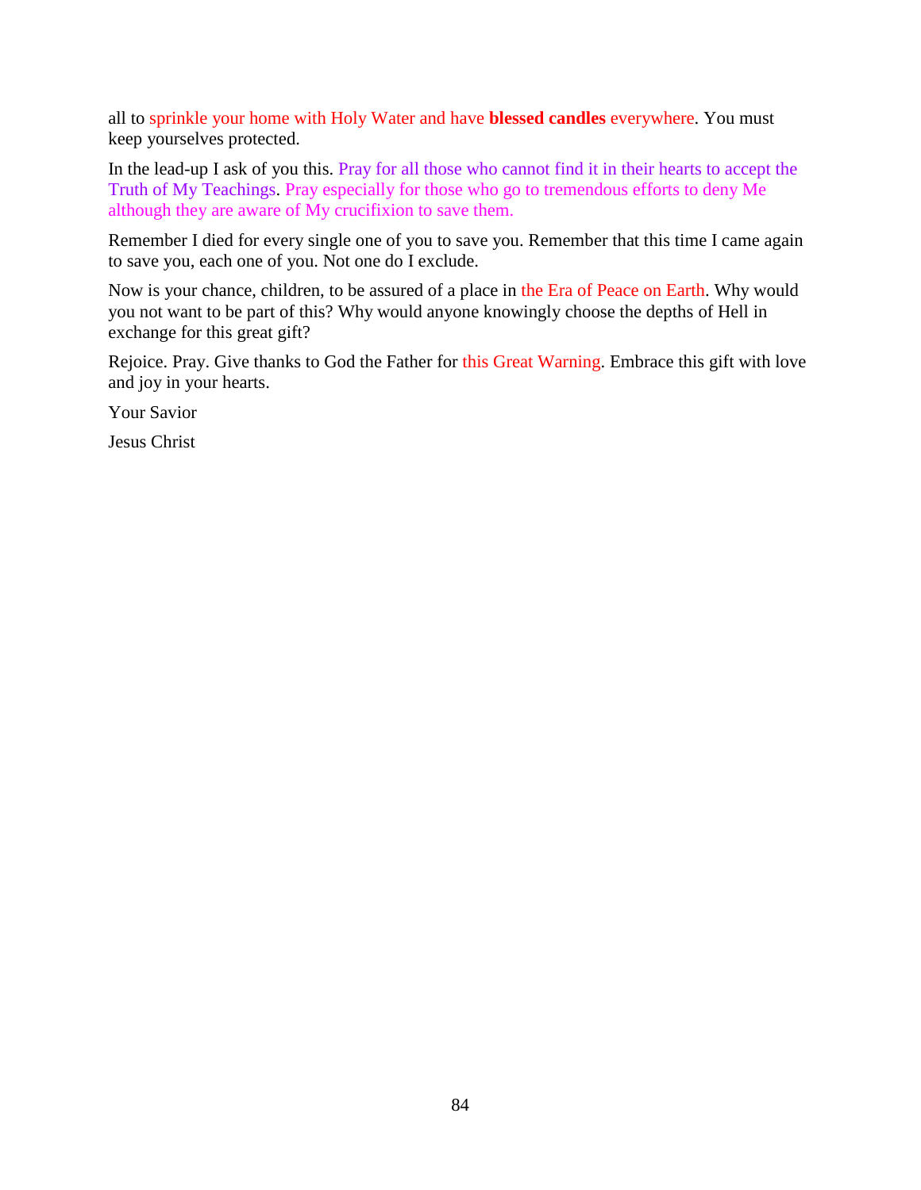all to sprinkle your home with Holy Water and have **blessed candles** everywhere. You must keep yourselves protected.

In the lead-up I ask of you this. Pray for all those who cannot find it in their hearts to accept the Truth of My Teachings. Pray especially for those who go to tremendous efforts to deny Me although they are aware of My crucifixion to save them.

Remember I died for every single one of you to save you. Remember that this time I came again to save you, each one of you. Not one do I exclude.

Now is your chance, children, to be assured of a place in the Era of Peace on Earth. Why would you not want to be part of this? Why would anyone knowingly choose the depths of Hell in exchange for this great gift?

Rejoice. Pray. Give thanks to God the Father for this Great Warning. Embrace this gift with love and joy in your hearts.

Your Savior

Jesus Christ